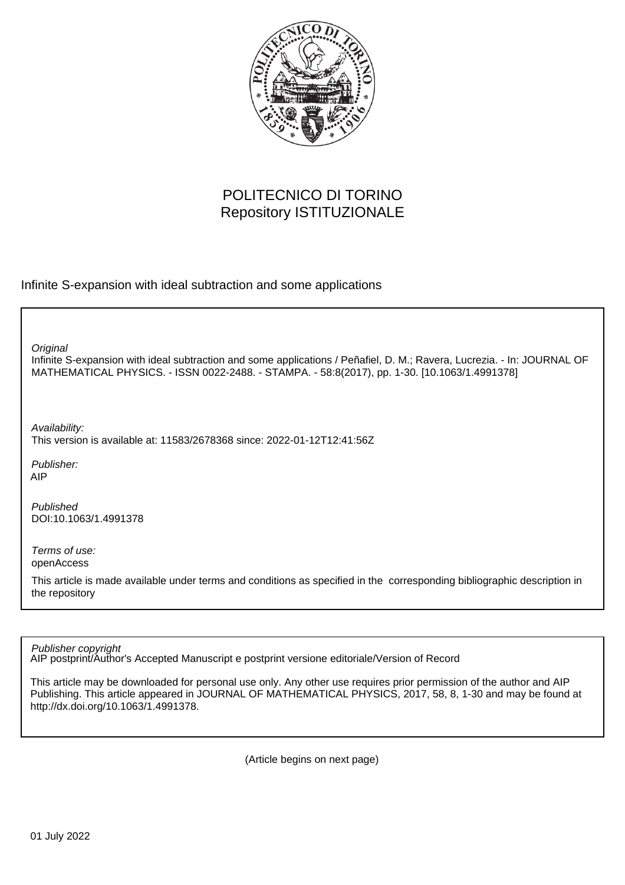POLITECNICO DI TORINO
Repository ISTITUZIONALE

Infinite S-expansion with ideal subtraction and some applications

*Original*
Infinite S-expansion with ideal subtraction and some applications / Peñafiel, D. M.; Ravera, Lucrezia. - In: JOURNAL OF MATHEMATICAL PHYSICS. - ISSN 0022-2488. - STAMPA. - 58:8(2017), pp. 1-30. [10.1063/1.4991378]

*Availability:*
This version is available at: 11583/2678368 since: 2022-01-12T12:41:56Z

*Publisher:*
AIP

*Published*
DOI:10.1063/1.4991378

*Terms of use:*
openAccess

This article is made available under terms and conditions as specified in the corresponding bibliographic description in the repository

*Publisher copyright*
AIP postprint/Author's Accepted Manuscript e postprint versione editoriale/Version of Record

This article may be downloaded for personal use only. Any other use requires prior permission of the author and AIP Publishing. This article appeared in JOURNAL OF MATHEMATICAL PHYSICS, 2017, 58, 8, 1-30 and may be found at http://dx.doi.org/10.1063/1.4991378.

(Article begins on next page)

01 July 2022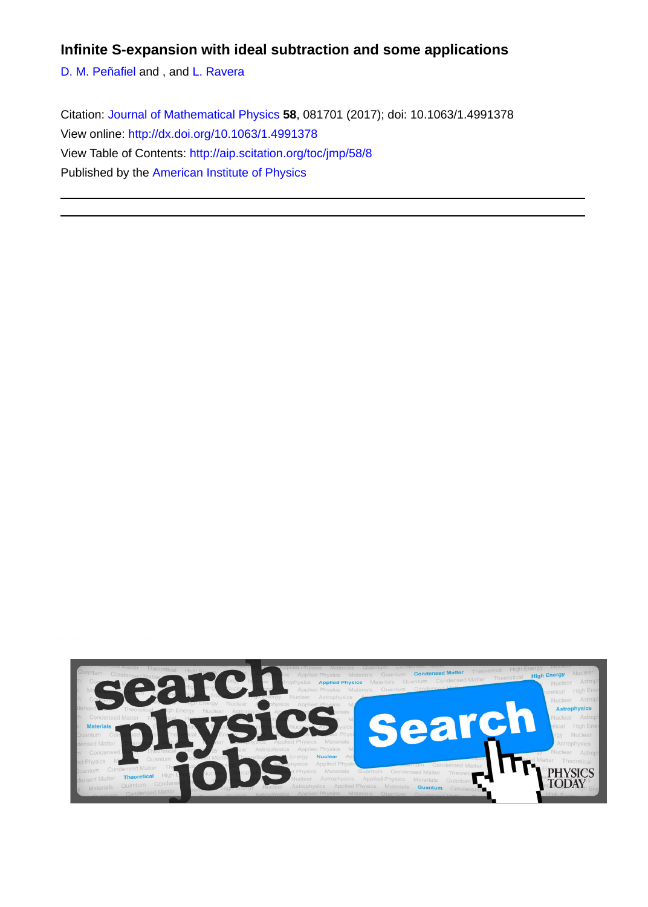**Infinite S-expansion with ideal subtraction and some applications**

D. M. Peñafiel and , and L. Ravera

Citation: Journal of Mathematical Physics **58**, 081701 (2017); doi: 10.1063/1.4991378

View online: http://dx.doi.org/10.1063/1.4991378

View Table of Contents: http://aip.scitation.org/toc/jmp/58/8

Published by the American Institute of Physics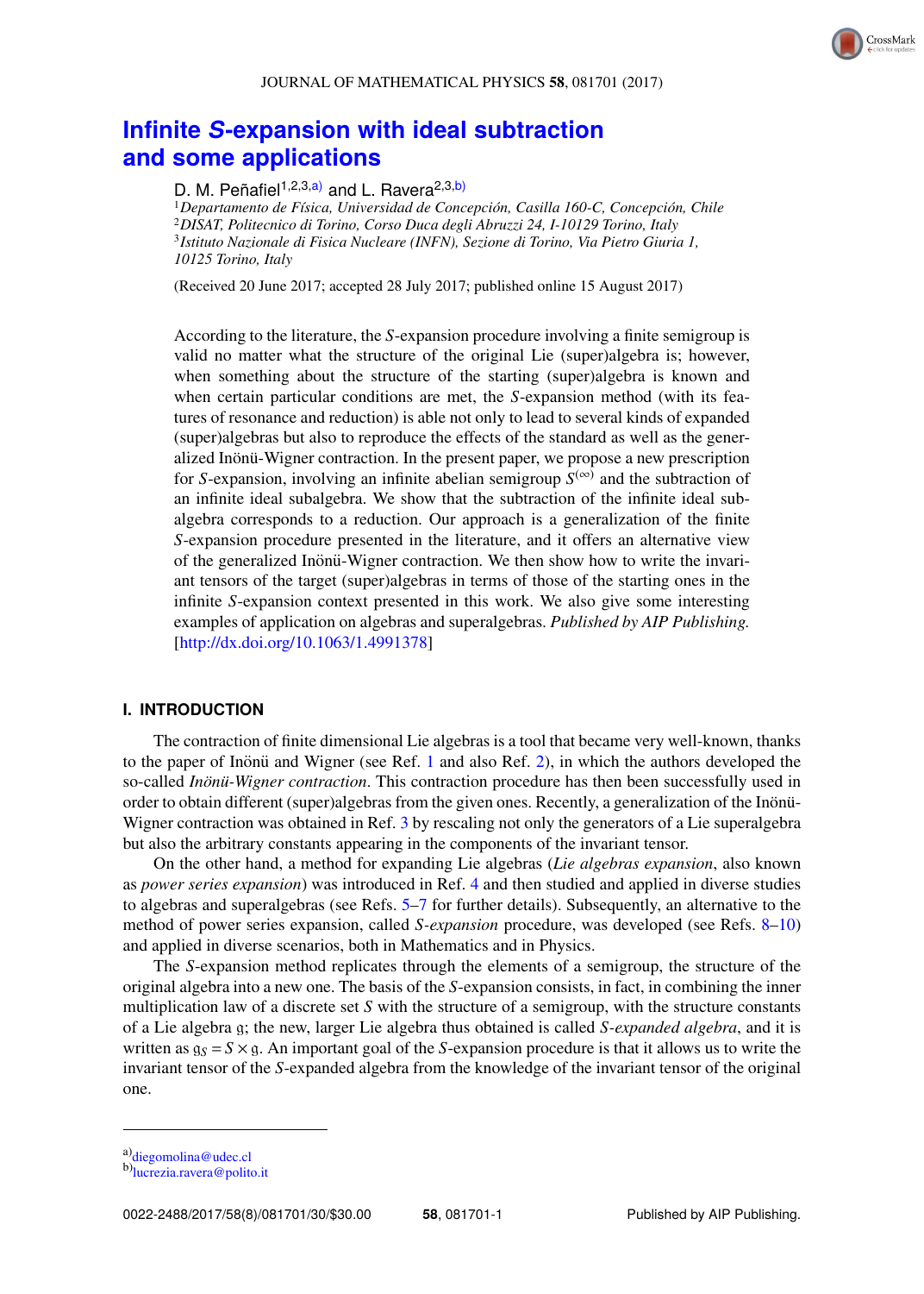# Infinite *S*-expansion with ideal subtraction and some applications

D. M. Peñafiel[1,2,3,a)] and L. Ravera[2,3,b)]

[1]*Departamento de Física, Universidad de Concepción, Casilla 160-C, Concepción, Chile*
[2]*DISAT, Politecnico di Torino, Corso Duca degli Abruzzi 24, I-10129 Torino, Italy*
[3]*Istituto Nazionale di Fisica Nucleare (INFN), Sezione di Torino, Via Pietro Giuria 1, 10125 Torino, Italy*

(Received 20 June 2017; accepted 28 July 2017; published online 15 August 2017)

According to the literature, the $S$-expansion procedure involving a finite semigroup is valid no matter what the structure of the original Lie (super)algebra is; however, when something about the structure of the starting (super)algebra is known and when certain particular conditions are met, the $S$-expansion method (with its features of resonance and reduction) is able not only to lead to several kinds of expanded (super)algebras but also to reproduce the effects of the standard as well as the generalized Inönü-Wigner contraction. In the present paper, we propose a new prescription for $S$-expansion, involving an infinite abelian semigroup $S^{(\infty)}$ and the subtraction of an infinite ideal subalgebra. We show that the subtraction of the infinite ideal subalgebra corresponds to a reduction. Our approach is a generalization of the finite $S$-expansion procedure presented in the literature, and it offers an alternative view of the generalized Inönü-Wigner contraction. We then show how to write the invariant tensors of the target (super)algebras in terms of those of the starting ones in the infinite $S$-expansion context presented in this work. We also give some interesting examples of application on algebras and superalgebras. *Published by AIP Publishing.* [http://dx.doi.org/10.1063/1.4991378]

## I. INTRODUCTION

The contraction of finite dimensional Lie algebras is a tool that became very well-known, thanks to the paper of Inönü and Wigner (see Ref. 1 and also Ref. 2), in which the authors developed the so-called *Inönü-Wigner contraction*. This contraction procedure has then been successfully used in order to obtain different (super)algebras from the given ones. Recently, a generalization of the Inönü-Wigner contraction was obtained in Ref. 3 by rescaling not only the generators of a Lie superalgebra but also the arbitrary constants appearing in the components of the invariant tensor.

On the other hand, a method for expanding Lie algebras (*Lie algebras expansion*, also known as *power series expansion*) was introduced in Ref. 4 and then studied and applied in diverse studies to algebras and superalgebras (see Refs. 5–7 for further details). Subsequently, an alternative to the method of power series expansion, called *S-expansion* procedure, was developed (see Refs. 8–10) and applied in diverse scenarios, both in Mathematics and in Physics.

The $S$-expansion method replicates through the elements of a semigroup, the structure of the original algebra into a new one. The basis of the $S$-expansion consists, in fact, in combining the inner multiplication law of a discrete set $S$ with the structure of a semigroup, with the structure constants of a Lie algebra $\mathfrak{g}$; the new, larger Lie algebra thus obtained is called *S-expanded algebra*, and it is written as $\mathfrak{g}_S = S \times \mathfrak{g}$. An important goal of the $S$-expansion procedure is that it allows us to write the invariant tensor of the $S$-expanded algebra from the knowledge of the invariant tensor of the original one.

a) diegomolina@udec.cl
b) lucrezia.ravera@polito.it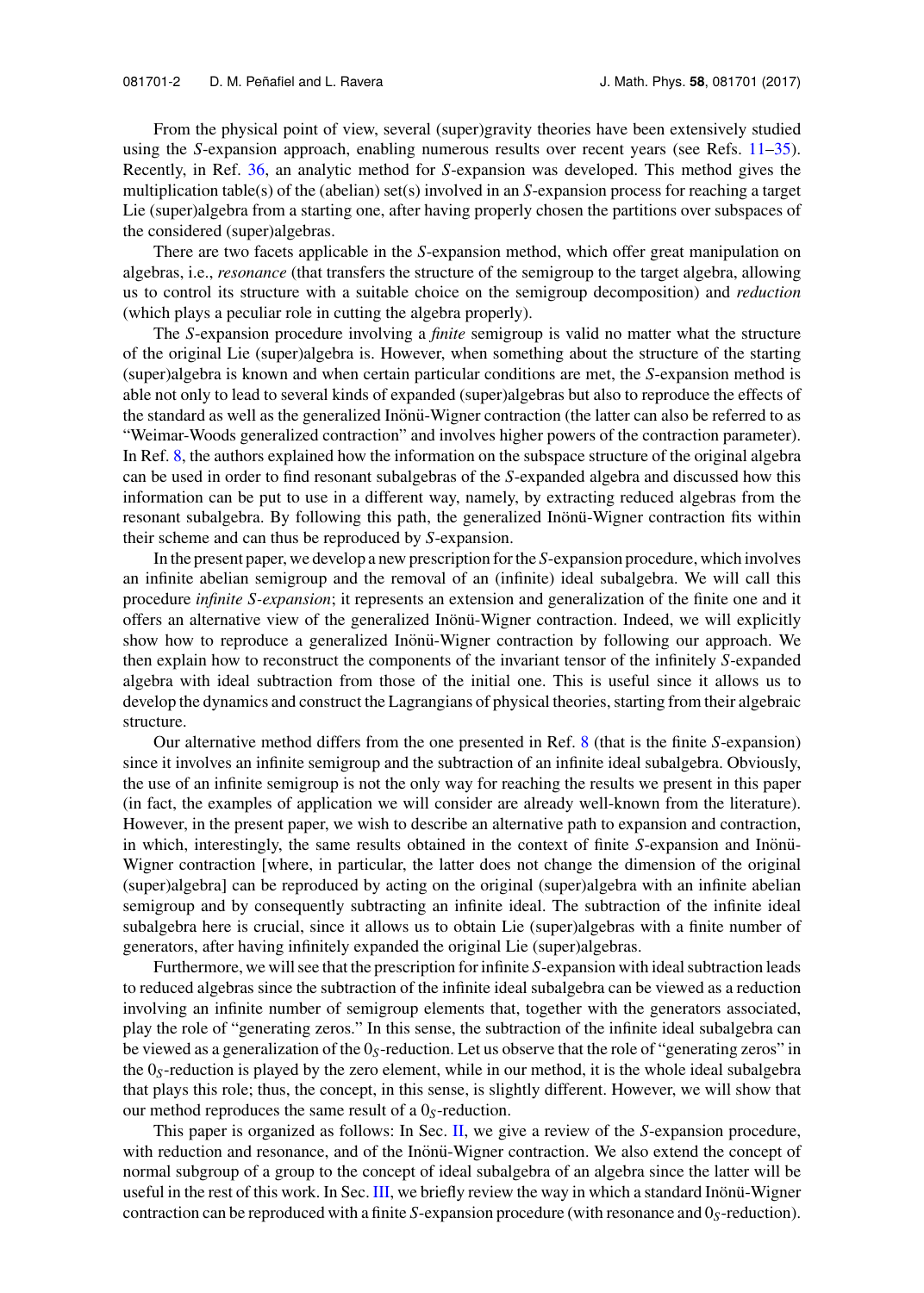From the physical point of view, several (super)gravity theories have been extensively studied using the *S*-expansion approach, enabling numerous results over recent years (see Refs. 11–35). Recently, in Ref. 36, an analytic method for *S*-expansion was developed. This method gives the multiplication table(s) of the (abelian) set(s) involved in an *S*-expansion process for reaching a target Lie (super)algebra from a starting one, after having properly chosen the partitions over subspaces of the considered (super)algebras.

There are two facets applicable in the *S*-expansion method, which offer great manipulation on algebras, i.e., *resonance* (that transfers the structure of the semigroup to the target algebra, allowing us to control its structure with a suitable choice on the semigroup decomposition) and *reduction* (which plays a peculiar role in cutting the algebra properly).

The *S*-expansion procedure involving a *finite* semigroup is valid no matter what the structure of the original Lie (super)algebra is. However, when something about the structure of the starting (super)algebra is known and when certain particular conditions are met, the *S*-expansion method is able not only to lead to several kinds of expanded (super)algebras but also to reproduce the effects of the standard as well as the generalized Inönü-Wigner contraction (the latter can also be referred to as "Weimar-Woods generalized contraction" and involves higher powers of the contraction parameter). In Ref. 8, the authors explained how the information on the subspace structure of the original algebra can be used in order to find resonant subalgebras of the *S*-expanded algebra and discussed how this information can be put to use in a different way, namely, by extracting reduced algebras from the resonant subalgebra. By following this path, the generalized Inönü-Wigner contraction fits within their scheme and can thus be reproduced by *S*-expansion.

In the present paper, we develop a new prescription for the *S*-expansion procedure, which involves an infinite abelian semigroup and the removal of an (infinite) ideal subalgebra. We will call this procedure *infinite S-expansion*; it represents an extension and generalization of the finite one and it offers an alternative view of the generalized Inönü-Wigner contraction. Indeed, we will explicitly show how to reproduce a generalized Inönü-Wigner contraction by following our approach. We then explain how to reconstruct the components of the invariant tensor of the infinitely *S*-expanded algebra with ideal subtraction from those of the initial one. This is useful since it allows us to develop the dynamics and construct the Lagrangians of physical theories, starting from their algebraic structure.

Our alternative method differs from the one presented in Ref. 8 (that is the finite *S*-expansion) since it involves an infinite semigroup and the subtraction of an infinite ideal subalgebra. Obviously, the use of an infinite semigroup is not the only way for reaching the results we present in this paper (in fact, the examples of application we will consider are already well-known from the literature). However, in the present paper, we wish to describe an alternative path to expansion and contraction, in which, interestingly, the same results obtained in the context of finite *S*-expansion and Inönü-Wigner contraction [where, in particular, the latter does not change the dimension of the original (super)algebra] can be reproduced by acting on the original (super)algebra with an infinite abelian semigroup and by consequently subtracting an infinite ideal. The subtraction of the infinite ideal subalgebra here is crucial, since it allows us to obtain Lie (super)algebras with a finite number of generators, after having infinitely expanded the original Lie (super)algebras.

Furthermore, we will see that the prescription for infinite *S*-expansion with ideal subtraction leads to reduced algebras since the subtraction of the infinite ideal subalgebra can be viewed as a reduction involving an infinite number of semigroup elements that, together with the generators associated, play the role of "generating zeros." In this sense, the subtraction of the infinite ideal subalgebra can be viewed as a generalization of the $0_S$-reduction. Let us observe that the role of "generating zeros" in the $0_S$-reduction is played by the zero element, while in our method, it is the whole ideal subalgebra that plays this role; thus, the concept, in this sense, is slightly different. However, we will show that our method reproduces the same result of a $0_S$-reduction.

This paper is organized as follows: In Sec. II, we give a review of the *S*-expansion procedure, with reduction and resonance, and of the Inönü-Wigner contraction. We also extend the concept of normal subgroup of a group to the concept of ideal subalgebra of an algebra since the latter will be useful in the rest of this work. In Sec. III, we briefly review the way in which a standard Inönü-Wigner contraction can be reproduced with a finite *S*-expansion procedure (with resonance and $0_S$-reduction).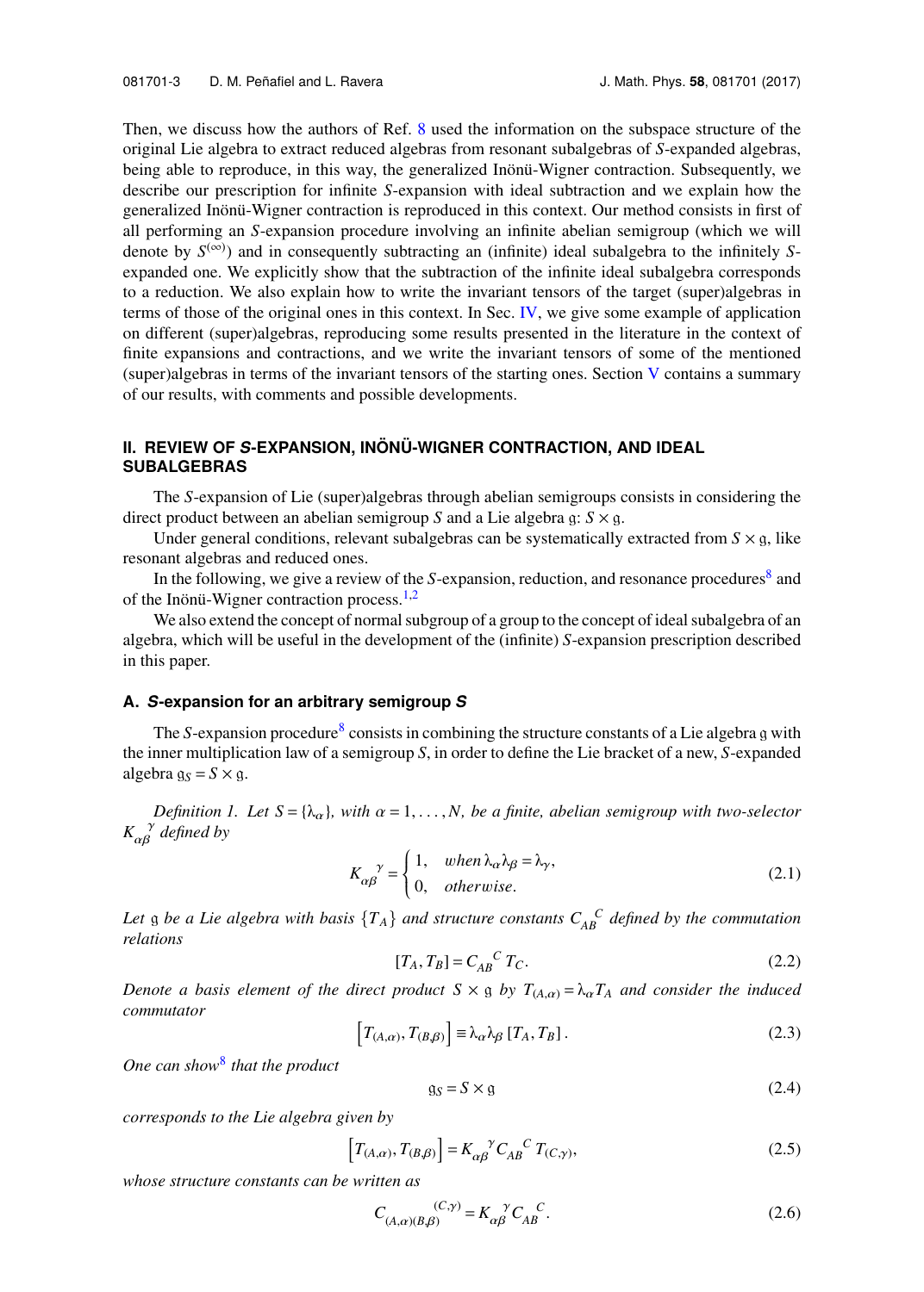Then, we discuss how the authors of Ref. 8 used the information on the subspace structure of the original Lie algebra to extract reduced algebras from resonant subalgebras of $S$-expanded algebras, being able to reproduce, in this way, the generalized Inönü-Wigner contraction. Subsequently, we describe our prescription for infinite $S$-expansion with ideal subtraction and we explain how the generalized Inönü-Wigner contraction is reproduced in this context. Our method consists in first of all performing an $S$-expansion procedure involving an infinite abelian semigroup (which we will denote by $S^{(\infty)}$) and in consequently subtracting an (infinite) ideal subalgebra to the infinitely $S$-expanded one. We explicitly show that the subtraction of the infinite ideal subalgebra corresponds to a reduction. We also explain how to write the invariant tensors of the target (super)algebras in terms of those of the original ones in this context. In Sec. IV, we give some example of application on different (super)algebras, reproducing some results presented in the literature in the context of finite expansions and contractions, and we write the invariant tensors of some of the mentioned (super)algebras in terms of the invariant tensors of the starting ones. Section V contains a summary of our results, with comments and possible developments.

## II. REVIEW OF *S*-EXPANSION, INÖNÜ-WIGNER CONTRACTION, AND IDEAL SUBALGEBRAS

The $S$-expansion of Lie (super)algebras through abelian semigroups consists in considering the direct product between an abelian semigroup $S$ and a Lie algebra $\mathfrak{g}$: $S \times \mathfrak{g}$.

Under general conditions, relevant subalgebras can be systematically extracted from $S \times \mathfrak{g}$, like resonant algebras and reduced ones.

In the following, we give a review of the $S$-expansion, reduction, and resonance procedures[8] and of the Inönü-Wigner contraction process.[1,2]

We also extend the concept of normal subgroup of a group to the concept of ideal subalgebra of an algebra, which will be useful in the development of the (infinite) $S$-expansion prescription described in this paper.

### A. *S*-expansion for an arbitrary semigroup *S*

The $S$-expansion procedure[8] consists in combining the structure constants of a Lie algebra $\mathfrak{g}$ with the inner multiplication law of a semigroup $S$, in order to define the Lie bracket of a new, $S$-expanded algebra $\mathfrak{g}_S = S \times \mathfrak{g}$.

*Definition 1. Let $S = \{\lambda_\alpha\}$, with $\alpha = 1, \ldots, N$, be a finite, abelian semigroup with two-selector $K_{\alpha\beta}{}^{\gamma}$ defined by*

$$K_{\alpha\beta}{}^{\gamma} = \begin{cases} 1, & when\, \lambda_\alpha \lambda_\beta = \lambda_\gamma, \\ 0, & otherwise. \end{cases} \tag{2.1}$$

*Let $\mathfrak{g}$ be a Lie algebra with basis $\{T_A\}$ and structure constants $C_{AB}{}^{C}$ defined by the commutation relations*

$$[T_A, T_B] = C_{AB}{}^{C}\, T_C. \tag{2.2}$$

*Denote a basis element of the direct product $S \times \mathfrak{g}$ by $T_{(A,\alpha)} = \lambda_\alpha T_A$ and consider the induced commutator*

$$\left[T_{(A,\alpha)}, T_{(B,\beta)}\right] \equiv \lambda_\alpha \lambda_\beta \left[T_A, T_B\right]. \tag{2.3}$$

*One can show[8] that the product*

$$\mathfrak{g}_S = S \times \mathfrak{g} \tag{2.4}$$

*corresponds to the Lie algebra given by*

$$\left[T_{(A,\alpha)}, T_{(B,\beta)}\right] = K_{\alpha\beta}{}^{\gamma} C_{AB}{}^{C}\, T_{(C,\gamma)}, \tag{2.5}$$

*whose structure constants can be written as*

$$C_{(A,\alpha)(B,\beta)}{}^{(C,\gamma)} = K_{\alpha\beta}{}^{\gamma} C_{AB}{}^{C}. \tag{2.6}$$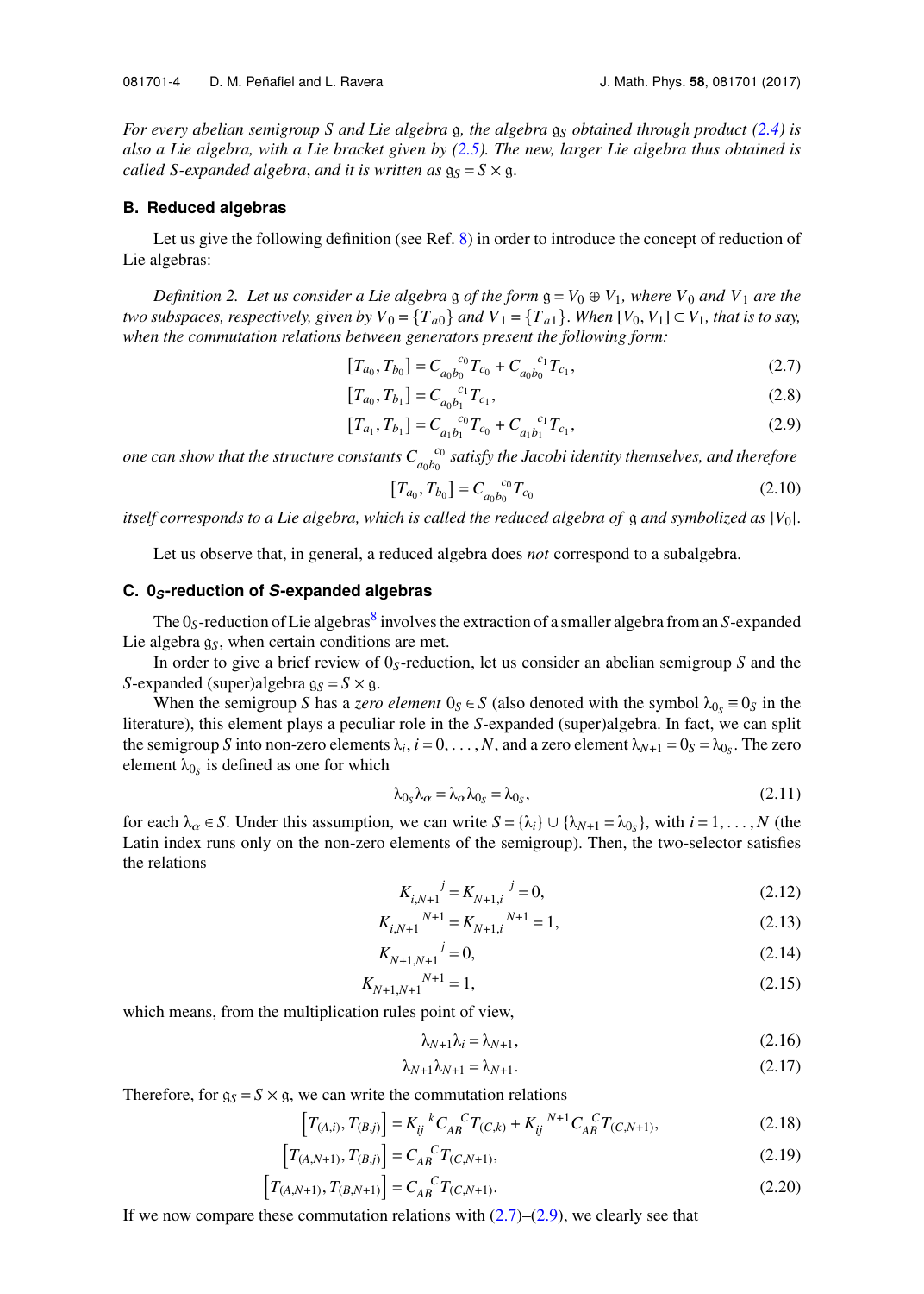*For every abelian semigroup $S$ and Lie algebra $\mathfrak{g}$, the algebra $\mathfrak{g}_S$ obtained through product (2.4) is also a Lie algebra, with a Lie bracket given by (2.5). The new, larger Lie algebra thus obtained is called S-expanded algebra, and it is written as $\mathfrak{g}_S = S \times \mathfrak{g}$.*

### B. Reduced algebras

Let us give the following definition (see Ref. 8) in order to introduce the concept of reduction of Lie algebras:

*Definition 2. Let us consider a Lie algebra $\mathfrak{g}$ of the form $\mathfrak{g} = V_0 \oplus V_1$, where $V_0$ and $V_1$ are the two subspaces, respectively, given by $V_0 = \{T_{a0}\}$ and $V_1 = \{T_{a1}\}$. When $[V_0, V_1] \subset V_1$, that is to say, when the commutation relations between generators present the following form:*

$$[T_{a_0}, T_{b_0}] = C_{a_0 b_0}{}^{c_0} T_{c_0} + C_{a_0 b_0}{}^{c_1} T_{c_1}, \tag{2.7}$$

$$[T_{a_0}, T_{b_1}] = C_{a_0 b_1}{}^{c_1} T_{c_1}, \tag{2.8}$$

$$[T_{a_1}, T_{b_1}] = C_{a_1 b_1}{}^{c_0} T_{c_0} + C_{a_1 b_1}{}^{c_1} T_{c_1}, \tag{2.9}$$

*one can show that the structure constants $C_{a_0 b_0}{}^{c_0}$ satisfy the Jacobi identity themselves, and therefore*

$$[T_{a_0}, T_{b_0}] = C_{a_0 b_0}{}^{c_0} T_{c_0} \tag{2.10}$$

*itself corresponds to a Lie algebra, which is called the reduced algebra of $\mathfrak{g}$ and symbolized as $|V_0|$.*

Let us observe that, in general, a reduced algebra does *not* correspond to a subalgebra.

### C. $0_S$-reduction of *S*-expanded algebras

The $0_S$-reduction of Lie algebras[8] involves the extraction of a smaller algebra from an *S*-expanded Lie algebra $\mathfrak{g}_S$, when certain conditions are met.

In order to give a brief review of $0_S$-reduction, let us consider an abelian semigroup $S$ and the *S*-expanded (super)algebra $\mathfrak{g}_S = S \times \mathfrak{g}$.

When the semigroup $S$ has a *zero element* $0_S \in S$ (also denoted with the symbol $\lambda_{0_S} \equiv 0_S$ in the literature), this element plays a peculiar role in the *S*-expanded (super)algebra. In fact, we can split the semigroup $S$ into non-zero elements $\lambda_i$, $i = 0, \ldots, N$, and a zero element $\lambda_{N+1} = 0_S = \lambda_{0_S}$. The zero element $\lambda_{0_S}$ is defined as one for which

$$\lambda_{0_S} \lambda_\alpha = \lambda_\alpha \lambda_{0_S} = \lambda_{0_S}, \tag{2.11}$$

for each $\lambda_\alpha \in S$. Under this assumption, we can write $S = \{\lambda_i\} \cup \{\lambda_{N+1} = \lambda_{0_S}\}$, with $i = 1, \ldots, N$ (the Latin index runs only on the non-zero elements of the semigroup). Then, the two-selector satisfies the relations

$$K_{i,N+1}{}^{j} = K_{N+1,i}{}^{j} = 0, \tag{2.12}$$

$$K_{i,N+1}{}^{N+1} = K_{N+1,i}{}^{N+1} = 1, \tag{2.13}$$

$$K_{N+1,N+1}{}^{j} = 0, \tag{2.14}$$

$$K_{N+1,N+1}{}^{N+1} = 1, \tag{2.15}$$

which means, from the multiplication rules point of view,

$$\lambda_{N+1} \lambda_i = \lambda_{N+1}, \tag{2.16}$$

$$\lambda_{N+1} \lambda_{N+1} = \lambda_{N+1}. \tag{2.17}$$

Therefore, for $\mathfrak{g}_S = S \times \mathfrak{g}$, we can write the commutation relations

$$\left[T_{(A,i)}, T_{(B,j)}\right] = K_{ij}{}^{k} C_{AB}{}^{C} T_{(C,k)} + K_{ij}{}^{N+1} C_{AB}{}^{C} T_{(C,N+1)}, \tag{2.18}$$

$$\left[T_{(A,N+1)}, T_{(B,j)}\right] = C_{AB}{}^{C} T_{(C,N+1)}, \tag{2.19}$$

$$\left[T_{(A,N+1)}, T_{(B,N+1)}\right] = C_{AB}{}^{C} T_{(C,N+1)}. \tag{2.20}$$

If we now compare these commutation relations with (2.7)–(2.9), we clearly see that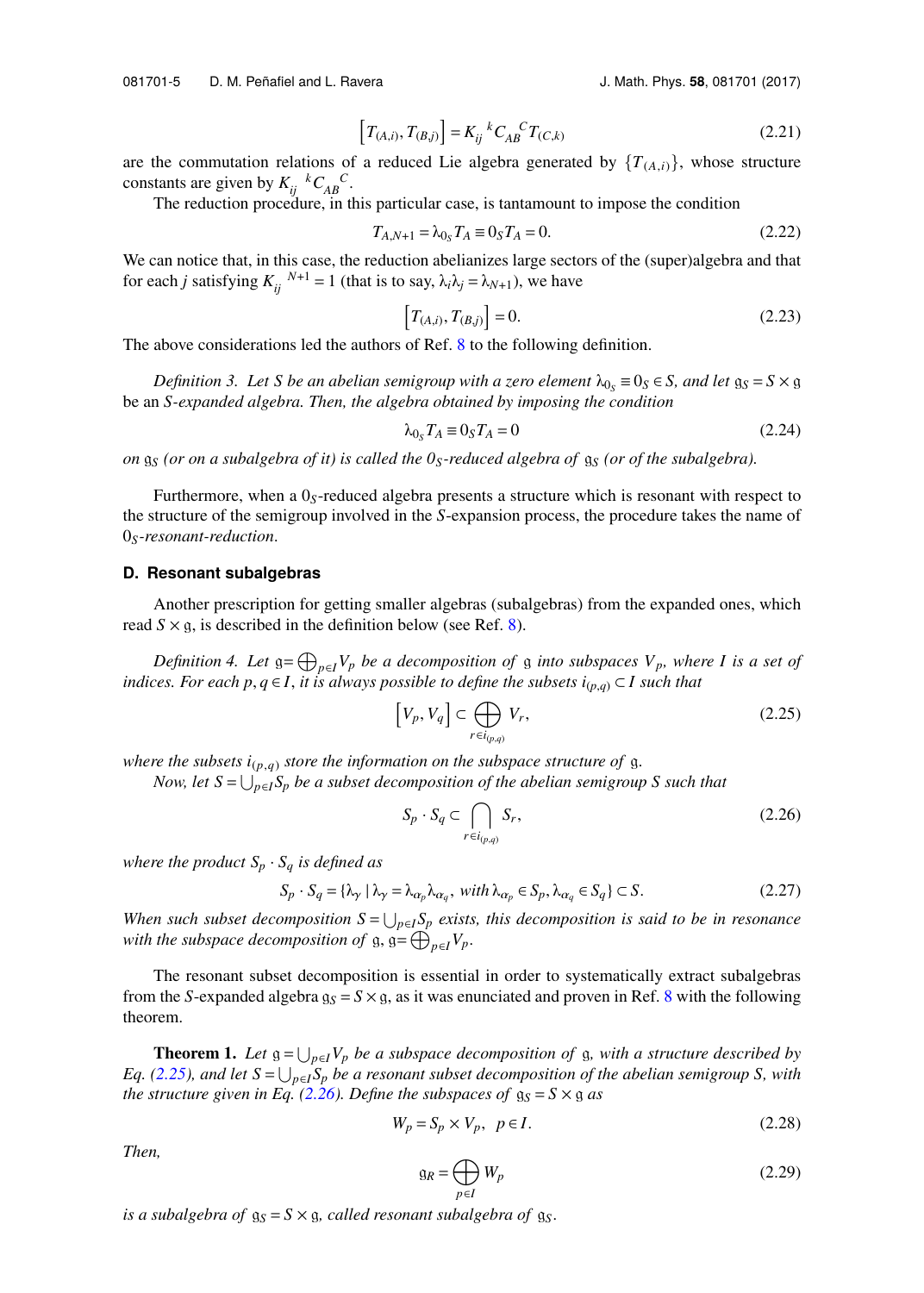$$\left[T_{(A,i)}, T_{(B,j)}\right] = K_{ij}^{\ \ k} C_{AB}^{\ \ \ C} T_{(C,k)} \tag{2.21}$$

are the commutation relations of a reduced Lie algebra generated by $\{T_{(A,i)}\}$, whose structure constants are given by $K_{ij}^{\ \ k} C_{AB}^{\ \ \ C}$.

The reduction procedure, in this particular case, is tantamount to impose the condition

$$T_{A,N+1} = \lambda_{0_S} T_A \equiv 0_S T_A = 0. \tag{2.22}$$

We can notice that, in this case, the reduction abelianizes large sectors of the (super)algebra and that for each $j$ satisfying $K_{ij}^{\ \ N+1} = 1$ (that is to say, $\lambda_i \lambda_j = \lambda_{N+1}$), we have

$$\left[T_{(A,i)}, T_{(B,j)}\right] = 0. \tag{2.23}$$

The above considerations led the authors of Ref. 8 to the following definition.

*Definition 3. Let $S$ be an abelian semigroup with a zero element $\lambda_{0_S} \equiv 0_S \in S$, and let $\mathfrak{g}_S = S \times \mathfrak{g}$ be an $S$-expanded algebra. Then, the algebra obtained by imposing the condition*

$$\lambda_{0_S} T_A \equiv 0_S T_A = 0 \tag{2.24}$$

*on $\mathfrak{g}_S$ (or on a subalgebra of it) is called the $0_S$-reduced algebra of $\mathfrak{g}_S$ (or of the subalgebra).*

Furthermore, when a $0_S$-reduced algebra presents a structure which is resonant with respect to the structure of the semigroup involved in the $S$-expansion process, the procedure takes the name of *$0_S$-resonant-reduction*.

### D. Resonant subalgebras

Another prescription for getting smaller algebras (subalgebras) from the expanded ones, which read $S \times \mathfrak{g}$, is described in the definition below (see Ref. 8).

*Definition 4. Let $\mathfrak{g} = \bigoplus_{p \in I} V_p$ be a decomposition of $\mathfrak{g}$ into subspaces $V_p$, where $I$ is a set of indices. For each $p, q \in I$, it is always possible to define the subsets $i_{(p,q)} \subset I$ such that*

$$\left[V_p, V_q\right] \subset \bigoplus_{r \in i_{(p,q)}} V_r, \tag{2.25}$$

*where the subsets $i_{(p,q)}$ store the information on the subspace structure of $\mathfrak{g}$.*

*Now, let $S = \bigcup_{p \in I} S_p$ be a subset decomposition of the abelian semigroup $S$ such that*

$$S_p \cdot S_q \subset \bigcap_{r \in i_{(p,q)}} S_r, \tag{2.26}$$

*where the product $S_p \cdot S_q$ is defined as*

$$S_p \cdot S_q = \{\lambda_\gamma \mid \lambda_\gamma = \lambda_{\alpha_p} \lambda_{\alpha_q}, \text{ with } \lambda_{\alpha_p} \in S_p, \lambda_{\alpha_q} \in S_q\} \subset S. \tag{2.27}$$

*When such subset decomposition $S = \bigcup_{p \in I} S_p$ exists, this decomposition is said to be in resonance with the subspace decomposition of $\mathfrak{g}$, $\mathfrak{g} = \bigoplus_{p \in I} V_p$.*

The resonant subset decomposition is essential in order to systematically extract subalgebras from the $S$-expanded algebra $\mathfrak{g}_S = S \times \mathfrak{g}$, as it was enunciated and proven in Ref. 8 with the following theorem.

**Theorem 1.** *Let $\mathfrak{g} = \bigcup_{p \in I} V_p$ be a subspace decomposition of $\mathfrak{g}$, with a structure described by Eq. (2.25), and let $S = \bigcup_{p \in I} S_p$ be a resonant subset decomposition of the abelian semigroup $S$, with the structure given in Eq. (2.26). Define the subspaces of $\mathfrak{g}_S = S \times \mathfrak{g}$ as*

$$W_p = S_p \times V_p, \quad p \in I. \tag{2.28}$$

*Then,*

$$\mathfrak{g}_R = \bigoplus_{p \in I} W_p \tag{2.29}$$

*is a subalgebra of $\mathfrak{g}_S = S \times \mathfrak{g}$, called resonant subalgebra of $\mathfrak{g}_S$.*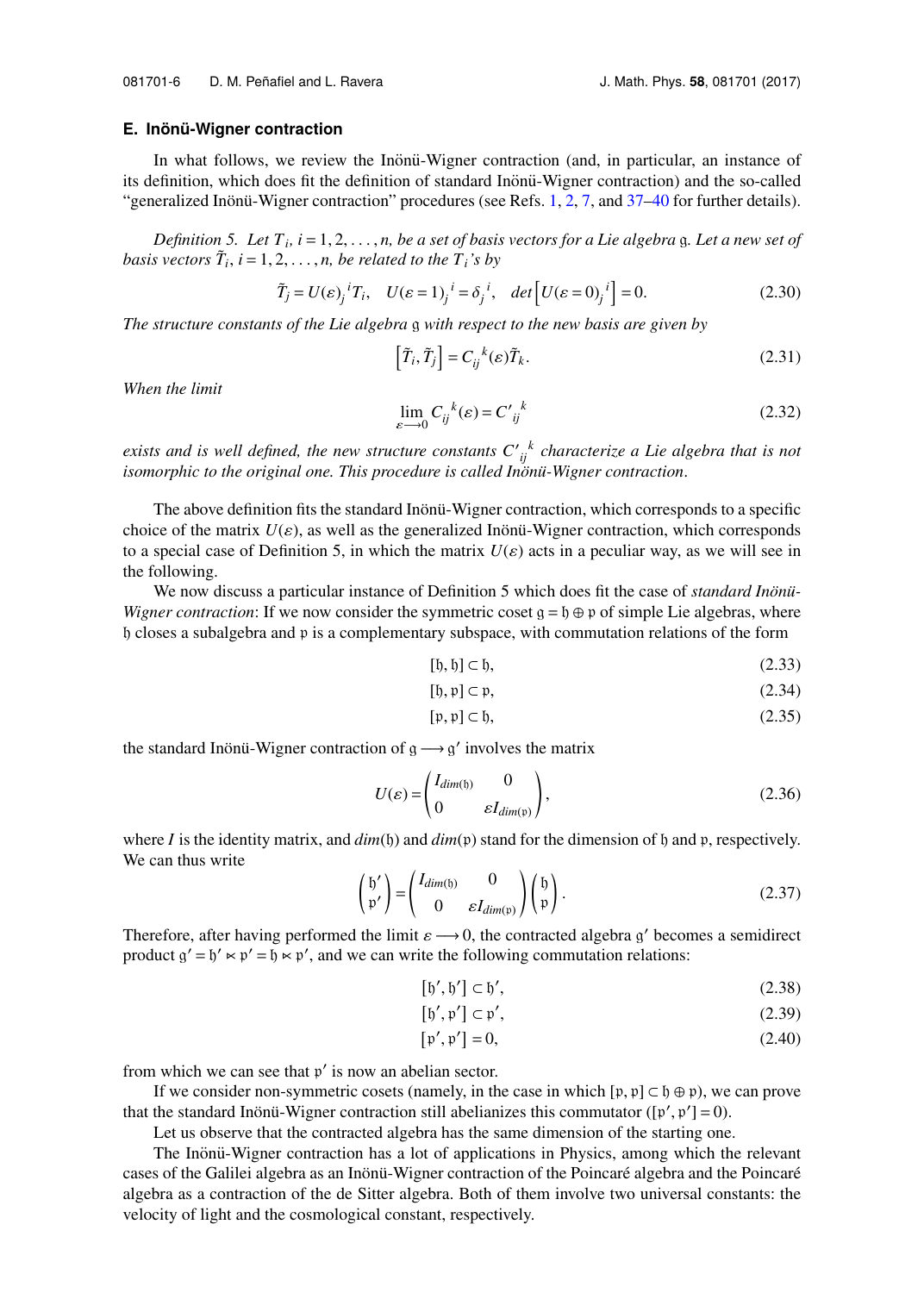### E. Inönü-Wigner contraction

In what follows, we review the Inönü-Wigner contraction (and, in particular, an instance of its definition, which does fit the definition of standard Inönü-Wigner contraction) and the so-called "generalized Inönü-Wigner contraction" procedures (see Refs. 1, 2, 7, and 37–40 for further details).

*Definition 5. Let $T_i$, $i = 1, 2, \ldots, n$, be a set of basis vectors for a Lie algebra $\mathfrak{g}$. Let a new set of basis vectors $\tilde{T}_i$, $i = 1, 2, \ldots, n$, be related to the $T_i$'s by*

$$\tilde{T}_j = U(\varepsilon)_j{}^i T_i, \quad U(\varepsilon = 1)_j{}^i = \delta_j{}^i, \quad det\left[U(\varepsilon = 0)_j{}^i\right] = 0. \tag{2.30}$$

*The structure constants of the Lie algebra $\mathfrak{g}$ with respect to the new basis are given by*

$$\left[\tilde{T}_i, \tilde{T}_j\right] = C_{ij}{}^k(\varepsilon)\tilde{T}_k. \tag{2.31}$$

*When the limit*

$$\lim_{\varepsilon \longrightarrow 0} C_{ij}{}^k(\varepsilon) = C'{}_{ij}{}^k \tag{2.32}$$

*exists and is well defined, the new structure constants $C'{}_{ij}{}^k$ characterize a Lie algebra that is not isomorphic to the original one. This procedure is called Inönü-Wigner contraction.*

The above definition fits the standard Inönü-Wigner contraction, which corresponds to a specific choice of the matrix $U(\varepsilon)$, as well as the generalized Inönü-Wigner contraction, which corresponds to a special case of Definition 5, in which the matrix $U(\varepsilon)$ acts in a peculiar way, as we will see in the following.

We now discuss a particular instance of Definition 5 which does fit the case of *standard Inönü-Wigner contraction*: If we now consider the symmetric coset $\mathfrak{g} = \mathfrak{h} \oplus \mathfrak{p}$ of simple Lie algebras, where $\mathfrak{h}$ closes a subalgebra and $\mathfrak{p}$ is a complementary subspace, with commutation relations of the form

$$[\mathfrak{h}, \mathfrak{h}] \subset \mathfrak{h}, \tag{2.33}$$

$$[\mathfrak{h}, \mathfrak{p}] \subset \mathfrak{p}, \tag{2.34}$$

$$[\mathfrak{p}, \mathfrak{p}] \subset \mathfrak{h}, \tag{2.35}$$

the standard Inönü-Wigner contraction of $\mathfrak{g} \longrightarrow \mathfrak{g}'$ involves the matrix

$$U(\varepsilon) = \begin{pmatrix} I_{dim(\mathfrak{h})} & 0 \\ 0 & \varepsilon I_{dim(\mathfrak{p})} \end{pmatrix}, \tag{2.36}$$

where $I$ is the identity matrix, and $dim(\mathfrak{h})$ and $dim(\mathfrak{p})$ stand for the dimension of $\mathfrak{h}$ and $\mathfrak{p}$, respectively. We can thus write

$$\begin{pmatrix} \mathfrak{h}' \\ \mathfrak{p}' \end{pmatrix} = \begin{pmatrix} I_{dim(\mathfrak{h})} & 0 \\ 0 & \varepsilon I_{dim(\mathfrak{p})} \end{pmatrix} \begin{pmatrix} \mathfrak{h} \\ \mathfrak{p} \end{pmatrix}. \tag{2.37}$$

Therefore, after having performed the limit $\varepsilon \longrightarrow 0$, the contracted algebra $\mathfrak{g}'$ becomes a semidirect product $\mathfrak{g}' = \mathfrak{h}' \ltimes \mathfrak{p}' = \mathfrak{h} \ltimes \mathfrak{p}'$, and we can write the following commutation relations:

$$[\mathfrak{h}', \mathfrak{h}'] \subset \mathfrak{h}', \tag{2.38}$$

$$[\mathfrak{h}', \mathfrak{p}'] \subset \mathfrak{p}', \tag{2.39}$$

$$[\mathfrak{p}', \mathfrak{p}'] = 0, \tag{2.40}$$

from which we can see that $\mathfrak{p}'$ is now an abelian sector.

If we consider non-symmetric cosets (namely, in the case in which $[\mathfrak{p}, \mathfrak{p}] \subset \mathfrak{h} \oplus \mathfrak{p}$), we can prove that the standard Inönü-Wigner contraction still abelianizes this commutator ($[\mathfrak{p}', \mathfrak{p}'] = 0$).

Let us observe that the contracted algebra has the same dimension of the starting one.

The Inönü-Wigner contraction has a lot of applications in Physics, among which the relevant cases of the Galilei algebra as an Inönü-Wigner contraction of the Poincaré algebra and the Poincaré algebra as a contraction of the de Sitter algebra. Both of them involve two universal constants: the velocity of light and the cosmological constant, respectively.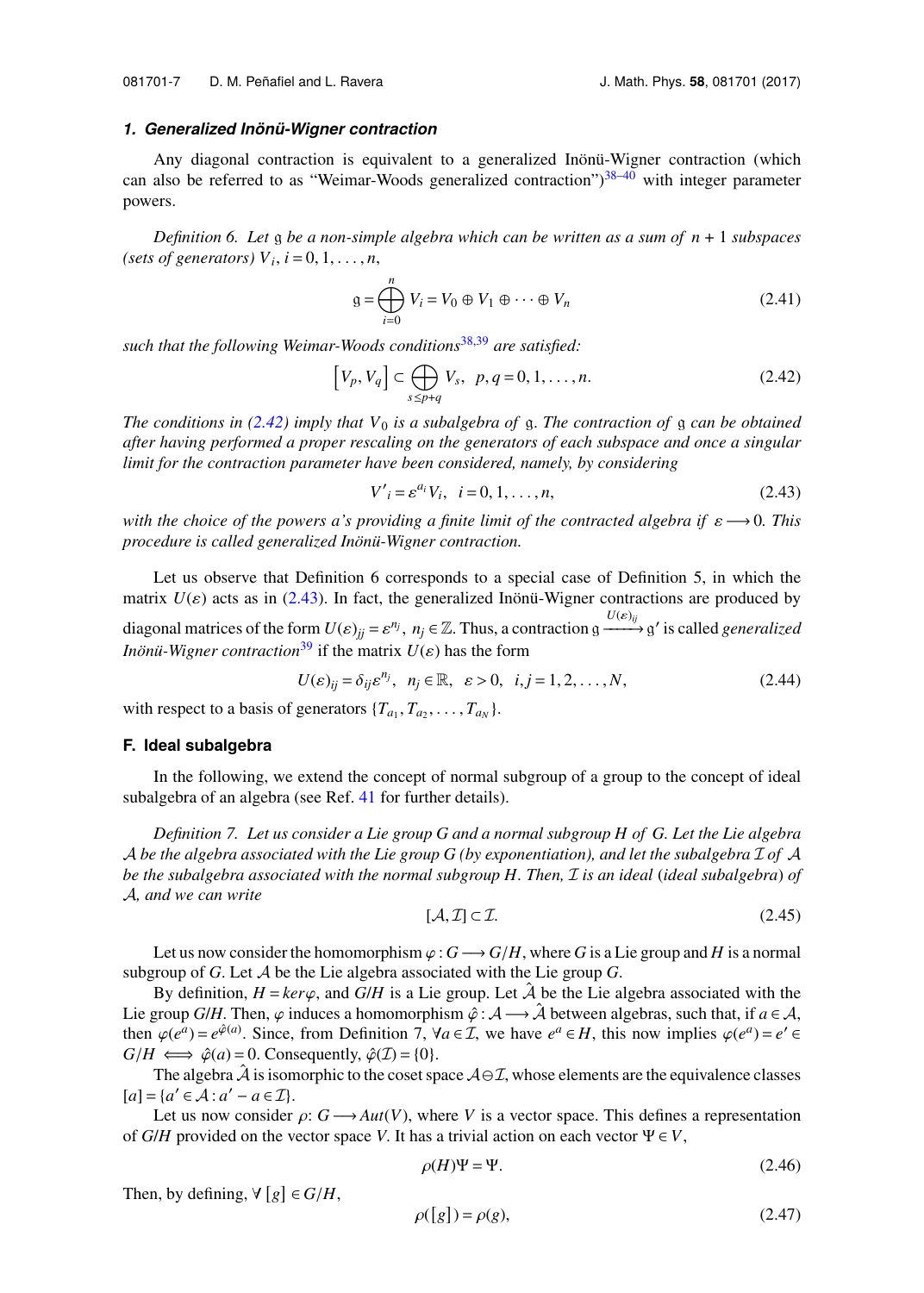### 1. Generalized Inönü-Wigner contraction

Any diagonal contraction is equivalent to a generalized Inönü-Wigner contraction (which can also be referred to as "Weimar-Woods generalized contraction")[38–40] with integer parameter powers.

*Definition 6. Let* $\mathfrak{g}$ *be a non-simple algebra which can be written as a sum of* $n+1$ *subspaces (sets of generators)* $V_i$, $i = 0, 1, \ldots, n$,

$$\mathfrak{g} = \bigoplus_{i=0}^{n} V_i = V_0 \oplus V_1 \oplus \cdots \oplus V_n \tag{2.41}$$

*such that the following Weimar-Woods conditions*[38,39] *are satisfied:*

$$\left[V_p, V_q\right] \subset \bigoplus_{s \leq p+q} V_s, \quad p, q = 0, 1, \ldots, n. \tag{2.42}$$

*The conditions in (2.42) imply that* $V_0$ *is a subalgebra of* $\mathfrak{g}$*. The contraction of* $\mathfrak{g}$ *can be obtained after having performed a proper rescaling on the generators of each subspace and once a singular limit for the contraction parameter have been considered, namely, by considering*

$$V'_i = \varepsilon^{a_i} V_i, \quad i = 0, 1, \ldots, n, \tag{2.43}$$

*with the choice of the powers a's providing a finite limit of the contracted algebra if* $\varepsilon \longrightarrow 0$*. This procedure is called generalized Inönü-Wigner contraction.*

Let us observe that Definition 6 corresponds to a special case of Definition 5, in which the matrix $U(\varepsilon)$ acts as in (2.43). In fact, the generalized Inönü-Wigner contractions are produced by diagonal matrices of the form $U(\varepsilon)_{jj} = \varepsilon^{n_j}$, $n_j \in \mathbb{Z}$. Thus, a contraction $\mathfrak{g} \xrightarrow{U(\varepsilon)_{ij}} \mathfrak{g}'$ is called *generalized Inönü-Wigner contraction*[39] if the matrix $U(\varepsilon)$ has the form

$$U(\varepsilon)_{ij} = \delta_{ij} \varepsilon^{n_j}, \quad n_j \in \mathbb{R}, \quad \varepsilon > 0, \quad i, j = 1, 2, \ldots, N, \tag{2.44}$$

with respect to a basis of generators $\{T_{a_1}, T_{a_2}, \ldots, T_{a_N}\}$.

## F. Ideal subalgebra

In the following, we extend the concept of normal subgroup of a group to the concept of ideal subalgebra of an algebra (see Ref. 41 for further details).

*Definition 7. Let us consider a Lie group G and a normal subgroup H of G. Let the Lie algebra* $\mathcal{A}$ *be the algebra associated with the Lie group G (by exponentiation), and let the subalgebra* $\mathcal{I}$ *of* $\mathcal{A}$ *be the subalgebra associated with the normal subgroup H. Then,* $\mathcal{I}$ *is an ideal (ideal subalgebra) of* $\mathcal{A}$*, and we can write*

$$[\mathcal{A}, \mathcal{I}] \subset \mathcal{I}. \tag{2.45}$$

Let us now consider the homomorphism $\varphi : G \longrightarrow G/H$, where $G$ is a Lie group and $H$ is a normal subgroup of $G$. Let $\mathcal{A}$ be the Lie algebra associated with the Lie group $G$.

By definition, $H = ker\varphi$, and $G/H$ is a Lie group. Let $\hat{\mathcal{A}}$ be the Lie algebra associated with the Lie group $G/H$. Then, $\varphi$ induces a homomorphism $\hat{\varphi} : \mathcal{A} \longrightarrow \hat{\mathcal{A}}$ between algebras, such that, if $a \in \mathcal{A}$, then $\varphi(e^a) = e^{\hat{\varphi}(a)}$. Since, from Definition 7, $\forall a \in \mathcal{I}$, we have $e^a \in H$, this now implies $\varphi(e^a) = e' \in G/H \iff \hat{\varphi}(a) = 0$. Consequently, $\hat{\varphi}(\mathcal{I}) = \{0\}$.

The algebra $\hat{\mathcal{A}}$ is isomorphic to the coset space $\mathcal{A} \ominus \mathcal{I}$, whose elements are the equivalence classes $[a] = \{a' \in \mathcal{A} : a' - a \in \mathcal{I}\}$.

Let us now consider $\rho : G \longrightarrow Aut(V)$, where $V$ is a vector space. This defines a representation of $G/H$ provided on the vector space $V$. It has a trivial action on each vector $\Psi \in V$,

$$\rho(H)\Psi = \Psi. \tag{2.46}$$

Then, by defining, $\forall\, [g] \in G/H$,

$$\rho([g]) = \rho(g), \tag{2.47}$$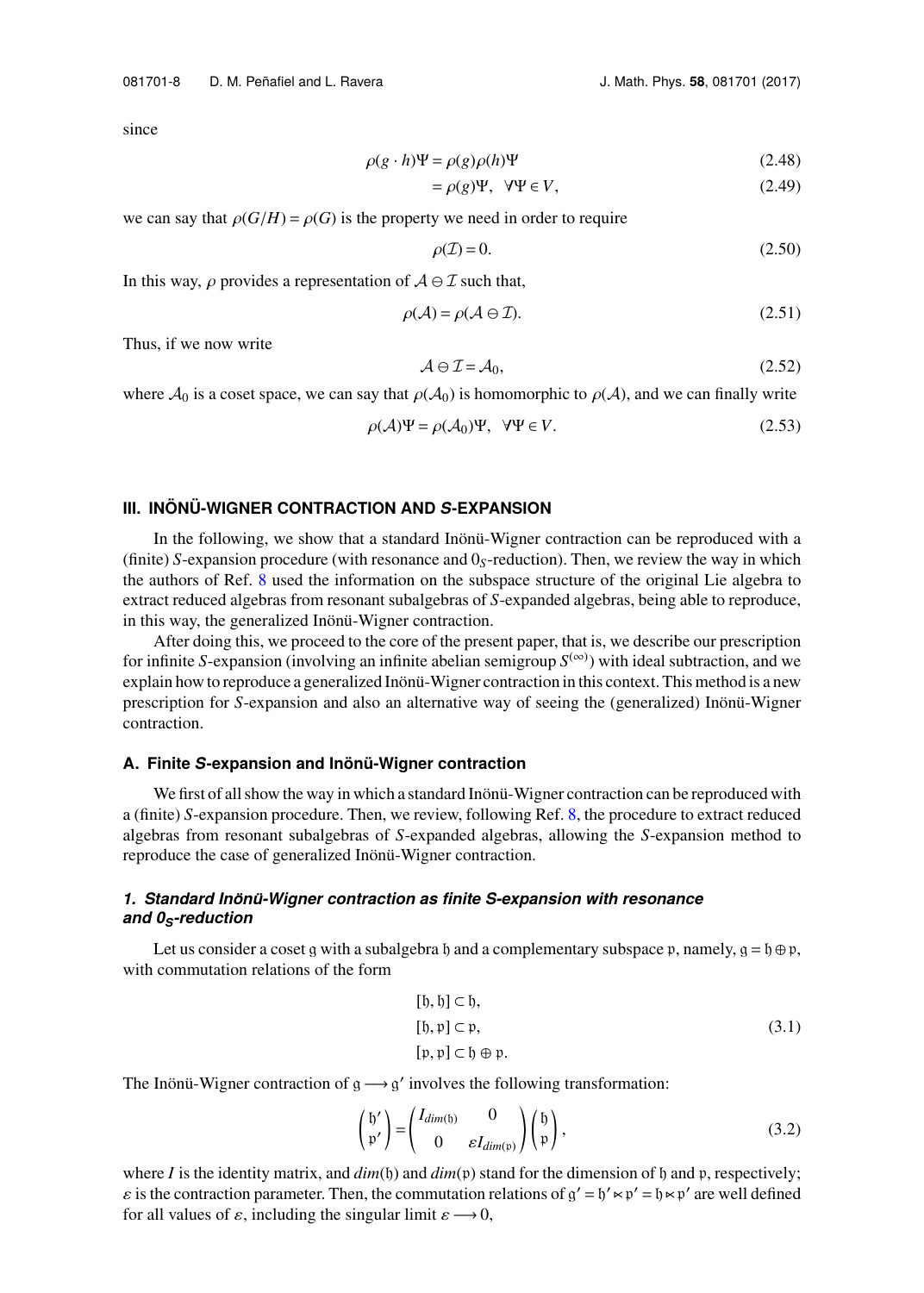since

$$\rho(g \cdot h)\Psi = \rho(g)\rho(h)\Psi \tag{2.48}$$

$$= \rho(g)\Psi, \quad \forall \Psi \in V, \tag{2.49}$$

we can say that $\rho(G/H) = \rho(G)$ is the property we need in order to require

$$\rho(\mathcal{I}) = 0. \tag{2.50}$$

In this way, $\rho$ provides a representation of $\mathcal{A} \ominus \mathcal{I}$ such that,

$$\rho(\mathcal{A}) = \rho(\mathcal{A} \ominus \mathcal{I}). \tag{2.51}$$

Thus, if we now write

$$\mathcal{A} \ominus \mathcal{I} = \mathcal{A}_0, \tag{2.52}$$

where $\mathcal{A}_0$ is a coset space, we can say that $\rho(\mathcal{A}_0)$ is homomorphic to $\rho(\mathcal{A})$, and we can finally write

$$\rho(\mathcal{A})\Psi = \rho(\mathcal{A}_0)\Psi, \quad \forall \Psi \in V. \tag{2.53}$$

## III. INÖNÜ-WIGNER CONTRACTION AND *S*-EXPANSION

In the following, we show that a standard Inönü-Wigner contraction can be reproduced with a (finite) *S*-expansion procedure (with resonance and $0_S$-reduction). Then, we review the way in which the authors of Ref. 8 used the information on the subspace structure of the original Lie algebra to extract reduced algebras from resonant subalgebras of *S*-expanded algebras, being able to reproduce, in this way, the generalized Inönü-Wigner contraction.

After doing this, we proceed to the core of the present paper, that is, we describe our prescription for infinite *S*-expansion (involving an infinite abelian semigroup $S^{(\infty)}$) with ideal subtraction, and we explain how to reproduce a generalized Inönü-Wigner contraction in this context. This method is a new prescription for *S*-expansion and also an alternative way of seeing the (generalized) Inönü-Wigner contraction.

### A. Finite *S*-expansion and Inönü-Wigner contraction

We first of all show the way in which a standard Inönü-Wigner contraction can be reproduced with a (finite) *S*-expansion procedure. Then, we review, following Ref. 8, the procedure to extract reduced algebras from resonant subalgebras of *S*-expanded algebras, allowing the *S*-expansion method to reproduce the case of generalized Inönü-Wigner contraction.

#### 1. Standard Inönü-Wigner contraction as finite S-expansion with resonance and $0_S$-reduction

Let us consider a coset $\mathfrak{g}$ with a subalgebra $\mathfrak{h}$ and a complementary subspace $\mathfrak{p}$, namely, $\mathfrak{g} = \mathfrak{h} \oplus \mathfrak{p}$, with commutation relations of the form

$$\begin{aligned} &[\mathfrak{h}, \mathfrak{h}] \subset \mathfrak{h}, \\ &[\mathfrak{h}, \mathfrak{p}] \subset \mathfrak{p}, \\ &[\mathfrak{p}, \mathfrak{p}] \subset \mathfrak{h} \oplus \mathfrak{p}. \end{aligned} \tag{3.1}$$

The Inönü-Wigner contraction of $\mathfrak{g} \longrightarrow \mathfrak{g}'$ involves the following transformation:

$$\begin{pmatrix} \mathfrak{h}' \\ \mathfrak{p}' \end{pmatrix} = \begin{pmatrix} I_{dim(\mathfrak{h})} & 0 \\ 0 & \varepsilon I_{dim(\mathfrak{p})} \end{pmatrix} \begin{pmatrix} \mathfrak{h} \\ \mathfrak{p} \end{pmatrix}, \tag{3.2}$$

where $I$ is the identity matrix, and $dim(\mathfrak{h})$ and $dim(\mathfrak{p})$ stand for the dimension of $\mathfrak{h}$ and $\mathfrak{p}$, respectively; $\varepsilon$ is the contraction parameter. Then, the commutation relations of $\mathfrak{g}' = \mathfrak{h}' \ltimes \mathfrak{p}' = \mathfrak{h} \ltimes \mathfrak{p}'$ are well defined for all values of $\varepsilon$, including the singular limit $\varepsilon \longrightarrow 0$,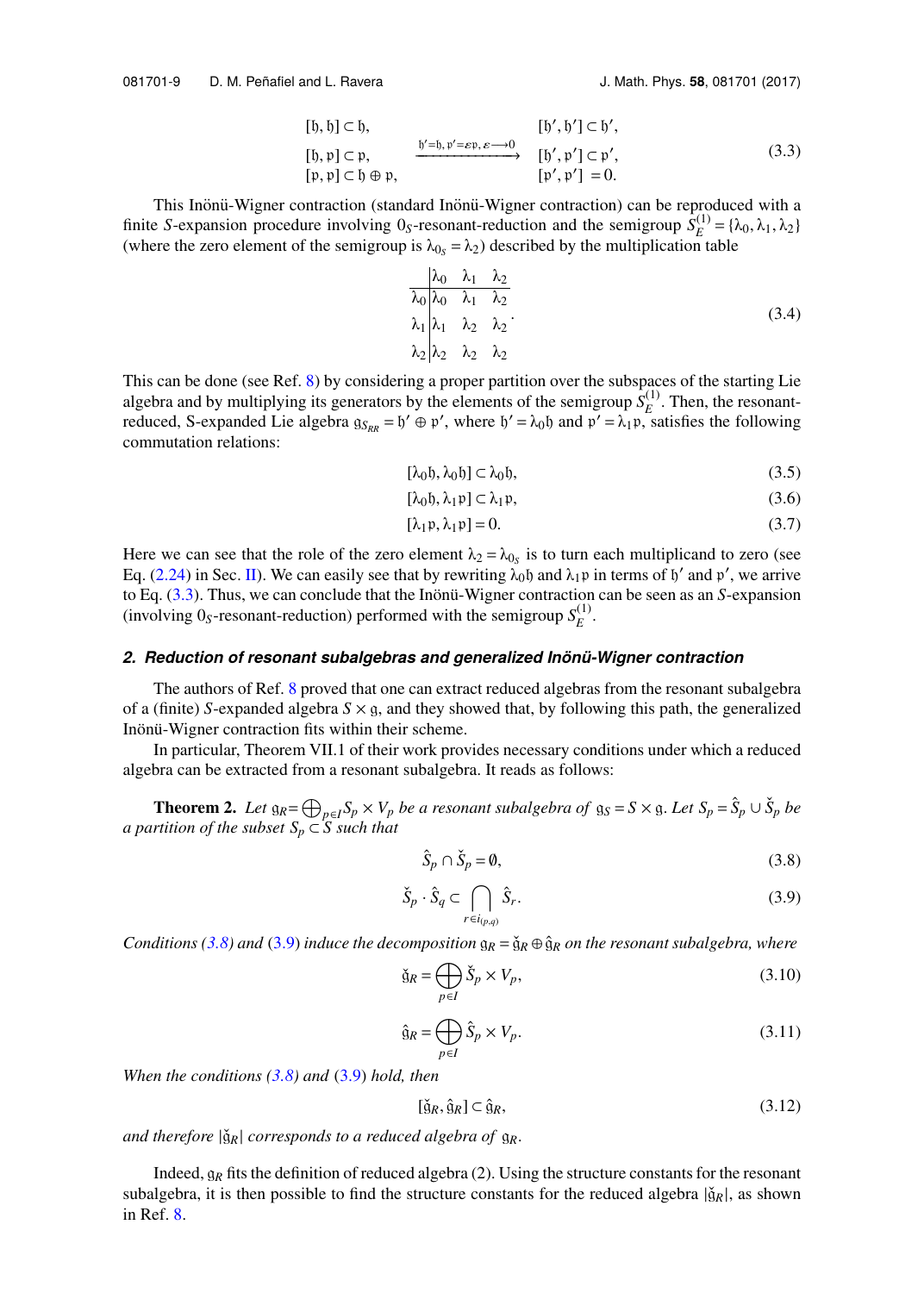$$
\begin{aligned}
&[\mathfrak{h},\mathfrak{h}] \subset \mathfrak{h}, & & [\mathfrak{h}',\mathfrak{h}'] \subset \mathfrak{h}', \\
&[\mathfrak{h},\mathfrak{p}] \subset \mathfrak{p}, & \xrightarrow{\mathfrak{h}'=\mathfrak{h},\, \mathfrak{p}'=\varepsilon\mathfrak{p},\, \varepsilon\longrightarrow 0} \quad & [\mathfrak{h}',\mathfrak{p}'] \subset \mathfrak{p}', \\
&[\mathfrak{p},\mathfrak{p}] \subset \mathfrak{h}\oplus\mathfrak{p}, & & [\mathfrak{p}',\mathfrak{p}'] = 0.
\end{aligned}
\tag{3.3}
$$

This Inönü-Wigner contraction (standard Inönü-Wigner contraction) can be reproduced with a finite $S$-expansion procedure involving $0_S$-resonant-reduction and the semigroup $S_E^{(1)} = \{\lambda_0, \lambda_1, \lambda_2\}$ (where the zero element of the semigroup is $\lambda_{0_S} = \lambda_2$) described by the multiplication table

$$
\begin{array}{c|ccc}
 & \lambda_0 & \lambda_1 & \lambda_2 \\
\hline
\lambda_0 & \lambda_0 & \lambda_1 & \lambda_2 \\
\lambda_1 & \lambda_1 & \lambda_2 & \lambda_2 \\
\lambda_2 & \lambda_2 & \lambda_2 & \lambda_2
\end{array}.
\tag{3.4}
$$

This can be done (see Ref. 8) by considering a proper partition over the subspaces of the starting Lie algebra and by multiplying its generators by the elements of the semigroup $S_E^{(1)}$. Then, the resonant-reduced, S-expanded Lie algebra $\mathfrak{g}_{S_{RR}} = \mathfrak{h}' \oplus \mathfrak{p}'$, where $\mathfrak{h}' = \lambda_0 \mathfrak{h}$ and $\mathfrak{p}' = \lambda_1 \mathfrak{p}$, satisfies the following commutation relations:

$$
[\lambda_0 \mathfrak{h}, \lambda_0 \mathfrak{h}] \subset \lambda_0 \mathfrak{h}, \tag{3.5}
$$

$$
[\lambda_0 \mathfrak{h}, \lambda_1 \mathfrak{p}] \subset \lambda_1 \mathfrak{p}, \tag{3.6}
$$

$$
[\lambda_1 \mathfrak{p}, \lambda_1 \mathfrak{p}] = 0. \tag{3.7}
$$

Here we can see that the role of the zero element $\lambda_2 = \lambda_{0_S}$ is to turn each multiplicand to zero (see Eq. (2.24) in Sec. II). We can easily see that by rewriting $\lambda_0 \mathfrak{h}$ and $\lambda_1 \mathfrak{p}$ in terms of $\mathfrak{h}'$ and $\mathfrak{p}'$, we arrive to Eq. (3.3). Thus, we can conclude that the Inönü-Wigner contraction can be seen as an $S$-expansion (involving $0_S$-resonant-reduction) performed with the semigroup $S_E^{(1)}$.

### 2. Reduction of resonant subalgebras and generalized Inönü-Wigner contraction

The authors of Ref. 8 proved that one can extract reduced algebras from the resonant subalgebra of a (finite) $S$-expanded algebra $S \times \mathfrak{g}$, and they showed that, by following this path, the generalized Inönü-Wigner contraction fits within their scheme.

In particular, Theorem VII.1 of their work provides necessary conditions under which a reduced algebra can be extracted from a resonant subalgebra. It reads as follows:

**Theorem 2.** *Let $\mathfrak{g}_R = \bigoplus_{p\in I} S_p \times V_p$ be a resonant subalgebra of $\mathfrak{g}_S = S \times \mathfrak{g}$. Let $S_p = \hat{S}_p \cup \check{S}_p$ be a partition of the subset $S_p \subset S$ such that*

$$
\hat{S}_p \cap \check{S}_p = \emptyset, \tag{3.8}
$$

$$
\check{S}_p \cdot \hat{S}_q \subset \bigcap_{r \in i_{(p,q)}} \hat{S}_r. \tag{3.9}
$$

*Conditions (3.8) and (3.9) induce the decomposition $\mathfrak{g}_R = \check{\mathfrak{g}}_R \oplus \hat{\mathfrak{g}}_R$ on the resonant subalgebra, where*

$$
\check{\mathfrak{g}}_R = \bigoplus_{p\in I} \check{S}_p \times V_p, \tag{3.10}
$$

$$
\hat{\mathfrak{g}}_R = \bigoplus_{p\in I} \hat{S}_p \times V_p. \tag{3.11}
$$

*When the conditions (3.8) and (3.9) hold, then*

$$
[\check{\mathfrak{g}}_R, \hat{\mathfrak{g}}_R] \subset \hat{\mathfrak{g}}_R, \tag{3.12}
$$

*and therefore $|\check{\mathfrak{g}}_R|$ corresponds to a reduced algebra of $\mathfrak{g}_R$.*

Indeed, $\mathfrak{g}_R$ fits the definition of reduced algebra (2). Using the structure constants for the resonant subalgebra, it is then possible to find the structure constants for the reduced algebra $|\check{\mathfrak{g}}_R|$, as shown in Ref. 8.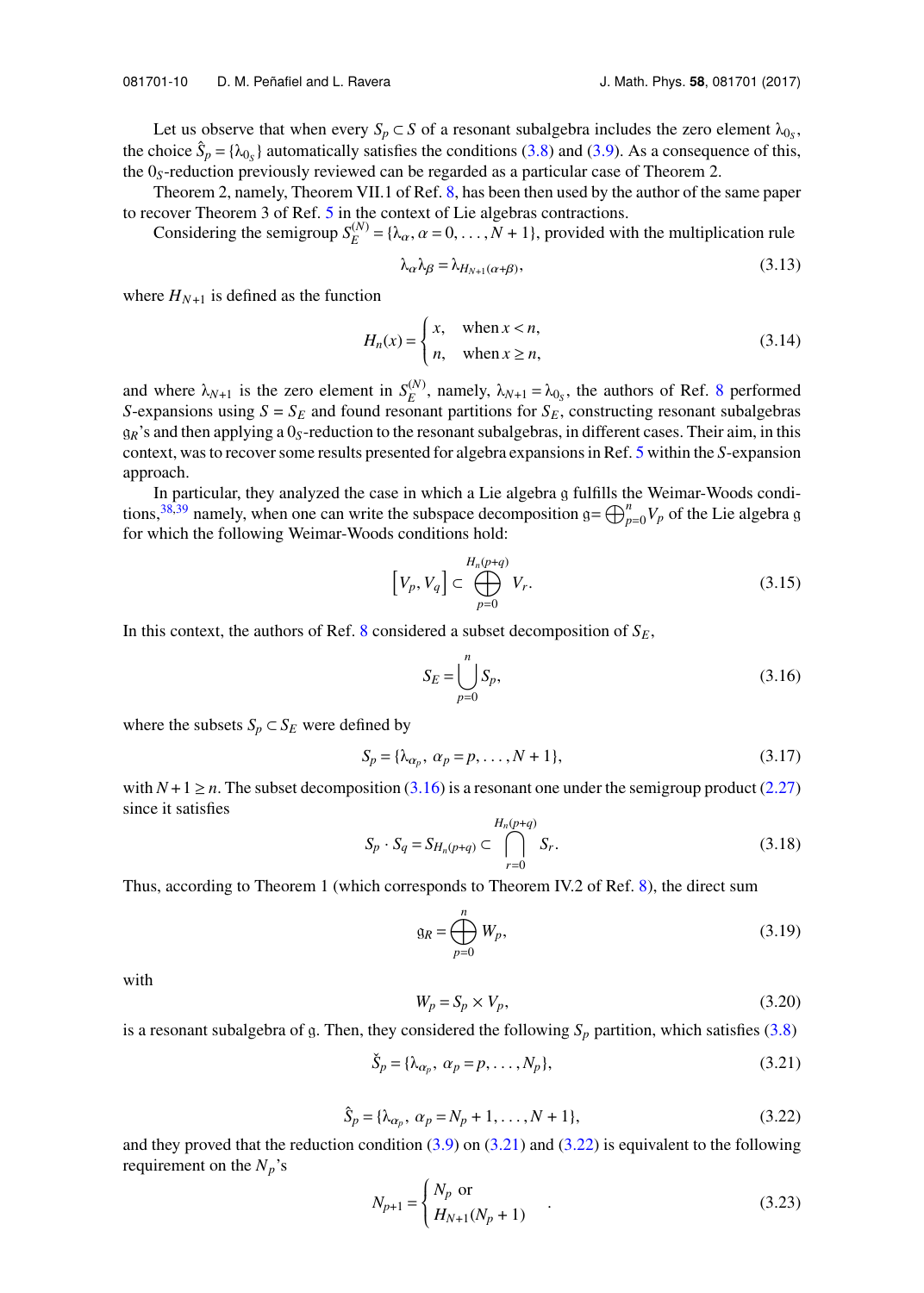Let us observe that when every $S_p \subset S$ of a resonant subalgebra includes the zero element $\lambda_{0_S}$, the choice $\hat{S}_p = \{\lambda_{0_S}\}$ automatically satisfies the conditions (3.8) and (3.9). As a consequence of this, the $0_S$-reduction previously reviewed can be regarded as a particular case of Theorem 2.

Theorem 2, namely, Theorem VII.1 of Ref. 8, has been then used by the author of the same paper to recover Theorem 3 of Ref. 5 in the context of Lie algebras contractions.

Considering the semigroup $S_E^{(N)} = \{\lambda_\alpha, \alpha = 0, \ldots, N+1\}$, provided with the multiplication rule

$$\lambda_\alpha \lambda_\beta = \lambda_{H_{N+1}(\alpha+\beta)}, \tag{3.13}$$

where $H_{N+1}$ is defined as the function

$$H_n(x) = \begin{cases} x, & \text{when } x < n, \\ n, & \text{when } x \geq n, \end{cases} \tag{3.14}$$

and where $\lambda_{N+1}$ is the zero element in $S_E^{(N)}$, namely, $\lambda_{N+1} = \lambda_{0_S}$, the authors of Ref. 8 performed $S$-expansions using $S = S_E$ and found resonant partitions for $S_E$, constructing resonant subalgebras $\mathfrak{g}_R$'s and then applying a $0_S$-reduction to the resonant subalgebras, in different cases. Their aim, in this context, was to recover some results presented for algebra expansions in Ref. 5 within the $S$-expansion approach.

In particular, they analyzed the case in which a Lie algebra $\mathfrak{g}$ fulfills the Weimar-Woods conditions,[38,39] namely, when one can write the subspace decomposition $\mathfrak{g} = \bigoplus_{p=0}^{n} V_p$ of the Lie algebra $\mathfrak{g}$ for which the following Weimar-Woods conditions hold:

$$\left[V_p, V_q\right] \subset \bigoplus_{p=0}^{H_n(p+q)} V_r. \tag{3.15}$$

In this context, the authors of Ref. 8 considered a subset decomposition of $S_E$,

$$S_E = \bigcup_{p=0}^{n} S_p, \tag{3.16}$$

where the subsets $S_p \subset S_E$ were defined by

$$S_p = \{\lambda_{\alpha_p},\ \alpha_p = p, \ldots, N+1\}, \tag{3.17}$$

with $N+1 \geq n$. The subset decomposition (3.16) is a resonant one under the semigroup product (2.27) since it satisfies

$$S_p \cdot S_q = S_{H_n(p+q)} \subset \bigcap_{r=0}^{H_n(p+q)} S_r. \tag{3.18}$$

Thus, according to Theorem 1 (which corresponds to Theorem IV.2 of Ref. 8), the direct sum

$$\mathfrak{g}_R = \bigoplus_{p=0}^{n} W_p, \tag{3.19}$$

with

$$W_p = S_p \times V_p, \tag{3.20}$$

is a resonant subalgebra of $\mathfrak{g}$. Then, they considered the following $S_p$ partition, which satisfies (3.8)

$$\check{S}_p = \{\lambda_{\alpha_p},\ \alpha_p = p, \ldots, N_p\}, \tag{3.21}$$

$$\hat{S}_p = \{\lambda_{\alpha_p},\ \alpha_p = N_p + 1, \ldots, N+1\}, \tag{3.22}$$

and they proved that the reduction condition (3.9) on (3.21) and (3.22) is equivalent to the following requirement on the $N_p$'s

$$N_{p+1} = \begin{cases} N_p \text{ or} \\ H_{N+1}(N_p + 1) \end{cases}. \tag{3.23}$$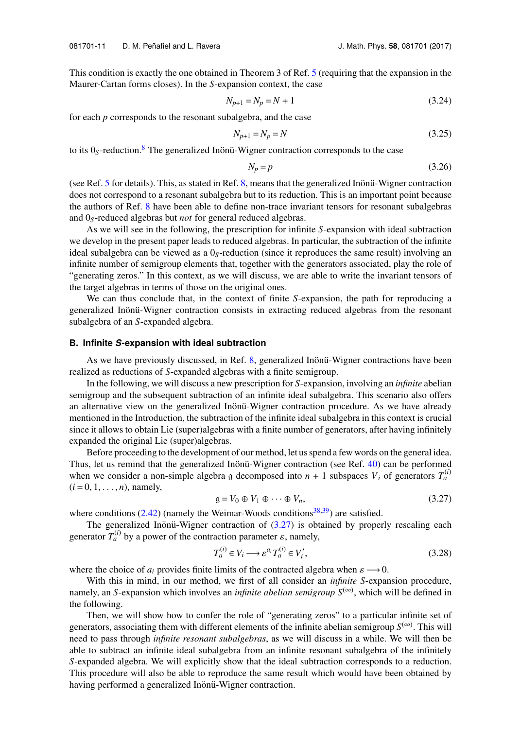This condition is exactly the one obtained in Theorem 3 of Ref. 5 (requiring that the expansion in the Maurer-Cartan forms closes). In the $S$-expansion context, the case

$$N_{p+1} = N_p = N + 1 \tag{3.24}$$

for each $p$ corresponds to the resonant subalgebra, and the case

$$N_{p+1} = N_p = N \tag{3.25}$$

to its $0_S$-reduction.[8] The generalized Inönü-Wigner contraction corresponds to the case

$$N_p = p \tag{3.26}$$

(see Ref. 5 for details). This, as stated in Ref. 8, means that the generalized Inönü-Wigner contraction does not correspond to a resonant subalgebra but to its reduction. This is an important point because the authors of Ref. 8 have been able to define non-trace invariant tensors for resonant subalgebras and $0_S$-reduced algebras but *not* for general reduced algebras.

As we will see in the following, the prescription for infinite $S$-expansion with ideal subtraction we develop in the present paper leads to reduced algebras. In particular, the subtraction of the infinite ideal subalgebra can be viewed as a $0_S$-reduction (since it reproduces the same result) involving an infinite number of semigroup elements that, together with the generators associated, play the role of "generating zeros." In this context, as we will discuss, we are able to write the invariant tensors of the target algebras in terms of those on the original ones.

We can thus conclude that, in the context of finite $S$-expansion, the path for reproducing a generalized Inönü-Wigner contraction consists in extracting reduced algebras from the resonant subalgebra of an $S$-expanded algebra.

### B. Infinite *S*-expansion with ideal subtraction

As we have previously discussed, in Ref. 8, generalized Inönü-Wigner contractions have been realized as reductions of $S$-expanded algebras with a finite semigroup.

In the following, we will discuss a new prescription for $S$-expansion, involving an *infinite* abelian semigroup and the subsequent subtraction of an infinite ideal subalgebra. This scenario also offers an alternative view on the generalized Inönü-Wigner contraction procedure. As we have already mentioned in the Introduction, the subtraction of the infinite ideal subalgebra in this context is crucial since it allows to obtain Lie (super)algebras with a finite number of generators, after having infinitely expanded the original Lie (super)algebras.

Before proceeding to the development of our method, let us spend a few words on the general idea. Thus, let us remind that the generalized Inönü-Wigner contraction (see Ref. 40) can be performed when we consider a non-simple algebra $\mathfrak{g}$ decomposed into $n + 1$ subspaces $V_i$ of generators $T_a^{(i)}$ $(i = 0, 1, \ldots, n)$, namely,

$$\mathfrak{g} = V_0 \oplus V_1 \oplus \cdots \oplus V_n, \tag{3.27}$$

where conditions (2.42) (namely the Weimar-Woods conditions[38,39]) are satisfied.

The generalized Inönü-Wigner contraction of (3.27) is obtained by properly rescaling each generator $T_a^{(i)}$ by a power of the contraction parameter $\varepsilon$, namely,

$$T_a^{(i)} \in V_i \longrightarrow \varepsilon^{a_i} T_a^{(i)} \in V_i', \tag{3.28}$$

where the choice of $a_i$ provides finite limits of the contracted algebra when $\varepsilon \longrightarrow 0$.

With this in mind, in our method, we first of all consider an *infinite* $S$-expansion procedure, namely, an $S$-expansion which involves an *infinite abelian semigroup* $S^{(\infty)}$, which will be defined in the following.

Then, we will show how to confer the role of "generating zeros" to a particular infinite set of generators, associating them with different elements of the infinite abelian semigroup $S^{(\infty)}$. This will need to pass through *infinite resonant subalgebras*, as we will discuss in a while. We will then be able to subtract an infinite ideal subalgebra from an infinite resonant subalgebra of the infinitely $S$-expanded algebra. We will explicitly show that the ideal subtraction corresponds to a reduction. This procedure will also be able to reproduce the same result which would have been obtained by having performed a generalized Inönü-Wigner contraction.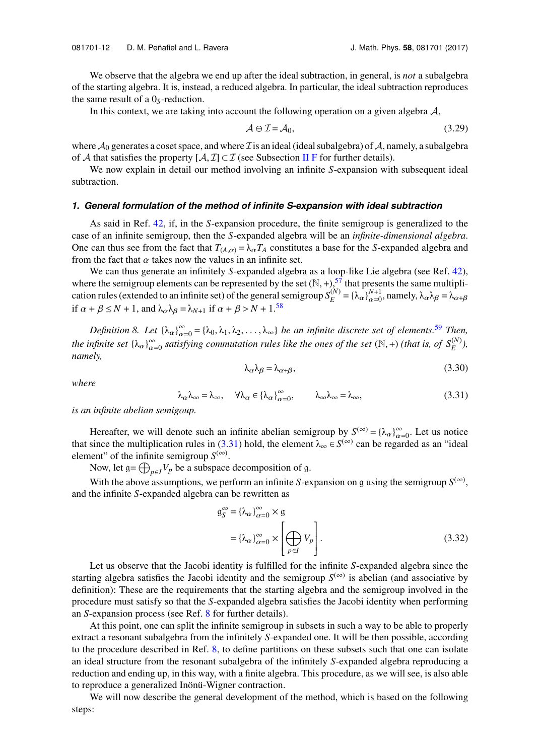We observe that the algebra we end up after the ideal subtraction, in general, is *not* a subalgebra of the starting algebra. It is, instead, a reduced algebra. In particular, the ideal subtraction reproduces the same result of a $0_S$-reduction.

In this context, we are taking into account the following operation on a given algebra $\mathcal{A}$,

$$\mathcal{A} \ominus \mathcal{I} = \mathcal{A}_0, \tag{3.29}$$

where $\mathcal{A}_0$ generates a coset space, and where $\mathcal{I}$ is an ideal (ideal subalgebra) of $\mathcal{A}$, namely, a subalgebra of $\mathcal{A}$ that satisfies the property $[\mathcal{A}, \mathcal{I}] \subset \mathcal{I}$ (see Subsection II F for further details).

We now explain in detail our method involving an infinite $S$-expansion with subsequent ideal subtraction.

### 1. General formulation of the method of infinite S-expansion with ideal subtraction

As said in Ref. 42, if, in the $S$-expansion procedure, the finite semigroup is generalized to the case of an infinite semigroup, then the $S$-expanded algebra will be an *infinite-dimensional algebra*. One can thus see from the fact that $T_{(A,\alpha)} = \lambda_\alpha T_A$ constitutes a base for the $S$-expanded algebra and from the fact that $\alpha$ takes now the values in an infinite set.

We can thus generate an infinitely $S$-expanded algebra as a loop-like Lie algebra (see Ref. 42), where the semigroup elements can be represented by the set $(\mathbb{N}, +)$,[57] that presents the same multiplication rules (extended to an infinite set) of the general semigroup $S_E^{(N)} = \{\lambda_\alpha\}_{\alpha=0}^{N+1}$, namely, $\lambda_\alpha \lambda_\beta = \lambda_{\alpha+\beta}$ if $\alpha + \beta \leq N+1$, and $\lambda_\alpha \lambda_\beta = \lambda_{N+1}$ if $\alpha + \beta > N+1$.[58]

*Definition 8. Let $\{\lambda_\alpha\}_{\alpha=0}^{\infty} = \{\lambda_0, \lambda_1, \lambda_2, \ldots, \lambda_\infty\}$ be an infinite discrete set of elements.*[59] *Then, the infinite set $\{\lambda_\alpha\}_{\alpha=0}^{\infty}$ satisfying commutation rules like the ones of the set $(\mathbb{N}, +)$ (that is, of $S_E^{(N)}$), namely,*

$$\lambda_\alpha \lambda_\beta = \lambda_{\alpha+\beta}, \tag{3.30}$$

*where*

$$\lambda_\alpha \lambda_\infty = \lambda_\infty, \quad \forall \lambda_\alpha \in \{\lambda_\alpha\}_{\alpha=0}^{\infty}, \qquad \lambda_\infty \lambda_\infty = \lambda_\infty, \tag{3.31}$$

*is an infinite abelian semigoup.*

Hereafter, we will denote such an infinite abelian semigroup by $S^{(\infty)} = \{\lambda_\alpha\}_{\alpha=0}^{\infty}$. Let us notice that since the multiplication rules in (3.31) hold, the element $\lambda_\infty \in S^{(\infty)}$ can be regarded as an "ideal element" of the infinite semigroup $S^{(\infty)}$.

Now, let $\mathfrak{g} = \bigoplus_{p \in I} V_p$ be a subspace decomposition of $\mathfrak{g}$.

With the above assumptions, we perform an infinite $S$-expansion on $\mathfrak{g}$ using the semigroup $S^{(\infty)}$, and the infinite $S$-expanded algebra can be rewritten as

$$\begin{aligned} \mathfrak{g}_S^\infty &= \{\lambda_\alpha\}_{\alpha=0}^{\infty} \times \mathfrak{g} \\ &= \{\lambda_\alpha\}_{\alpha=0}^{\infty} \times \left[ \bigoplus_{p \in I} V_p \right]. \end{aligned} \tag{3.32}$$

Let us observe that the Jacobi identity is fulfilled for the infinite $S$-expanded algebra since the starting algebra satisfies the Jacobi identity and the semigroup $S^{(\infty)}$ is abelian (and associative by definition): These are the requirements that the starting algebra and the semigroup involved in the procedure must satisfy so that the $S$-expanded algebra satisfies the Jacobi identity when performing an $S$-expansion process (see Ref. 8 for further details).

At this point, one can split the infinite semigroup in subsets in such a way to be able to properly extract a resonant subalgebra from the infinitely $S$-expanded one. It will be then possible, according to the procedure described in Ref. 8, to define partitions on these subsets such that one can isolate an ideal structure from the resonant subalgebra of the infinitely $S$-expanded algebra reproducing a reduction and ending up, in this way, with a finite algebra. This procedure, as we will see, is also able to reproduce a generalized Inönü-Wigner contraction.

We will now describe the general development of the method, which is based on the following steps: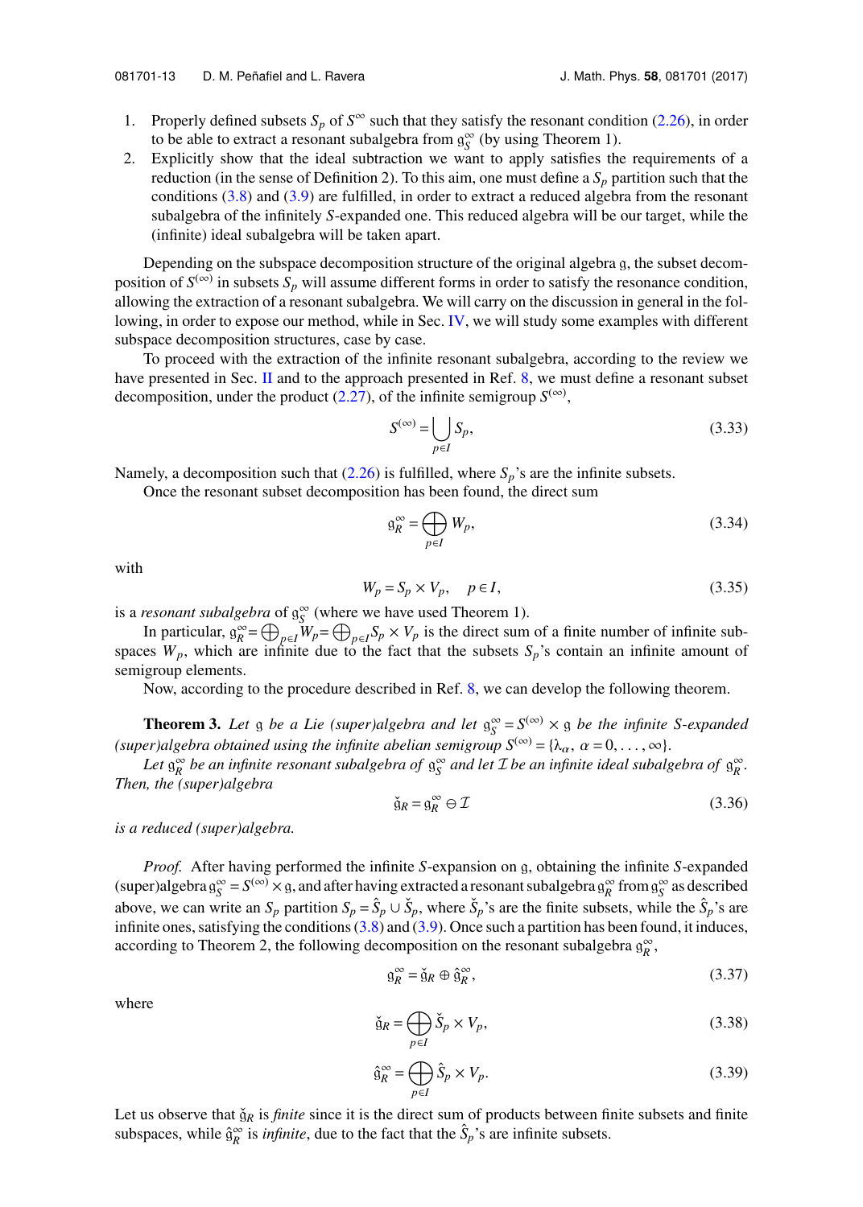1. Properly defined subsets $S_p$ of $S^{\infty}$ such that they satisfy the resonant condition (2.26), in order to be able to extract a resonant subalgebra $\mathfrak{g}_S^{\infty}$ (by using Theorem 1).
2. Explicitly show that the ideal subtraction we want to apply satisfies the requirements of a reduction (in the sense of Definition 2). To this aim, one must define a $S_p$ partition such that the conditions (3.8) and (3.9) are fulfilled, in order to extract a reduced algebra from the resonant subalgebra of the infinitely $S$-expanded one. This reduced algebra will be our target, while the (infinite) ideal subalgebra will be taken apart.

Depending on the subspace decomposition structure of the original algebra $\mathfrak{g}$, the subset decomposition of $S^{(\infty)}$ in subsets $S_p$ will assume different forms in order to satisfy the resonance condition, allowing the extraction of a resonant subalgebra. We will carry on the discussion in general in the following, in order to expose our method, while in Sec. IV, we will study some examples with different subspace decomposition structures, case by case.

To proceed with the extraction of the infinite resonant subalgebra, according to the review we have presented in Sec. II and to the approach presented in Ref. 8, we must define a resonant subset decomposition, under the product (2.27), of the infinite semigroup $S^{(\infty)}$,

$$S^{(\infty)} = \bigcup_{p \in I} S_p, \tag{3.33}$$

Namely, a decomposition such that (2.26) is fulfilled, where $S_p$'s are the infinite subsets.

Once the resonant subset decomposition has been found, the direct sum

$$\mathfrak{g}_R^{\infty} = \bigoplus_{p \in I} W_p, \tag{3.34}$$

with

$$W_p = S_p \times V_p, \quad p \in I, \tag{3.35}$$

is a *resonant subalgebra* of $\mathfrak{g}_S^{\infty}$ (where we have used Theorem 1).

In particular, $\mathfrak{g}_R^{\infty} = \bigoplus_{p \in I} W_p = \bigoplus_{p \in I} S_p \times V_p$ is the direct sum of a finite number of infinite subspaces $W_p$, which are infinite due to the fact that the subsets $S_p$'s contain an infinite amount of semigroup elements.

Now, according to the procedure described in Ref. 8, we can develop the following theorem.

**Theorem 3.** *Let $\mathfrak{g}$ be a Lie (super)algebra and let $\mathfrak{g}_S^{\infty} = S^{(\infty)} \times \mathfrak{g}$ be the infinite $S$-expanded (super)algebra obtained using the infinite abelian semigroup $S^{(\infty)} = \{\lambda_\alpha,\ \alpha = 0, \ldots, \infty\}$.*

*Let $\mathfrak{g}_R^{\infty}$ be an infinite resonant subalgebra of $\mathfrak{g}_S^{\infty}$ and let $\mathcal{I}$ be an infinite ideal subalgebra of $\mathfrak{g}_R^{\infty}$. Then, the (super)algebra*

$$\check{\mathfrak{g}}_R = \mathfrak{g}_R^{\infty} \ominus \mathcal{I} \tag{3.36}$$

*is a reduced (super)algebra.*

*Proof.* After having performed the infinite $S$-expansion on $\mathfrak{g}$, obtaining the infinite $S$-expanded (super)algebra $\mathfrak{g}_S^{\infty} = S^{(\infty)} \times \mathfrak{g}$, and after having extracted a resonant subalgebra $\mathfrak{g}_R^{\infty}$ from $\mathfrak{g}_S^{\infty}$ as described above, we can write an $S_p$ partition $S_p = \hat{S}_p \cup \check{S}_p$, where $\check{S}_p$'s are the finite subsets, while the $\hat{S}_p$'s are infinite ones, satisfying the conditions (3.8) and (3.9). Once such a partition has been found, it induces, according to Theorem 2, the following decomposition on the resonant subalgebra $\mathfrak{g}_R^{\infty}$,

$$\mathfrak{g}_R^{\infty} = \check{\mathfrak{g}}_R \oplus \hat{\mathfrak{g}}_R^{\infty}, \tag{3.37}$$

where

$$\check{\mathfrak{g}}_R = \bigoplus_{p \in I} \check{S}_p \times V_p, \tag{3.38}$$

$$\hat{\mathfrak{g}}_R^{\infty} = \bigoplus_{p \in I} \hat{S}_p \times V_p. \tag{3.39}$$

Let us observe that $\check{\mathfrak{g}}_R$ is *finite* since it is the direct sum of products between finite subsets and finite subspaces, while $\hat{\mathfrak{g}}_R^{\infty}$ is *infinite*, due to the fact that the $\hat{S}_p$'s are infinite subsets.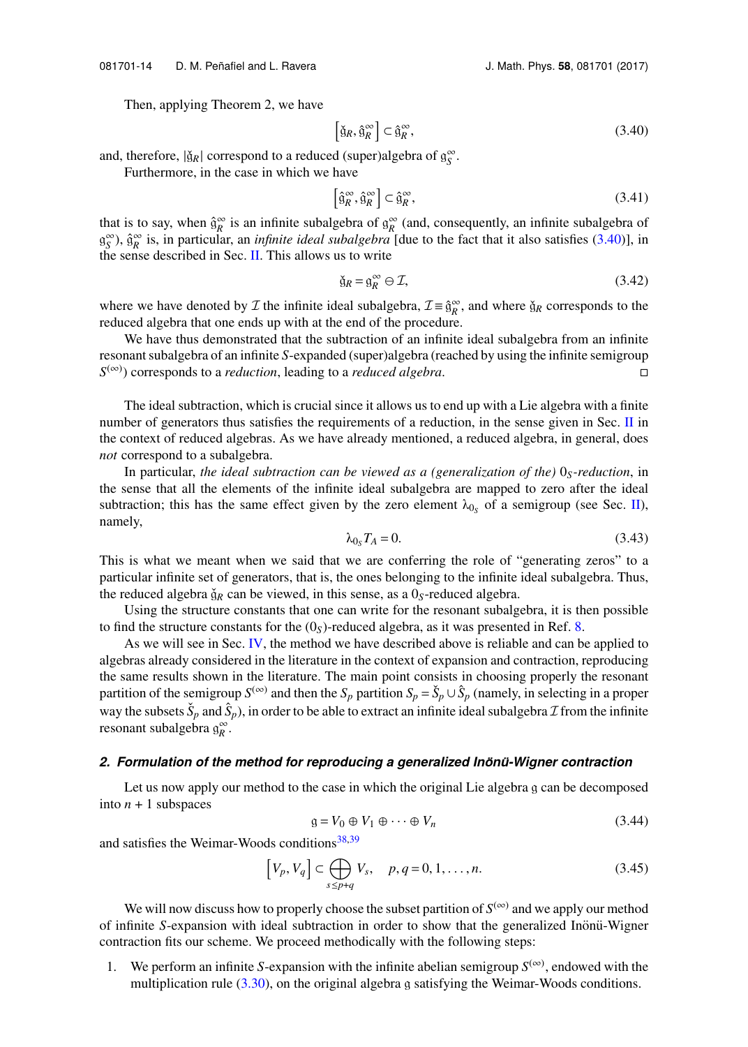Then, applying Theorem 2, we have

$$\left[\check{\mathfrak{g}}_R, \hat{\mathfrak{g}}_R^{\infty}\right] \subset \hat{\mathfrak{g}}_R^{\infty}, \tag{3.40}$$

and, therefore, $|\check{\mathfrak{g}}_R|$ correspond to a reduced (super)algebra of $\mathfrak{g}_S^{\infty}$.

Furthermore, in the case in which we have

$$\left[\hat{\mathfrak{g}}_R^{\infty}, \hat{\mathfrak{g}}_R^{\infty}\right] \subset \hat{\mathfrak{g}}_R^{\infty}, \tag{3.41}$$

that is to say, when $\hat{\mathfrak{g}}_R^{\infty}$ is an infinite subalgebra of $\mathfrak{g}_R^{\infty}$ (and, consequently, an infinite subalgebra of $\mathfrak{g}_S^{\infty}$), $\hat{\mathfrak{g}}_R^{\infty}$ is, in particular, an *infinite ideal subalgebra* [due to the fact that it also satisfies (3.40)], in the sense described in Sec. II. This allows us to write

$$\check{\mathfrak{g}}_R = \mathfrak{g}_R^{\infty} \ominus \mathcal{I}, \tag{3.42}$$

where we have denoted by $\mathcal{I}$ the infinite ideal subalgebra, $\mathcal{I} \equiv \hat{\mathfrak{g}}_R^{\infty}$, and where $\check{\mathfrak{g}}_R$ corresponds to the reduced algebra that one ends up with at the end of the procedure.

We have thus demonstrated that the subtraction of an infinite ideal subalgebra from an infinite resonant subalgebra of an infinite $S$-expanded (super)algebra (reached by using the infinite semigroup $S^{(\infty)}$) corresponds to a *reduction*, leading to a *reduced algebra*. □

The ideal subtraction, which is crucial since it allows us to end up with a Lie algebra with a finite number of generators thus satisfies the requirements of a reduction, in the sense given in Sec. II in the context of reduced algebras. As we have already mentioned, a reduced algebra, in general, does *not* correspond to a subalgebra.

In particular, *the ideal subtraction can be viewed as a (generalization of the)* $0_S$*-reduction*, in the sense that all the elements of the infinite ideal subalgebra are mapped to zero after the ideal subtraction; this has the same effect given by the zero element $\lambda_{0_S}$ of a semigroup (see Sec. II), namely,

$$\lambda_{0_S} T_A = 0. \tag{3.43}$$

This is what we meant when we said that we are conferring the role of "generating zeros" to a particular infinite set of generators, that is, the ones belonging to the infinite ideal subalgebra. Thus, the reduced algebra $\check{\mathfrak{g}}_R$ can be viewed, in this sense, as a $0_S$-reduced algebra.

Using the structure constants that one can write for the resonant subalgebra, it is then possible to find the structure constants for the $(0_S)$-reduced algebra, as it was presented in Ref. 8.

As we will see in Sec. IV, the method we have described above is reliable and can be applied to algebras already considered in the literature in the context of expansion and contraction, reproducing the same results shown in the literature. The main point consists in choosing properly the resonant partition of the semigroup $S^{(\infty)}$ and then the $S_p$ partition $S_p = \check{S}_p \cup \hat{S}_p$ (namely, in selecting in a proper way the subsets $\check{S}_p$ and $\hat{S}_p$), in order to be able to extract an infinite ideal subalgebra $\mathcal{I}$ from the infinite resonant subalgebra $\mathfrak{g}_R^{\infty}$.

### 2. Formulation of the method for reproducing a generalized Inönü-Wigner contraction

Let us now apply our method to the case in which the original Lie algebra $\mathfrak{g}$ can be decomposed into $n + 1$ subspaces

$$\mathfrak{g} = V_0 \oplus V_1 \oplus \cdots \oplus V_n \tag{3.44}$$

and satisfies the Weimar-Woods conditions[38,39]

$$\left[V_p, V_q\right] \subset \bigoplus_{s \leq p+q} V_s, \quad p, q = 0, 1, \ldots, n. \tag{3.45}$$

We will now discuss how to properly choose the subset partition of $S^{(\infty)}$ and we apply our method of infinite $S$-expansion with ideal subtraction in order to show that the generalized Inönü-Wigner contraction fits our scheme. We proceed methodically with the following steps:

1. We perform an infinite $S$-expansion with the infinite abelian semigroup $S^{(\infty)}$, endowed with the multiplication rule (3.30), on the original algebra $\mathfrak{g}$ satisfying the Weimar-Woods conditions.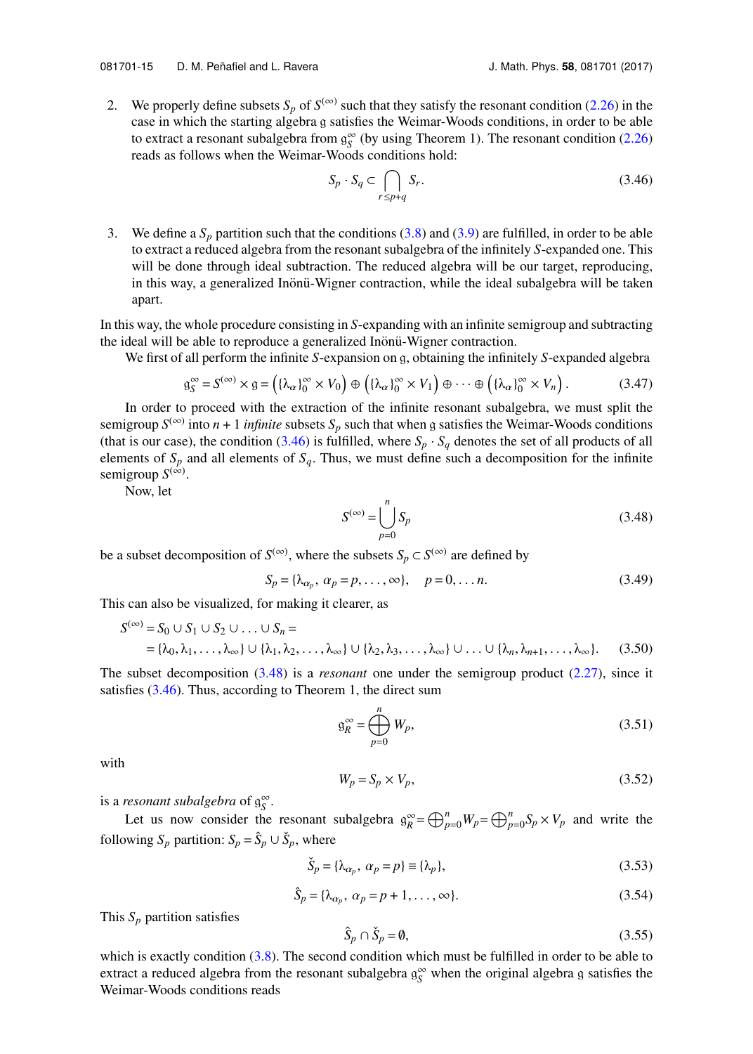2. We properly define subsets $S_p$ of $S^{(\infty)}$ such that they satisfy the resonant condition (2.26) in the case in which the starting algebra $\mathfrak{g}$ satisfies the Weimar-Woods conditions, in order to be able to extract a resonant subalgebra from $\mathfrak{g}_S^\infty$ (by using Theorem 1). The resonant condition (2.26) reads as follows when the Weimar-Woods conditions hold:

$$S_p \cdot S_q \subset \bigcap_{r \leq p+q} S_r. \tag{3.46}$$

3. We define a $S_p$ partition such that the conditions (3.8) and (3.9) are fulfilled, in order to be able to extract a reduced algebra from the resonant subalgebra of the infinitely $S$-expanded one. This will be done through ideal subtraction. The reduced algebra will be our target, reproducing, in this way, a generalized Inönü-Wigner contraction, while the ideal subalgebra will be taken apart.

In this way, the whole procedure consisting in $S$-expanding with an infinite semigroup and subtracting the ideal will be able to reproduce a generalized Inönü-Wigner contraction.

We first of all perform the infinite $S$-expansion on $\mathfrak{g}$, obtaining the infinitely $S$-expanded algebra

$$\mathfrak{g}_S^\infty = S^{(\infty)} \times \mathfrak{g} = \left(\{\lambda_\alpha\}_0^\infty \times V_0\right) \oplus \left(\{\lambda_\alpha\}_0^\infty \times V_1\right) \oplus \cdots \oplus \left(\{\lambda_\alpha\}_0^\infty \times V_n\right). \tag{3.47}$$

In order to proceed with the extraction of the infinite resonant subalgebra, we must split the semigroup $S^{(\infty)}$ into $n+1$ *infinite* subsets $S_p$ such that when $\mathfrak{g}$ satisfies the Weimar-Woods conditions (that is our case), the condition (3.46) is fulfilled, where $S_p \cdot S_q$ denotes the set of all products of all elements of $S_p$ and all elements of $S_q$. Thus, we must define such a decomposition for the infinite semigroup $S^{(\infty)}$.

Now, let

$$S^{(\infty)} = \bigcup_{p=0}^{n} S_p \tag{3.48}$$

be a subset decomposition of $S^{(\infty)}$, where the subsets $S_p \subset S^{(\infty)}$ are defined by

$$S_p = \{\lambda_{\alpha_p},\ \alpha_p = p, \ldots, \infty\}, \qquad p = 0, \ldots n. \tag{3.49}$$

This can also be visualized, for making it clearer, as

$$\begin{aligned} S^{(\infty)} &= S_0 \cup S_1 \cup S_2 \cup \ldots \cup S_n = \\ &= \{\lambda_0, \lambda_1, \ldots, \lambda_\infty\} \cup \{\lambda_1, \lambda_2, \ldots, \lambda_\infty\} \cup \{\lambda_2, \lambda_3, \ldots, \lambda_\infty\} \cup \ldots \cup \{\lambda_n, \lambda_{n+1}, \ldots, \lambda_\infty\}. \end{aligned} \tag{3.50}$$

The subset decomposition (3.48) is a *resonant* one under the semigroup product (2.27), since it satisfies (3.46). Thus, according to Theorem 1, the direct sum

$$\mathfrak{g}_R^\infty = \bigoplus_{p=0}^{n} W_p, \tag{3.51}$$

with

$$W_p = S_p \times V_p, \tag{3.52}$$

is a *resonant subalgebra* of $\mathfrak{g}_S^\infty$.

Let us now consider the resonant subalgebra $\mathfrak{g}_R^\infty = \bigoplus_{p=0}^{n} W_p = \bigoplus_{p=0}^{n} S_p \times V_p$ and write the following $S_p$ partition: $S_p = \hat{S}_p \cup \check{S}_p$, where

$$\check{S}_p = \{\lambda_{\alpha_p},\ \alpha_p = p\} \equiv \{\lambda_p\}, \tag{3.53}$$

$$\hat{S}_p = \{\lambda_{\alpha_p},\ \alpha_p = p+1, \ldots, \infty\}. \tag{3.54}$$

This $S_p$ partition satisfies

$$\hat{S}_p \cap \check{S}_p = \emptyset, \tag{3.55}$$

which is exactly condition (3.8). The second condition which must be fulfilled in order to be able to extract a reduced algebra from the resonant subalgebra $\mathfrak{g}_S^\infty$ when the original algebra $\mathfrak{g}$ satisfies the Weimar-Woods conditions reads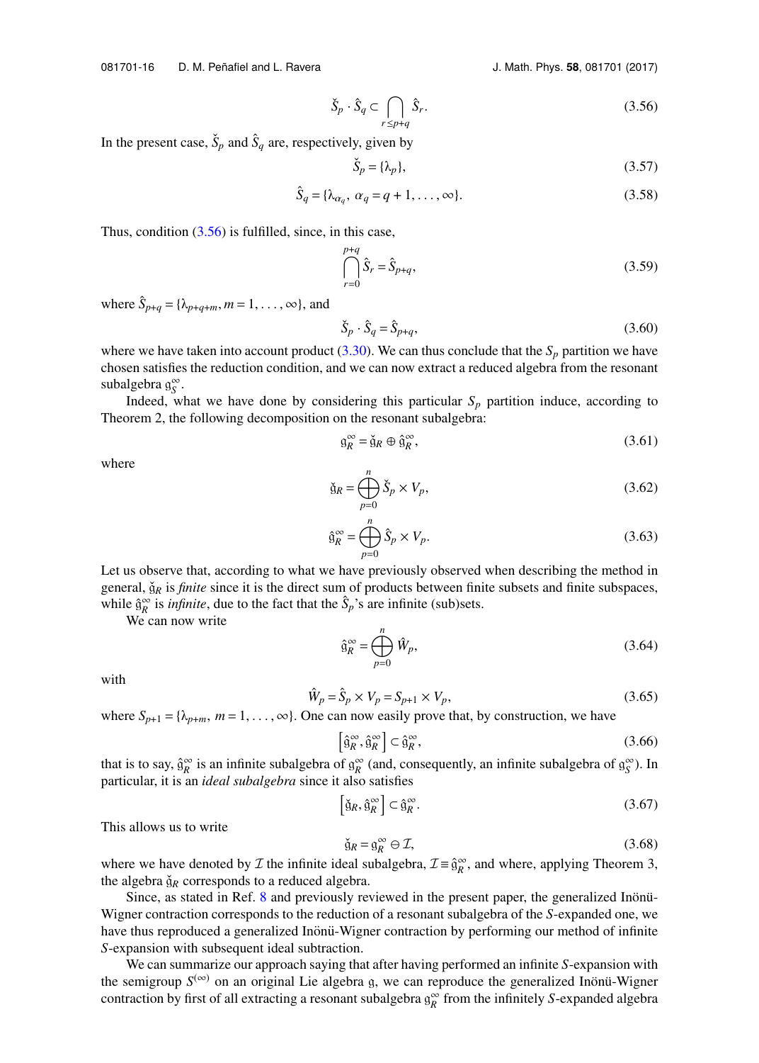$$\check{S}_p \cdot \hat{S}_q \subset \bigcap_{r \leq p+q} \hat{S}_r. \tag{3.56}$$

In the present case, $\check{S}_p$ and $\hat{S}_q$ are, respectively, given by

$$\check{S}_p = \{\lambda_p\}, \tag{3.57}$$

$$\hat{S}_q = \{\lambda_{\alpha_q},\ \alpha_q = q+1, \ldots, \infty\}. \tag{3.58}$$

Thus, condition (3.56) is fulfilled, since, in this case,

$$\bigcap_{r=0}^{p+q} \hat{S}_r = \hat{S}_{p+q}, \tag{3.59}$$

where $\hat{S}_{p+q} = \{\lambda_{p+q+m}, m = 1, \ldots, \infty\}$, and

$$\check{S}_p \cdot \hat{S}_q = \hat{S}_{p+q}, \tag{3.60}$$

where we have taken into account product (3.30). We can thus conclude that the $S_p$ partition we have chosen satisfies the reduction condition, and we can now extract a reduced algebra from the resonant subalgebra $\mathfrak{g}_S^\infty$.

Indeed, what we have done by considering this particular $S_p$ partition induce, according to Theorem 2, the following decomposition on the resonant subalgebra:

$$\mathfrak{g}_R^\infty = \check{\mathfrak{g}}_R \oplus \hat{\mathfrak{g}}_R^\infty, \tag{3.61}$$

where

$$\check{\mathfrak{g}}_R = \bigoplus_{p=0}^{n} \check{S}_p \times V_p, \tag{3.62}$$

$$\hat{\mathfrak{g}}_R^\infty = \bigoplus_{p=0}^{n} \hat{S}_p \times V_p. \tag{3.63}$$

Let us observe that, according to what we have previously observed when describing the method in general, $\check{\mathfrak{g}}_R$ is *finite* since it is the direct sum of products between finite subsets and finite subspaces, while $\hat{\mathfrak{g}}_R^\infty$ is *infinite*, due to the fact that the $\hat{S}_p$'s are infinite (sub)sets.

We can now write

$$\hat{\mathfrak{g}}_R^\infty = \bigoplus_{p=0}^{n} \hat{W}_p, \tag{3.64}$$

with

$$\hat{W}_p = \hat{S}_p \times V_p = S_{p+1} \times V_p, \tag{3.65}$$

where $S_{p+1} = \{\lambda_{p+m},\ m = 1, \ldots, \infty\}$. One can now easily prove that, by construction, we have

$$\left[\hat{\mathfrak{g}}_R^\infty, \hat{\mathfrak{g}}_R^\infty\right] \subset \hat{\mathfrak{g}}_R^\infty, \tag{3.66}$$

that is to say, $\hat{\mathfrak{g}}_R^\infty$ is an infinite subalgebra of $\mathfrak{g}_R^\infty$ (and, consequently, an infinite subalgebra of $\mathfrak{g}_S^\infty$). In particular, it is an *ideal subalgebra* since it also satisfies

$$\left[\check{\mathfrak{g}}_R, \hat{\mathfrak{g}}_R^\infty\right] \subset \hat{\mathfrak{g}}_R^\infty. \tag{3.67}$$

This allows us to write

$$\check{\mathfrak{g}}_R = \mathfrak{g}_R^\infty \ominus \mathcal{I}, \tag{3.68}$$

where we have denoted by $\mathcal{I}$ the infinite ideal subalgebra, $\mathcal{I} \equiv \hat{\mathfrak{g}}_R^\infty$, and where, applying Theorem 3, the algebra $\check{\mathfrak{g}}_R$ corresponds to a reduced algebra.

Since, as stated in Ref. 8 and previously reviewed in the present paper, the generalized Inönü-Wigner contraction corresponds to the reduction of a resonant subalgebra of the $S$-expanded one, we have thus reproduced a generalized Inönü-Wigner contraction by performing our method of infinite $S$-expansion with subsequent ideal subtraction.

We can summarize our approach saying that after having performed an infinite $S$-expansion with the semigroup $S^{(\infty)}$ on an original Lie algebra $\mathfrak{g}$, we can reproduce the generalized Inönü-Wigner contraction by first of all extracting a resonant subalgebra $\mathfrak{g}_R^\infty$ from the infinitely $S$-expanded algebra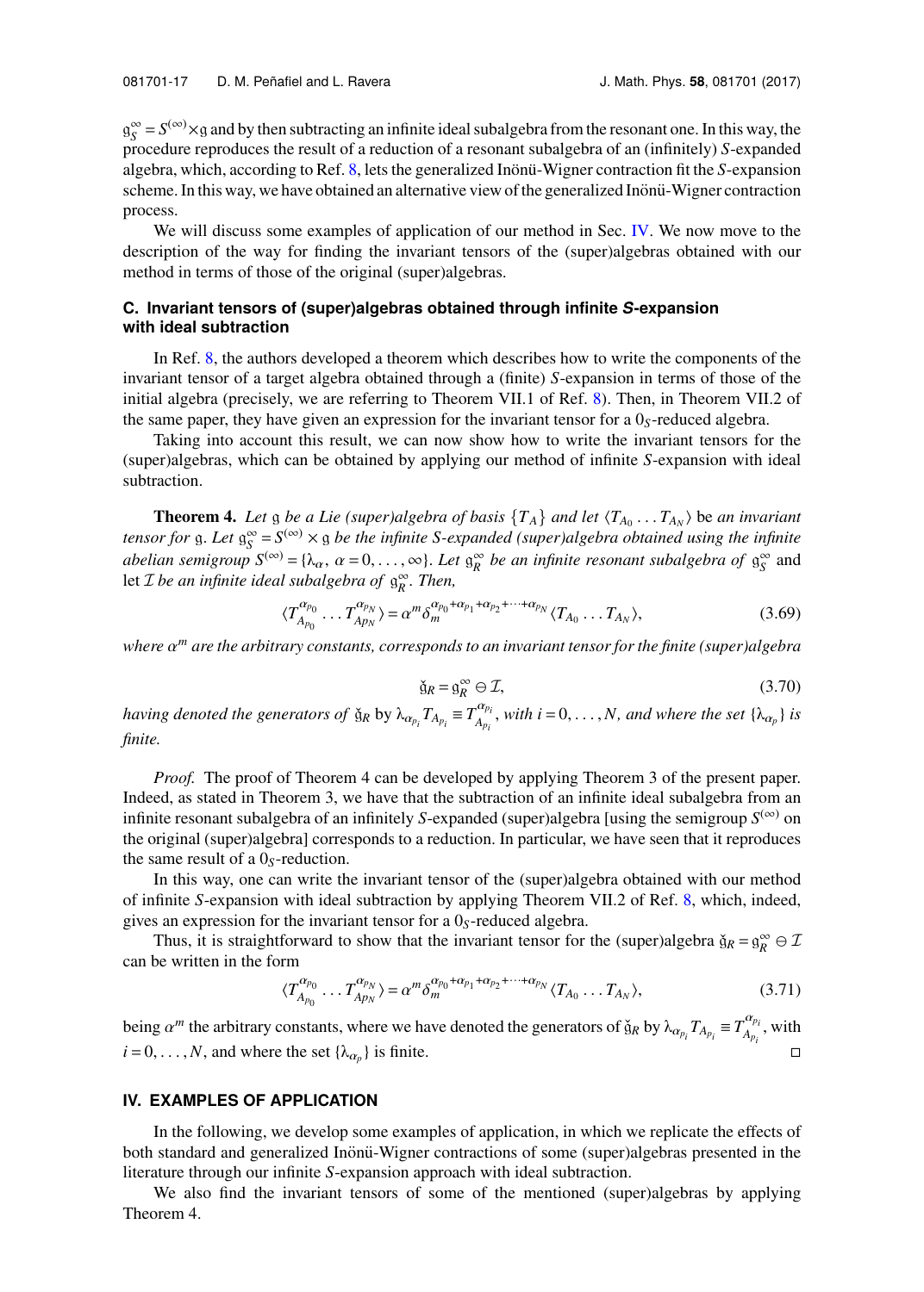$\mathfrak{g}_S^\infty = S^{(\infty)} \times \mathfrak{g}$ and by then subtracting an infinite ideal subalgebra from the resonant one. In this way, the procedure reproduces the result of a reduction of a resonant subalgebra of an (infinitely) $S$-expanded algebra, which, according to Ref. 8, lets the generalized Inönü-Wigner contraction fit the $S$-expansion scheme. In this way, we have obtained an alternative view of the generalized Inönü-Wigner contraction process.

We will discuss some examples of application of our method in Sec. IV. We now move to the description of the way for finding the invariant tensors of the (super)algebras obtained with our method in terms of those of the original (super)algebras.

### C. Invariant tensors of (super)algebras obtained through infinite *S*-expansion with ideal subtraction

In Ref. 8, the authors developed a theorem which describes how to write the components of the invariant tensor of a target algebra obtained through a (finite) $S$-expansion in terms of those of the initial algebra (precisely, we are referring to Theorem VII.1 of Ref. 8). Then, in Theorem VII.2 of the same paper, they have given an expression for the invariant tensor for a $0_S$-reduced algebra.

Taking into account this result, we can now show how to write the invariant tensors for the (super)algebras, which can be obtained by applying our method of infinite $S$-expansion with ideal subtraction.

**Theorem 4.** *Let $\mathfrak{g}$ be a Lie (super)algebra of basis $\{T_A\}$ and let $\langle T_{A_0} \dots T_{A_N} \rangle$* be *an invariant tensor for $\mathfrak{g}$. Let $\mathfrak{g}_S^\infty = S^{(\infty)} \times \mathfrak{g}$ be the infinite S-expanded (super)algebra obtained using the infinite abelian semigroup $S^{(\infty)} = \{\lambda_\alpha,\ \alpha = 0, \dots, \infty\}$. Let $\mathfrak{g}_R^\infty$ be an infinite resonant subalgebra of $\mathfrak{g}_S^\infty$* and *let $\mathcal{I}$ be an infinite ideal subalgebra of $\mathfrak{g}_R^\infty$. Then,*

$$\langle T_{A_{p_0}}^{\alpha_{p_0}} \dots T_{A_{p_N}}^{\alpha_{p_N}} \rangle = \alpha^m \delta_m^{\alpha_{p_0}+\alpha_{p_1}+\alpha_{p_2}+\dots+\alpha_{p_N}} \langle T_{A_0} \dots T_{A_N} \rangle, \tag{3.69}$$

*where $\alpha^m$ are the arbitrary constants, corresponds to an invariant tensor for the finite (super)algebra*

$$\check{\mathfrak{g}}_R = \mathfrak{g}_R^\infty \ominus \mathcal{I}, \tag{3.70}$$

*having denoted the generators of $\check{\mathfrak{g}}_R$* by *$\lambda_{\alpha_{p_i}} T_{A_{p_i}} \equiv T_{A_{p_i}}^{\alpha_{p_i}}$, with $i = 0, \dots, N$, and where the set $\{\lambda_{\alpha_p}\}$ is finite.*

*Proof.* The proof of Theorem 4 can be developed by applying Theorem 3 of the present paper. Indeed, as stated in Theorem 3, we have that the subtraction of an infinite ideal subalgebra from an infinite resonant subalgebra of an infinitely $S$-expanded (super)algebra [using the semigroup $S^{(\infty)}$ on the original (super)algebra] corresponds to a reduction. In particular, we have seen that it reproduces the same result of a $0_S$-reduction.

In this way, one can write the invariant tensor of the (super)algebra obtained with our method of infinite $S$-expansion with ideal subtraction by applying Theorem VII.2 of Ref. 8, which, indeed, gives an expression for the invariant tensor for a $0_S$-reduced algebra.

Thus, it is straightforward to show that the invariant tensor for the (super)algebra $\check{\mathfrak{g}}_R = \mathfrak{g}_R^\infty \ominus \mathcal{I}$ can be written in the form

$$\langle T_{A_{p_0}}^{\alpha_{p_0}} \dots T_{A_{p_N}}^{\alpha_{p_N}} \rangle = \alpha^m \delta_m^{\alpha_{p_0}+\alpha_{p_1}+\alpha_{p_2}+\dots+\alpha_{p_N}} \langle T_{A_0} \dots T_{A_N} \rangle, \tag{3.71}$$

being $\alpha^m$ the arbitrary constants, where we have denoted the generators of $\check{\mathfrak{g}}_R$ by $\lambda_{\alpha_{p_i}} T_{A_{p_i}} \equiv T_{A_{p_i}}^{\alpha_{p_i}}$, with $i = 0, \dots, N$, and where the set $\{\lambda_{\alpha_p}\}$ is finite. □

## IV. EXAMPLES OF APPLICATION

In the following, we develop some examples of application, in which we replicate the effects of both standard and generalized Inönü-Wigner contractions of some (super)algebras presented in the literature through our infinite $S$-expansion approach with ideal subtraction.

We also find the invariant tensors of some of the mentioned (super)algebras by applying Theorem 4.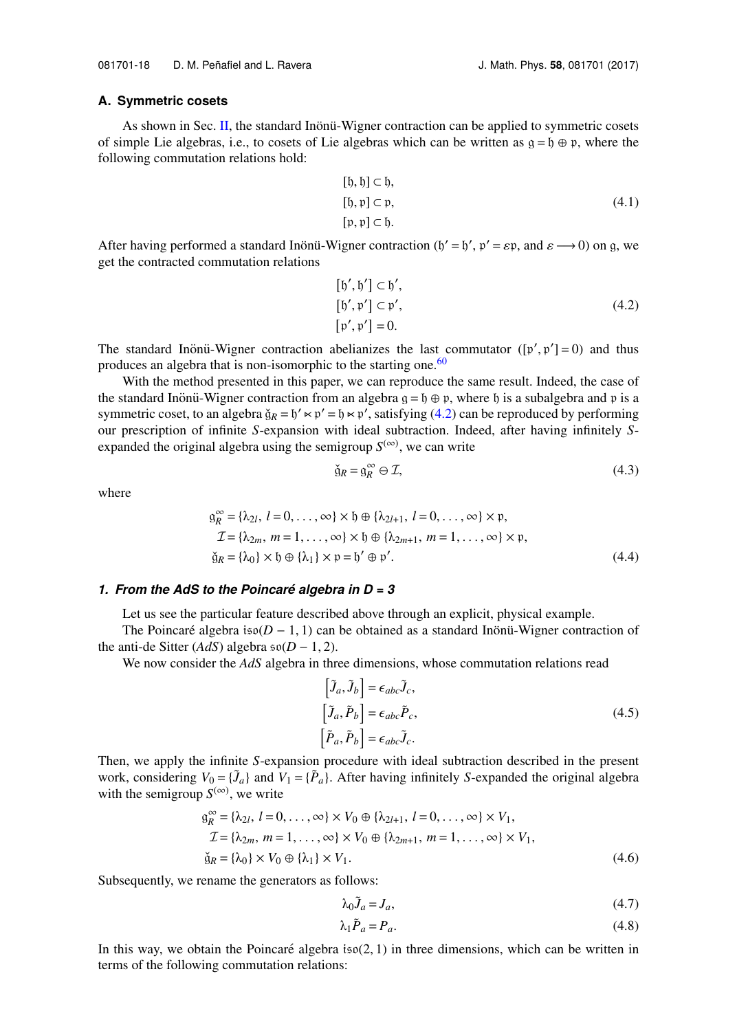### A. Symmetric cosets

As shown in Sec. II, the standard Inönü-Wigner contraction can be applied to symmetric cosets of simple Lie algebras, i.e., to cosets of Lie algebras which can be written as $\mathfrak{g} = \mathfrak{h} \oplus \mathfrak{p}$, where the following commutation relations hold:

$$
\begin{aligned}
&[\mathfrak{h}, \mathfrak{h}] \subset \mathfrak{h}, \\
&[\mathfrak{h}, \mathfrak{p}] \subset \mathfrak{p}, \\
&[\mathfrak{p}, \mathfrak{p}] \subset \mathfrak{h}.
\end{aligned} \tag{4.1}
$$

After having performed a standard Inönü-Wigner contraction ($\mathfrak{h}' = \mathfrak{h}'$, $\mathfrak{p}' = \varepsilon \mathfrak{p}$, and $\varepsilon \longrightarrow 0$) on $\mathfrak{g}$, we get the contracted commutation relations

$$
\begin{aligned}
&[\mathfrak{h}', \mathfrak{h}'] \subset \mathfrak{h}', \\
&[\mathfrak{h}', \mathfrak{p}'] \subset \mathfrak{p}', \\
&[\mathfrak{p}', \mathfrak{p}'] = 0.
\end{aligned} \tag{4.2}
$$

The standard Inönü-Wigner contraction abelianizes the last commutator ($[\mathfrak{p}', \mathfrak{p}'] = 0$) and thus produces an algebra that is non-isomorphic to the starting one.[60]

With the method presented in this paper, we can reproduce the same result. Indeed, the case of the standard Inönü-Wigner contraction from an algebra $\mathfrak{g} = \mathfrak{h} \oplus \mathfrak{p}$, where $\mathfrak{h}$ is a subalgebra and $\mathfrak{p}$ is a symmetric coset, to an algebra $\check{\mathfrak{g}}_R = \mathfrak{h}' \ltimes \mathfrak{p}' = \mathfrak{h} \ltimes \mathfrak{p}'$, satisfying (4.2) can be reproduced by performing our prescription of infinite $S$-expansion with ideal subtraction. Indeed, after having infinitely $S$-expanded the original algebra using the semigroup $S^{(\infty)}$, we can write

$$
\check{\mathfrak{g}}_R = \mathfrak{g}_R^{\infty} \ominus \mathcal{I}, \tag{4.3}
$$

where

$$
\begin{aligned}
\mathfrak{g}_R^{\infty} &= \{\lambda_{2l},\, l = 0, \ldots, \infty\} \times \mathfrak{h} \oplus \{\lambda_{2l+1},\, l = 0, \ldots, \infty\} \times \mathfrak{p}, \\
\mathcal{I} &= \{\lambda_{2m},\, m = 1, \ldots, \infty\} \times \mathfrak{h} \oplus \{\lambda_{2m+1},\, m = 1, \ldots, \infty\} \times \mathfrak{p}, \\
\check{\mathfrak{g}}_R &= \{\lambda_0\} \times \mathfrak{h} \oplus \{\lambda_1\} \times \mathfrak{p} = \mathfrak{h}' \oplus \mathfrak{p}'.
\end{aligned} \tag{4.4}
$$

#### 1. *From the AdS to the Poincaré algebra in D = 3*

Let us see the particular feature described above through an explicit, physical example.

The Poincaré algebra $\mathfrak{iso}(D-1,1)$ can be obtained as a standard Inönü-Wigner contraction of the anti-de Sitter (*AdS*) algebra $\mathfrak{so}(D-1,2)$.

We now consider the *AdS* algebra in three dimensions, whose commutation relations read

$$
\begin{aligned}
\left[\tilde{J}_a, \tilde{J}_b\right] &= \epsilon_{abc} \tilde{J}_c, \\
\left[\tilde{J}_a, \tilde{P}_b\right] &= \epsilon_{abc} \tilde{P}_c, \\
\left[\tilde{P}_a, \tilde{P}_b\right] &= \epsilon_{abc} \tilde{J}_c.
\end{aligned} \tag{4.5}
$$

Then, we apply the infinite $S$-expansion procedure with ideal subtraction described in the present work, considering $V_0 = \{\tilde{J}_a\}$ and $V_1 = \{\tilde{P}_a\}$. After having infinitely $S$-expanded the original algebra with the semigroup $S^{(\infty)}$, we write

$$
\begin{aligned}
\mathfrak{g}_R^{\infty} &= \{\lambda_{2l},\, l = 0, \ldots, \infty\} \times V_0 \oplus \{\lambda_{2l+1},\, l = 0, \ldots, \infty\} \times V_1, \\
\mathcal{I} &= \{\lambda_{2m},\, m = 1, \ldots, \infty\} \times V_0 \oplus \{\lambda_{2m+1},\, m = 1, \ldots, \infty\} \times V_1, \\
\check{\mathfrak{g}}_R &= \{\lambda_0\} \times V_0 \oplus \{\lambda_1\} \times V_1.
\end{aligned} \tag{4.6}
$$

Subsequently, we rename the generators as follows:

$$
\lambda_0 \tilde{J}_a = J_a, \tag{4.7}
$$

$$
\lambda_1 \tilde{P}_a = P_a. \tag{4.8}
$$

In this way, we obtain the Poincaré algebra $\mathfrak{iso}(2,1)$ in three dimensions, which can be written in terms of the following commutation relations: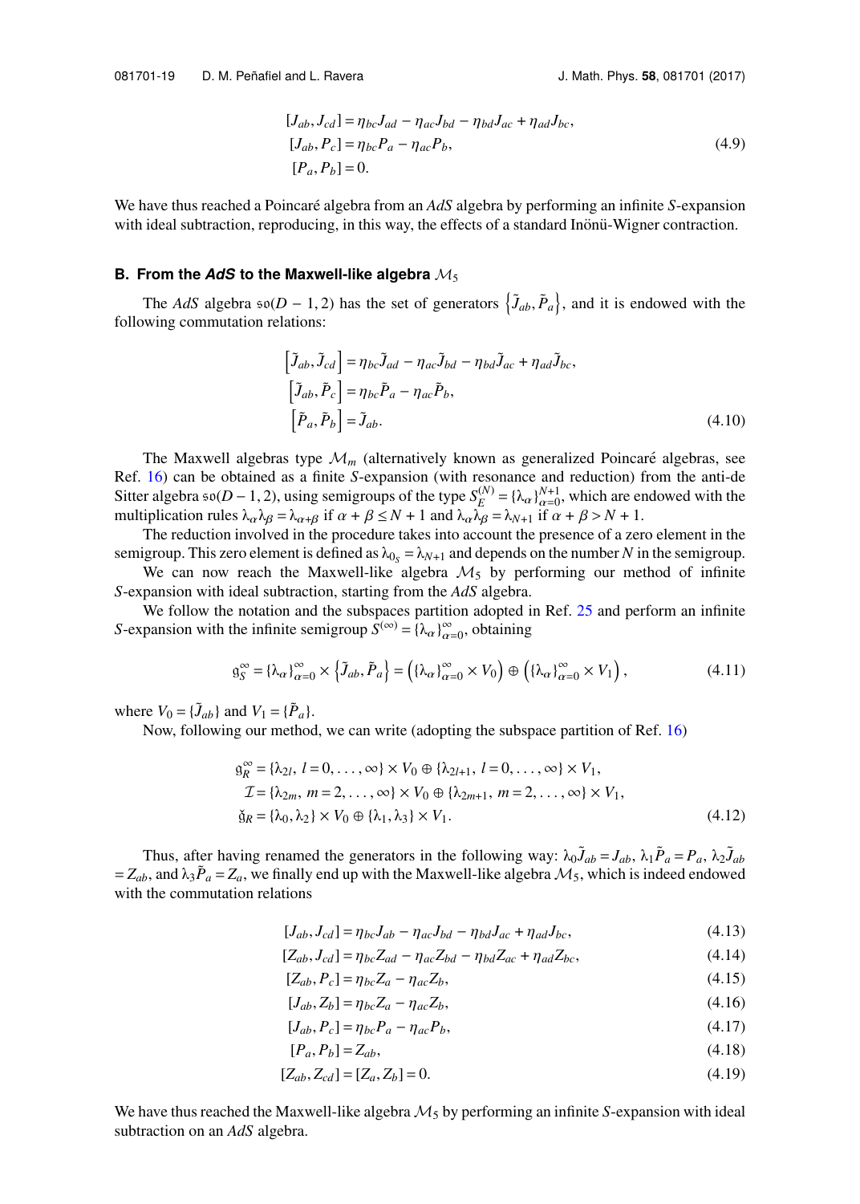$$
\begin{aligned}
[J_{ab}, J_{cd}] &= \eta_{bc} J_{ad} - \eta_{ac} J_{bd} - \eta_{bd} J_{ac} + \eta_{ad} J_{bc}, \\
[J_{ab}, P_c] &= \eta_{bc} P_a - \eta_{ac} P_b, \\
[P_a, P_b] &= 0.
\end{aligned} \tag{4.9}
$$

We have thus reached a Poincaré algebra from an *AdS* algebra by performing an infinite *S*-expansion with ideal subtraction, reproducing, in this way, the effects of a standard Inönü-Wigner contraction.

### B. From the *AdS* to the Maxwell-like algebra $\mathcal{M}_5$

The *AdS* algebra $\mathfrak{so}(D-1,2)$ has the set of generators $\left\{\tilde{J}_{ab}, \tilde{P}_a\right\}$, and it is endowed with the following commutation relations:

$$
\begin{aligned}
\left[\tilde{J}_{ab}, \tilde{J}_{cd}\right] &= \eta_{bc} \tilde{J}_{ad} - \eta_{ac} \tilde{J}_{bd} - \eta_{bd} \tilde{J}_{ac} + \eta_{ad} \tilde{J}_{bc}, \\
\left[\tilde{J}_{ab}, \tilde{P}_c\right] &= \eta_{bc} \tilde{P}_a - \eta_{ac} \tilde{P}_b, \\
\left[\tilde{P}_a, \tilde{P}_b\right] &= \tilde{J}_{ab}.
\end{aligned} \tag{4.10}
$$

The Maxwell algebras type $\mathcal{M}_m$ (alternatively known as generalized Poincaré algebras, see Ref. 16) can be obtained as a finite *S*-expansion (with resonance and reduction) from the anti-de Sitter algebra $\mathfrak{so}(D-1,2)$, using semigroups of the type $S_E^{(N)} = \{\lambda_\alpha\}_{\alpha=0}^{N+1}$, which are endowed with the multiplication rules $\lambda_\alpha \lambda_\beta = \lambda_{\alpha+\beta}$ if $\alpha + \beta \leq N+1$ and $\lambda_\alpha \lambda_\beta = \lambda_{N+1}$ if $\alpha + \beta > N+1$.

The reduction involved in the procedure takes into account the presence of a zero element in the semigroup. This zero element is defined as $\lambda_{0_S} = \lambda_{N+1}$ and depends on the number $N$ in the semigroup.

We can now reach the Maxwell-like algebra $\mathcal{M}_5$ by performing our method of infinite *S*-expansion with ideal subtraction, starting from the *AdS* algebra.

We follow the notation and the subspaces partition adopted in Ref. 25 and perform an infinite *S*-expansion with the infinite semigroup $S^{(\infty)} = \{\lambda_\alpha\}_{\alpha=0}^{\infty}$, obtaining

$$
\mathfrak{g}_S^\infty = \{\lambda_\alpha\}_{\alpha=0}^{\infty} \times \left\{\tilde{J}_{ab}, \tilde{P}_a\right\} = \left(\{\lambda_\alpha\}_{\alpha=0}^{\infty} \times V_0\right) \oplus \left(\{\lambda_\alpha\}_{\alpha=0}^{\infty} \times V_1\right), \tag{4.11}
$$

where $V_0 = \{\tilde{J}_{ab}\}$ and $V_1 = \{\tilde{P}_a\}$.

Now, following our method, we can write (adopting the subspace partition of Ref. 16)

$$
\begin{aligned}
\mathfrak{g}_R^\infty &= \{\lambda_{2l},\, l = 0, \dots, \infty\} \times V_0 \oplus \{\lambda_{2l+1},\, l = 0, \dots, \infty\} \times V_1, \\
\mathcal{I} &= \{\lambda_{2m},\, m = 2, \dots, \infty\} \times V_0 \oplus \{\lambda_{2m+1},\, m = 2, \dots, \infty\} \times V_1, \\
\check{\mathfrak{g}}_R &= \{\lambda_0, \lambda_2\} \times V_0 \oplus \{\lambda_1, \lambda_3\} \times V_1.
\end{aligned} \tag{4.12}
$$

Thus, after having renamed the generators in the following way: $\lambda_0 \tilde{J}_{ab} = J_{ab}$, $\lambda_1 \tilde{P}_a = P_a$, $\lambda_2 \tilde{J}_{ab} = Z_{ab}$, and $\lambda_3 \tilde{P}_a = Z_a$, we finally end up with the Maxwell-like algebra $\mathcal{M}_5$, which is indeed endowed with the commutation relations

$$
[J_{ab}, J_{cd}] = \eta_{bc} J_{ab} - \eta_{ac} J_{bd} - \eta_{bd} J_{ac} + \eta_{ad} J_{bc}, \tag{4.13}
$$

$$
[Z_{ab}, J_{cd}] = \eta_{bc} Z_{ad} - \eta_{ac} Z_{bd} - \eta_{bd} Z_{ac} + \eta_{ad} Z_{bc}, \tag{4.14}
$$

$$
[Z_{ab}, P_c] = \eta_{bc} Z_a - \eta_{ac} Z_b, \tag{4.15}
$$

$$
[J_{ab}, Z_b] = \eta_{bc} Z_a - \eta_{ac} Z_b, \tag{4.16}
$$

$$
[J_{ab}, P_c] = \eta_{bc} P_a - \eta_{ac} P_b, \tag{4.17}
$$

$$
[P_a, P_b] = Z_{ab}, \tag{4.18}
$$

$$
[Z_{ab}, Z_{cd}] = [Z_a, Z_b] = 0. \tag{4.19}
$$

We have thus reached the Maxwell-like algebra $\mathcal{M}_5$ by performing an infinite *S*-expansion with ideal subtraction on an *AdS* algebra.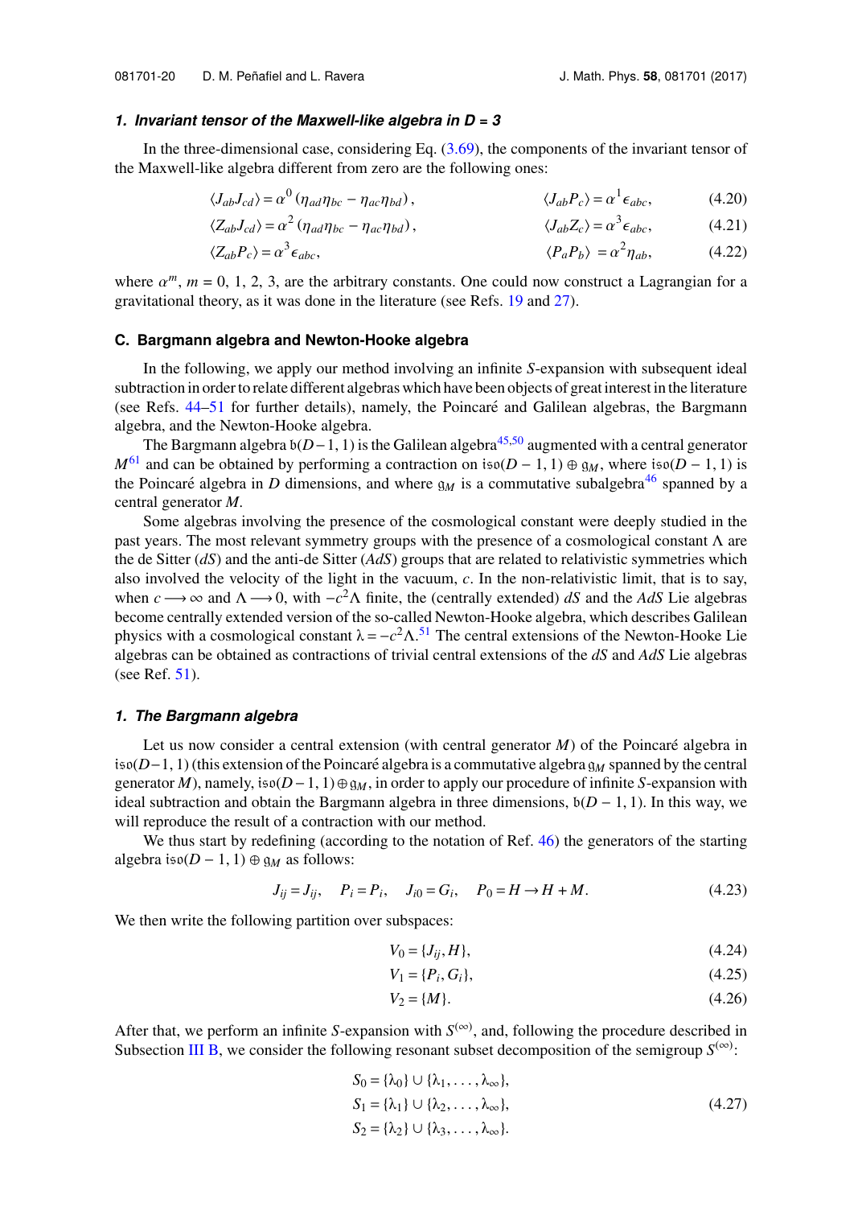#### 1. Invariant tensor of the Maxwell-like algebra in D = 3

In the three-dimensional case, considering Eq. (3.69), the components of the invariant tensor of the Maxwell-like algebra different from zero are the following ones:

$$\langle J_{ab} J_{cd} \rangle = \alpha^0 (\eta_{ad}\eta_{bc} - \eta_{ac}\eta_{bd}), \qquad \langle J_{ab} P_c \rangle = \alpha^1 \epsilon_{abc}, \tag{4.20}$$

$$\langle Z_{ab} J_{cd} \rangle = \alpha^2 (\eta_{ad}\eta_{bc} - \eta_{ac}\eta_{bd}), \qquad \langle J_{ab} Z_c \rangle = \alpha^3 \epsilon_{abc}, \tag{4.21}$$

$$\langle Z_{ab} P_c \rangle = \alpha^3 \epsilon_{abc}, \qquad \langle P_a P_b \rangle = \alpha^2 \eta_{ab}, \tag{4.22}$$

where $\alpha^m$, $m = 0, 1, 2, 3$, are the arbitrary constants. One could now construct a Lagrangian for a gravitational theory, as it was done in the literature (see Refs. 19 and 27).

### C. Bargmann algebra and Newton-Hooke algebra

In the following, we apply our method involving an infinite $S$-expansion with subsequent ideal subtraction in order to relate different algebras which have been objects of great interest in the literature (see Refs. 44–51 for further details), namely, the Poincaré and Galilean algebras, the Bargmann algebra, and the Newton-Hooke algebra.

The Bargmann algebra $\mathfrak{b}(D-1,1)$ is the Galilean algebra[45,50] augmented with a central generator $M$[61] and can be obtained by performing a contraction on $\mathfrak{iso}(D-1,1) \oplus \mathfrak{g}_M$, where $\mathfrak{iso}(D-1,1)$ is the Poincaré algebra in $D$ dimensions, and where $\mathfrak{g}_M$ is a commutative subalgebra[46] spanned by a central generator $M$.

Some algebras involving the presence of the cosmological constant were deeply studied in the past years. The most relevant symmetry groups with the presence of a cosmological constant $\Lambda$ are the de Sitter ($dS$) and the anti-de Sitter ($AdS$) groups that are related to relativistic symmetries which also involved the velocity of the light in the vacuum, $c$. In the non-relativistic limit, that is to say, when $c \longrightarrow \infty$ and $\Lambda \longrightarrow 0$, with $-c^2\Lambda$ finite, the (centrally extended) $dS$ and the $AdS$ Lie algebras become centrally extended version of the so-called Newton-Hooke algebra, which describes Galilean physics with a cosmological constant $\lambda = -c^2\Lambda$.[51] The central extensions of the Newton-Hooke Lie algebras can be obtained as contractions of trivial central extensions of the $dS$ and $AdS$ Lie algebras (see Ref. 51).

#### 1. The Bargmann algebra

Let us now consider a central extension (with central generator $M$) of the Poincaré algebra in $\mathfrak{iso}(D-1,1)$ (this extension of the Poincaré algebra is a commutative algebra $\mathfrak{g}_M$ spanned by the central generator $M$), namely, $\mathfrak{iso}(D-1,1) \oplus \mathfrak{g}_M$, in order to apply our procedure of infinite $S$-expansion with ideal subtraction and obtain the Bargmann algebra in three dimensions, $\mathfrak{b}(D-1,1)$. In this way, we will reproduce the result of a contraction with our method.

We thus start by redefining (according to the notation of Ref. 46) the generators of the starting algebra $\mathfrak{iso}(D-1,1) \oplus \mathfrak{g}_M$ as follows:

$$J_{ij} = J_{ij}, \quad P_i = P_i, \quad J_{i0} = G_i, \quad P_0 = H \to H + M. \tag{4.23}$$

We then write the following partition over subspaces:

$$V_0 = \{J_{ij}, H\}, \tag{4.24}$$

$$V_1 = \{P_i, G_i\}, \tag{4.25}$$

$$V_2 = \{M\}. \tag{4.26}$$

After that, we perform an infinite $S$-expansion with $S^{(\infty)}$, and, following the procedure described in Subsection III B, we consider the following resonant subset decomposition of the semigroup $S^{(\infty)}$:

$$\begin{aligned} S_0 &= \{\lambda_0\} \cup \{\lambda_1, \ldots, \lambda_\infty\}, \\ S_1 &= \{\lambda_1\} \cup \{\lambda_2, \ldots, \lambda_\infty\}, \\ S_2 &= \{\lambda_2\} \cup \{\lambda_3, \ldots, \lambda_\infty\}. \end{aligned} \tag{4.27}$$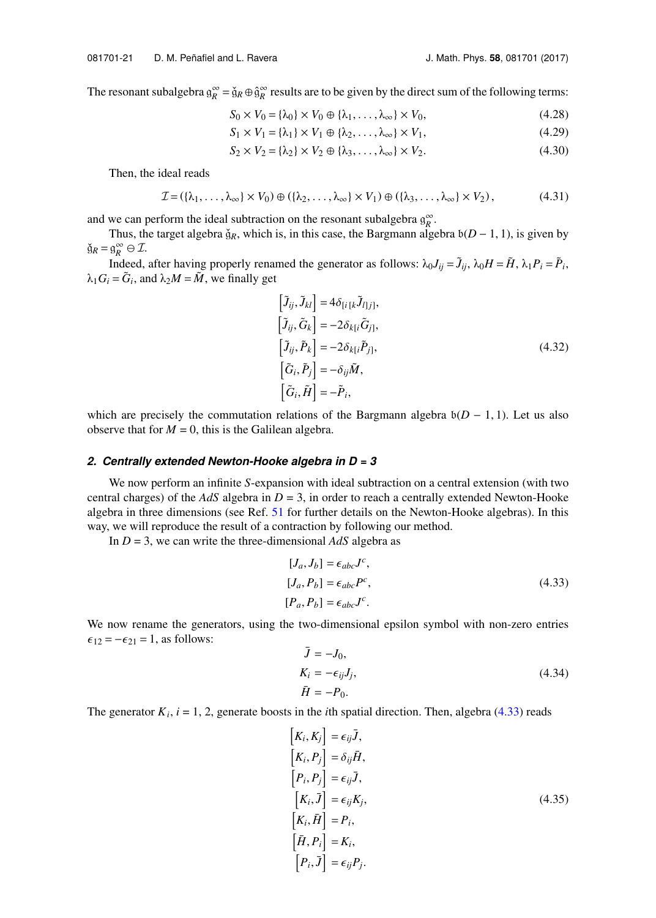The resonant subalgebra $\mathfrak{g}_R^{\infty} = \check{\mathfrak{g}}_R \oplus \hat{\mathfrak{g}}_R^{\infty}$ results are to be given by the direct sum of the following terms:

$$S_0 \times V_0 = \{\lambda_0\} \times V_0 \oplus \{\lambda_1, \ldots, \lambda_\infty\} \times V_0, \tag{4.28}$$

$$S_1 \times V_1 = \{\lambda_1\} \times V_1 \oplus \{\lambda_2, \ldots, \lambda_\infty\} \times V_1, \tag{4.29}$$

$$S_2 \times V_2 = \{\lambda_2\} \times V_2 \oplus \{\lambda_3, \ldots, \lambda_\infty\} \times V_2. \tag{4.30}$$

Then, the ideal reads

$$\mathcal{I} = (\{\lambda_1, \ldots, \lambda_\infty\} \times V_0) \oplus (\{\lambda_2, \ldots, \lambda_\infty\} \times V_1) \oplus (\{\lambda_3, \ldots, \lambda_\infty\} \times V_2), \tag{4.31}$$

and we can perform the ideal subtraction on the resonant subalgebra $\mathfrak{g}_R^{\infty}$.

Thus, the target algebra $\check{\mathfrak{g}}_R$, which is, in this case, the Bargmann algebra $\mathfrak{b}(D-1,1)$, is given by $\check{\mathfrak{g}}_R = \mathfrak{g}_R^{\infty} \ominus \mathcal{I}$.

Indeed, after having properly renamed the generator as follows: $\lambda_0 J_{ij} = \tilde{J}_{ij}$, $\lambda_0 H = \tilde{H}$, $\lambda_1 P_i = \tilde{P}_i$, $\lambda_1 G_i = \tilde{G}_i$, and $\lambda_2 M = \tilde{M}$, we finally get

$$\begin{aligned}
\left[\tilde{J}_{ij}, \tilde{J}_{kl}\right] &= 4\delta_{[i\,[k}\tilde{J}_{l]\,j]}, \\
\left[\tilde{J}_{ij}, \tilde{G}_{k}\right] &= -2\delta_{k[i}\tilde{G}_{j]}, \\
\left[\tilde{J}_{ij}, \tilde{P}_{k}\right] &= -2\delta_{k[i}\tilde{P}_{j]}, \\
\left[\tilde{G}_{i}, \tilde{P}_{j}\right] &= -\delta_{ij}\tilde{M}, \\
\left[\tilde{G}_{i}, \tilde{H}\right] &= -\tilde{P}_i,
\end{aligned} \tag{4.32}$$

which are precisely the commutation relations of the Bargmann algebra $\mathfrak{b}(D-1,1)$. Let us also observe that for $M = 0$, this is the Galilean algebra.

#### 2. Centrally extended Newton-Hooke algebra in D = 3

We now perform an infinite $S$-expansion with ideal subtraction on a central extension (with two central charges) of the $AdS$ algebra in $D = 3$, in order to reach a centrally extended Newton-Hooke algebra in three dimensions (see Ref. 51 for further details on the Newton-Hooke algebras). In this way, we will reproduce the result of a contraction by following our method.

In $D = 3$, we can write the three-dimensional $AdS$ algebra as

$$\begin{aligned}
[J_a, J_b] &= \epsilon_{abc} J^c, \\
[J_a, P_b] &= \epsilon_{abc} P^c, \\
[P_a, P_b] &= \epsilon_{abc} J^c.
\end{aligned} \tag{4.33}$$

We now rename the generators, using the two-dimensional epsilon symbol with non-zero entries $\epsilon_{12} = -\epsilon_{21} = 1$, as follows:

$$\begin{aligned}
\bar{J} &= -J_0, \\
K_i &= -\epsilon_{ij} J_j, \\
\bar{H} &= -P_0.
\end{aligned} \tag{4.34}$$

The generator $K_i$, $i = 1, 2$, generate boosts in the $i$th spatial direction. Then, algebra (4.33) reads

$$\begin{aligned}
\left[K_i, K_j\right] &= \epsilon_{ij}\bar{J}, \\
\left[K_i, P_j\right] &= \delta_{ij}\bar{H}, \\
\left[P_i, P_j\right] &= \epsilon_{ij}\bar{J}, \\
\left[K_i, \bar{J}\right] &= \epsilon_{ij}K_j, \\
\left[K_i, \bar{H}\right] &= P_i, \\
\left[\bar{H}, P_i\right] &= K_i, \\
\left[P_i, \bar{J}\right] &= \epsilon_{ij}P_j.
\end{aligned} \tag{4.35}$$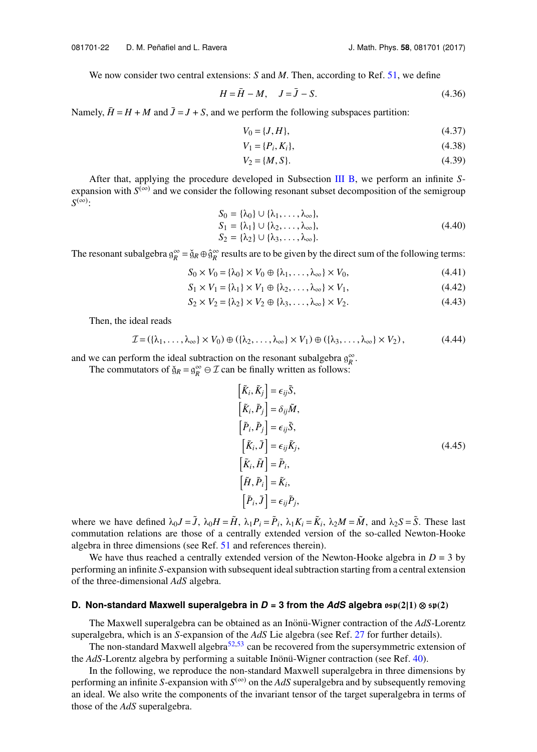We now consider two central extensions: $S$ and $M$. Then, according to Ref. 51, we define

$$H = \bar{H} - M, \quad J = \bar{J} - S. \tag{4.36}$$

Namely, $\bar{H} = H + M$ and $\bar{J} = J + S$, and we perform the following subspaces partition:

$$V_0 = \{J, H\}, \tag{4.37}$$

$$V_1 = \{P_i, K_i\}, \tag{4.38}$$

$$V_2 = \{M, S\}. \tag{4.39}$$

After that, applying the procedure developed in Subsection III B, we perform an infinite $S$-expansion with $S^{(\infty)}$ and we consider the following resonant subset decomposition of the semigroup $S^{(\infty)}$:

$$\begin{aligned} S_0 &= \{\lambda_0\} \cup \{\lambda_1, \dots, \lambda_\infty\}, \\ S_1 &= \{\lambda_1\} \cup \{\lambda_2, \dots, \lambda_\infty\}, \\ S_2 &= \{\lambda_2\} \cup \{\lambda_3, \dots, \lambda_\infty\}. \end{aligned} \tag{4.40}$$

The resonant subalgebra $\mathfrak{g}_R^\infty = \check{\mathfrak{g}}_R \oplus \hat{\mathfrak{g}}_R^\infty$ results are to be given by the direct sum of the following terms:

$$S_0 \times V_0 = \{\lambda_0\} \times V_0 \oplus \{\lambda_1, \dots, \lambda_\infty\} \times V_0, \tag{4.41}$$

$$S_1 \times V_1 = \{\lambda_1\} \times V_1 \oplus \{\lambda_2, \dots, \lambda_\infty\} \times V_1, \tag{4.42}$$

$$S_2 \times V_2 = \{\lambda_2\} \times V_2 \oplus \{\lambda_3, \dots, \lambda_\infty\} \times V_2. \tag{4.43}$$

Then, the ideal reads

$$\mathcal{I} = (\{\lambda_1, \dots, \lambda_\infty\} \times V_0) \oplus (\{\lambda_2, \dots, \lambda_\infty\} \times V_1) \oplus (\{\lambda_3, \dots, \lambda_\infty\} \times V_2), \tag{4.44}$$

and we can perform the ideal subtraction on the resonant subalgebra $\mathfrak{g}_R^\infty$.

The commutators of $\check{\mathfrak{g}}_R = \mathfrak{g}_R^\infty \ominus \mathcal{I}$ can be finally written as follows:

$$\begin{aligned} \left[\tilde{K}_i, \tilde{K}_j\right] &= \epsilon_{ij} \tilde{S}, \\ \left[\tilde{K}_i, \tilde{P}_j\right] &= \delta_{ij} \tilde{M}, \\ \left[\tilde{P}_i, \tilde{P}_j\right] &= \epsilon_{ij} \tilde{S}, \\ \left[\tilde{K}_i, \tilde{J}\right] &= \epsilon_{ij} \tilde{K}_j, \\ \left[\tilde{K}_i, \tilde{H}\right] &= \tilde{P}_i, \\ \left[\tilde{H}, \tilde{P}_i\right] &= \tilde{K}_i, \\ \left[\tilde{P}_i, \tilde{J}\right] &= \epsilon_{ij} \tilde{P}_j, \end{aligned} \tag{4.45}$$

where we have defined $\lambda_0 J = \tilde{J}$, $\lambda_0 H = \tilde{H}$, $\lambda_1 P_i = \tilde{P}_i$, $\lambda_1 K_i = \tilde{K}_i$, $\lambda_2 M = \tilde{M}$, and $\lambda_2 S = \tilde{S}$. These last commutation relations are those of a centrally extended version of the so-called Newton-Hooke algebra in three dimensions (see Ref. 51 and references therein).

We have thus reached a centrally extended version of the Newton-Hooke algebra in $D = 3$ by performing an infinite $S$-expansion with subsequent ideal subtraction starting from a central extension of the three-dimensional $AdS$ algebra.

### D. Non-standard Maxwell superalgebra in $D = 3$ from the $AdS$ algebra $\mathfrak{osp}(2|1) \otimes \mathfrak{sp}(2)$

The Maxwell superalgebra can be obtained as an Inönü-Wigner contraction of the $AdS$-Lorentz superalgebra, which is an $S$-expansion of the $AdS$ Lie algebra (see Ref. 27 for further details).

The non-standard Maxwell algebra[52,53] can be recovered from the supersymmetric extension of the $AdS$-Lorentz algebra by performing a suitable Inönü-Wigner contraction (see Ref. 40).

In the following, we reproduce the non-standard Maxwell superalgebra in three dimensions by performing an infinite $S$-expansion with $S^{(\infty)}$ on the $AdS$ superalgebra and by subsequently removing an ideal. We also write the components of the invariant tensor of the target superalgebra in terms of those of the $AdS$ superalgebra.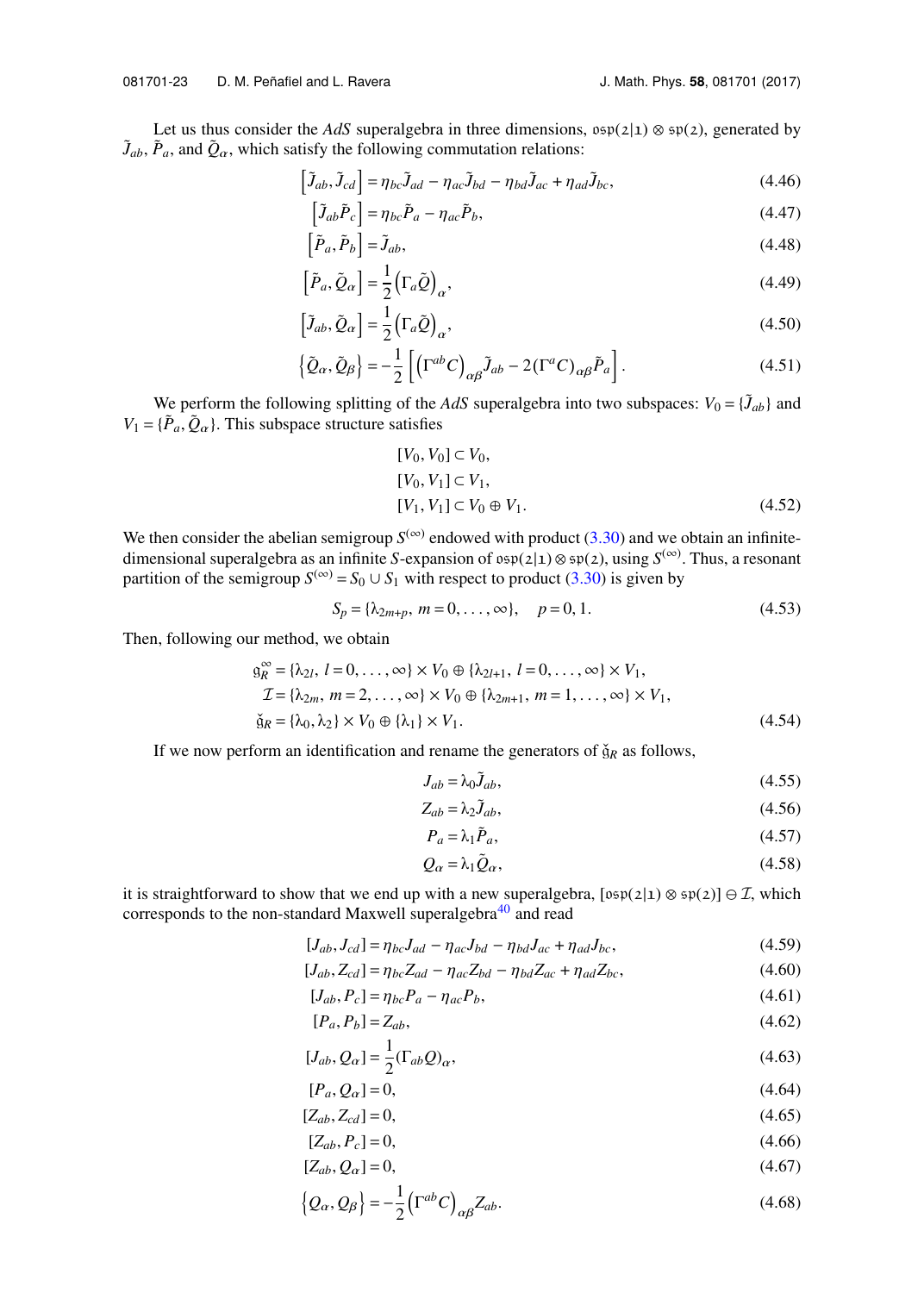Let us thus consider the $AdS$ superalgebra in three dimensions, $\mathfrak{osp}(2|1) \otimes \mathfrak{sp}(2)$, generated by $\tilde{J}_{ab}$, $\tilde{P}_a$, and $\tilde{Q}_\alpha$, which satisfy the following commutation relations:

$$\left[\tilde{J}_{ab}, \tilde{J}_{cd}\right] = \eta_{bc}\tilde{J}_{ad} - \eta_{ac}\tilde{J}_{bd} - \eta_{bd}\tilde{J}_{ac} + \eta_{ad}\tilde{J}_{bc}, \tag{4.46}$$

$$\left[\tilde{J}_{ab}\tilde{P}_c\right] = \eta_{bc}\tilde{P}_a - \eta_{ac}\tilde{P}_b, \tag{4.47}$$

$$\left[\tilde{P}_a, \tilde{P}_b\right] = \tilde{J}_{ab}, \tag{4.48}$$

$$\left[\tilde{P}_a, \tilde{Q}_\alpha\right] = \frac{1}{2}\left(\Gamma_a\tilde{Q}\right)_\alpha, \tag{4.49}$$

$$\left[\tilde{J}_{ab}, \tilde{Q}_\alpha\right] = \frac{1}{2}\left(\Gamma_a\tilde{Q}\right)_\alpha, \tag{4.50}$$

$$\left\{\tilde{Q}_\alpha, \tilde{Q}_\beta\right\} = -\frac{1}{2}\left[\left(\Gamma^{ab}C\right)_{\alpha\beta}\tilde{J}_{ab} - 2(\Gamma^a C)_{\alpha\beta}\tilde{P}_a\right]. \tag{4.51}$$

We perform the following splitting of the $AdS$ superalgebra into two subspaces: $V_0 = \{\tilde{J}_{ab}\}$ and $V_1 = \{\tilde{P}_a, \tilde{Q}_\alpha\}$. This subspace structure satisfies

$$\begin{aligned}
&[V_0, V_0] \subset V_0, \\
&[V_0, V_1] \subset V_1, \\
&[V_1, V_1] \subset V_0 \oplus V_1.
\end{aligned} \tag{4.52}$$

We then consider the abelian semigroup $S^{(\infty)}$ endowed with product (3.30) and we obtain an infinite-dimensional superalgebra as an infinite $S$-expansion of $\mathfrak{osp}(2|1) \otimes \mathfrak{sp}(2)$, using $S^{(\infty)}$. Thus, a resonant partition of the semigroup $S^{(\infty)} = S_0 \cup S_1$ with respect to product (3.30) is given by

$$S_p = \{\lambda_{2m+p},\ m = 0, \ldots, \infty\}, \quad p = 0, 1. \tag{4.53}$$

Then, following our method, we obtain

$$\begin{aligned}
\mathfrak{g}_R^\infty &= \{\lambda_{2l},\ l = 0, \ldots, \infty\} \times V_0 \oplus \{\lambda_{2l+1},\ l = 0, \ldots, \infty\} \times V_1, \\
\mathcal{I} &= \{\lambda_{2m},\ m = 2, \ldots, \infty\} \times V_0 \oplus \{\lambda_{2m+1},\ m = 1, \ldots, \infty\} \times V_1, \\
\check{\mathfrak{g}}_R &= \{\lambda_0, \lambda_2\} \times V_0 \oplus \{\lambda_1\} \times V_1.
\end{aligned} \tag{4.54}$$

If we now perform an identification and rename the generators of $\check{\mathfrak{g}}_R$ as follows,

$$J_{ab} = \lambda_0\tilde{J}_{ab}, \tag{4.55}$$

$$Z_{ab} = \lambda_2\tilde{J}_{ab}, \tag{4.56}$$

$$P_a = \lambda_1\tilde{P}_a, \tag{4.57}$$

$$Q_\alpha = \lambda_1\tilde{Q}_\alpha, \tag{4.58}$$

it is straightforward to show that we end up with a new superalgebra, $[\mathfrak{osp}(2|1) \otimes \mathfrak{sp}(2)] \ominus \mathcal{I}$, which corresponds to the non-standard Maxwell superalgebra[40] and read

$$[J_{ab}, J_{cd}] = \eta_{bc}J_{ad} - \eta_{ac}J_{bd} - \eta_{bd}J_{ac} + \eta_{ad}J_{bc}, \tag{4.59}$$

$$[J_{ab}, Z_{cd}] = \eta_{bc}Z_{ad} - \eta_{ac}Z_{bd} - \eta_{bd}Z_{ac} + \eta_{ad}Z_{bc}, \tag{4.60}$$

$$[J_{ab}, P_c] = \eta_{bc}P_a - \eta_{ac}P_b, \tag{4.61}$$

$$[P_a, P_b] = Z_{ab}, \tag{4.62}$$

$$[J_{ab}, Q_\alpha] = \frac{1}{2}(\Gamma_{ab}Q)_\alpha, \tag{4.63}$$

$$[P_a, Q_\alpha] = 0, \tag{4.64}$$

$$[Z_{ab}, Z_{cd}] = 0, \tag{4.65}$$

$$[Z_{ab}, P_c] = 0, \tag{4.66}$$

$$[Z_{ab}, Q_\alpha] = 0, \tag{4.67}$$

$$\left\{Q_\alpha, Q_\beta\right\} = -\frac{1}{2}\left(\Gamma^{ab}C\right)_{\alpha\beta}Z_{ab}. \tag{4.68}$$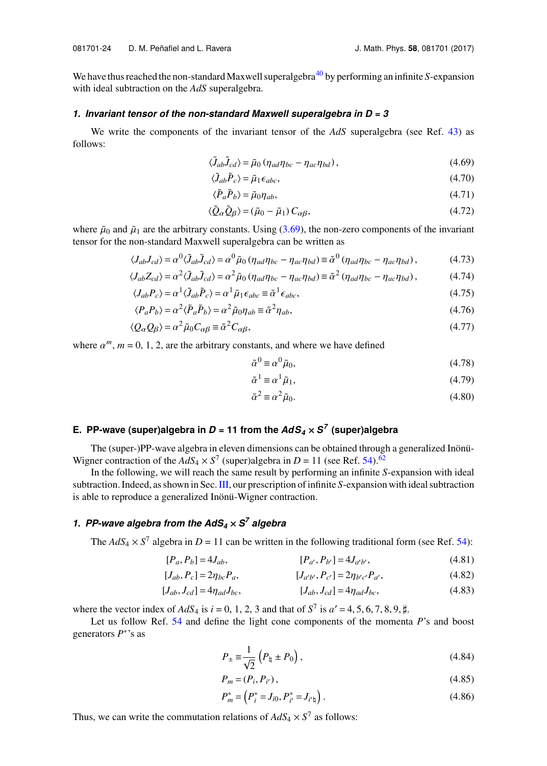We have thus reached the non-standard Maxwell superalgebra[40] by performing an infinite $S$-expansion with ideal subtraction on the *AdS* superalgebra.

### 1. Invariant tensor of the non-standard Maxwell superalgebra in D = 3

We write the components of the invariant tensor of the *AdS* superalgebra (see Ref. 43) as follows:

$$\langle \tilde{J}_{ab}\tilde{J}_{cd}\rangle = \tilde{\mu}_0\left(\eta_{ad}\eta_{bc} - \eta_{ac}\eta_{bd}\right), \tag{4.69}$$

$$\langle \tilde{J}_{ab}\tilde{P}_{c}\rangle = \tilde{\mu}_1\epsilon_{abc}, \tag{4.70}$$

$$\langle \tilde{P}_{a}\tilde{P}_{b}\rangle = \tilde{\mu}_0\eta_{ab}, \tag{4.71}$$

$$\langle \tilde{Q}_{\alpha}\tilde{Q}_{\beta}\rangle = \left(\tilde{\mu}_0 - \tilde{\mu}_1\right)C_{\alpha\beta}, \tag{4.72}$$

where $\tilde{\mu}_0$ and $\tilde{\mu}_1$ are the arbitrary constants. Using (3.69), the non-zero components of the invariant tensor for the non-standard Maxwell superalgebra can be written as

$$\langle J_{ab}J_{cd}\rangle = \alpha^0\langle \tilde{J}_{ab}\tilde{J}_{cd}\rangle = \alpha^0\tilde{\mu}_0\left(\eta_{ad}\eta_{bc} - \eta_{ac}\eta_{bd}\right) \equiv \tilde{\alpha}^0\left(\eta_{ad}\eta_{bc} - \eta_{ac}\eta_{bd}\right), \tag{4.73}$$

$$\langle J_{ab}Z_{cd}\rangle = \alpha^2\langle \tilde{J}_{ab}\tilde{J}_{cd}\rangle = \alpha^2\tilde{\mu}_0\left(\eta_{ad}\eta_{bc} - \eta_{ac}\eta_{bd}\right) \equiv \tilde{\alpha}^2\left(\eta_{ad}\eta_{bc} - \eta_{ac}\eta_{bd}\right), \tag{4.74}$$

$$\langle J_{ab}P_{c}\rangle = \alpha^1\langle \tilde{J}_{ab}\tilde{P}_{c}\rangle = \alpha^1\tilde{\mu}_1\epsilon_{abc} \equiv \tilde{\alpha}^1\epsilon_{abc}, \tag{4.75}$$

$$\langle P_{a}P_{b}\rangle = \alpha^2\langle \tilde{P}_{a}\tilde{P}_{b}\rangle = \alpha^2\tilde{\mu}_0\eta_{ab} \equiv \tilde{\alpha}^2\eta_{ab}, \tag{4.76}$$

$$\langle Q_{\alpha}Q_{\beta}\rangle = \alpha^2\tilde{\mu}_0C_{\alpha\beta} \equiv \tilde{\alpha}^2C_{\alpha\beta}, \tag{4.77}$$

where $\alpha^m$, $m = 0, 1, 2$, are the arbitrary constants, and where we have defined

$$\tilde{\alpha}^0 \equiv \alpha^0\tilde{\mu}_0, \tag{4.78}$$

$$\tilde{\alpha}^1 \equiv \alpha^1\tilde{\mu}_1, \tag{4.79}$$

$$\tilde{\alpha}^2 \equiv \alpha^2\tilde{\mu}_0. \tag{4.80}$$

## E. PP-wave (super)algebra in $D = 11$ from the $AdS_4 \times S^7$ (super)algebra

The (super-)PP-wave algebra in eleven dimensions can be obtained through a generalized Inönü-Wigner contraction of the $AdS_4 \times S^7$ (super)algebra in $D = 11$ (see Ref. 54).[62]

In the following, we will reach the same result by performing an infinite $S$-expansion with ideal subtraction. Indeed, as shown in Sec. III, our prescription of infinite $S$-expansion with ideal subtraction is able to reproduce a generalized Inönü-Wigner contraction.

### 1. PP-wave algebra from the $AdS_4 \times S^7$ algebra

The $AdS_4 \times S^7$ algebra in $D = 11$ can be written in the following traditional form (see Ref. 54):

$$[P_a, P_b] = 4J_{ab}, \qquad [P_{a'}, P_{b'}] = 4J_{a'b'}, \tag{4.81}$$

$$[J_{ab}, P_c] = 2\eta_{bc}P_a, \qquad [J_{a'b'}, P_{c'}] = 2\eta_{b'c'}P_{a'}, \tag{4.82}$$

$$[J_{ab}, J_{cd}] = 4\eta_{ad}J_{bc}, \qquad [J_{ab}, J_{cd}] = 4\eta_{ad}J_{bc}, \tag{4.83}$$

where the vector index of $AdS_4$ is $i = 0, 1, 2, 3$ and that of $S^7$ is $a' = 4, 5, 6, 7, 8, 9, \sharp$.

Let us follow Ref. 54 and define the light cone components of the momenta $P$'s and boost generators $P^*$'s as

$$P_{\pm} \equiv \frac{1}{\sqrt{2}}\left(P_{\natural} \pm P_0\right), \tag{4.84}$$

$$P_m = \left(P_i, P_{i'}\right), \tag{4.85}$$

$$P^*_m = \left(P^*_i = J_{i0}, P^*_{i'} = J_{i'\natural}\right). \tag{4.86}$$

Thus, we can write the commutation relations of $AdS_4 \times S^7$ as follows: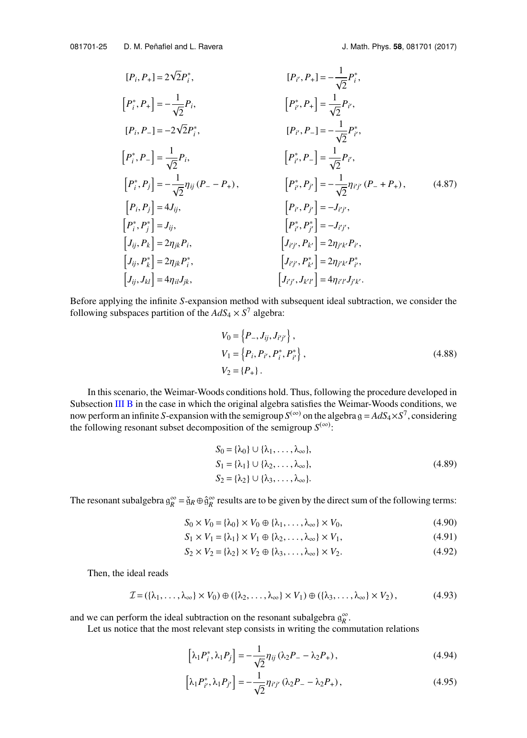$$
\begin{aligned}
&[P_i, P_+] = 2\sqrt{2} P_i^*, && [P_{i'}, P_+] = -\frac{1}{\sqrt{2}} P_{i'}^*, \\
&\left[P_i^*, P_+\right] = -\frac{1}{\sqrt{2}} P_i, && \left[P_{i'}^*, P_+\right] = \frac{1}{\sqrt{2}} P_{i'}, \\
&[P_i, P_-] = -2\sqrt{2} P_i^*, && [P_{i'}, P_-] = -\frac{1}{\sqrt{2}} P_{i'}^*, \\
&\left[P_i^*, P_-\right] = \frac{1}{\sqrt{2}} P_i, && \left[P_{i'}^*, P_-\right] = \frac{1}{\sqrt{2}} P_{i'}, \\
&\left[P_i^*, P_j\right] = -\frac{1}{\sqrt{2}} \eta_{ij} (P_- - P_+), && \left[P_{i'}^*, P_{j'}\right] = -\frac{1}{\sqrt{2}} \eta_{i'j'} (P_- + P_+), \\
&\left[P_i, P_j\right] = 4 J_{ij}, && \left[P_{i'}, P_{j'}\right] = -J_{i'j'}, \\
&\left[P_i^*, P_j^*\right] = J_{ij}, && \left[P_{i'}^*, P_{j'}^*\right] = -J_{i'j'}, \\
&\left[J_{ij}, P_k\right] = 2\eta_{jk} P_i, && \left[J_{i'j'}, P_{k'}\right] = 2\eta_{j'k'} P_{i'}, \\
&\left[J_{ij}, P_k^*\right] = 2\eta_{jk} P_i^*, && \left[J_{i'j'}, P_{k'}^*\right] = 2\eta_{j'k'} P_{i'}^*, \\
&\left[J_{ij}, J_{kl}\right] = 4\eta_{il} J_{jk}, && \left[J_{i'j'}, J_{k'l'}\right] = 4\eta_{i'l'} J_{j'k'}.
\end{aligned}
\tag{4.87}
$$

Before applying the infinite $S$-expansion method with subsequent ideal subtraction, we consider the following subspaces partition of the $AdS_4 \times S^7$ algebra:

$$
\begin{aligned}
V_0 &= \left\{P_-, J_{ij}, J_{i'j'}\right\}, \\
V_1 &= \left\{P_i, P_{i'}, P_i^*, P_{i'}^*\right\}, \\
V_2 &= \{P_+\}.
\end{aligned}
\tag{4.88}
$$

In this scenario, the Weimar-Woods conditions hold. Thus, following the procedure developed in Subsection III B in the case in which the original algebra satisfies the Weimar-Woods conditions, we now perform an infinite $S$-expansion with the semigroup $S^{(\infty)}$ on the algebra $\mathfrak{g} = AdS_4 \times S^7$, considering the following resonant subset decomposition of the semigroup $S^{(\infty)}$:

$$
\begin{aligned}
S_0 &= \{\lambda_0\} \cup \{\lambda_1, \ldots, \lambda_\infty\}, \\
S_1 &= \{\lambda_1\} \cup \{\lambda_2, \ldots, \lambda_\infty\}, \\
S_2 &= \{\lambda_2\} \cup \{\lambda_3, \ldots, \lambda_\infty\}.
\end{aligned}
\tag{4.89}
$$

The resonant subalgebra $\mathfrak{g}_R^\infty = \check{\mathfrak{g}}_R \oplus \hat{\mathfrak{g}}_R^\infty$ results are to be given by the direct sum of the following terms:

$$
S_0 \times V_0 = \{\lambda_0\} \times V_0 \oplus \{\lambda_1, \ldots, \lambda_\infty\} \times V_0, \tag{4.90}
$$

$$
S_1 \times V_1 = \{\lambda_1\} \times V_1 \oplus \{\lambda_2, \ldots, \lambda_\infty\} \times V_1, \tag{4.91}
$$

$$
S_2 \times V_2 = \{\lambda_2\} \times V_2 \oplus \{\lambda_3, \ldots, \lambda_\infty\} \times V_2. \tag{4.92}
$$

Then, the ideal reads

$$
\mathcal{I} = (\{\lambda_1, \ldots, \lambda_\infty\} \times V_0) \oplus (\{\lambda_2, \ldots, \lambda_\infty\} \times V_1) \oplus (\{\lambda_3, \ldots, \lambda_\infty\} \times V_2), \tag{4.93}
$$

and we can perform the ideal subtraction on the resonant subalgebra $\mathfrak{g}_R^\infty$.

Let us notice that the most relevant step consists in writing the commutation relations

$$
\left[\lambda_1 P_i^*, \lambda_1 P_j\right] = -\frac{1}{\sqrt{2}} \eta_{ij} (\lambda_2 P_- - \lambda_2 P_+), \tag{4.94}
$$

$$
\left[\lambda_1 P_{i'}^*, \lambda_1 P_{j'}\right] = -\frac{1}{\sqrt{2}} \eta_{i'j'} (\lambda_2 P_- - \lambda_2 P_+), \tag{4.95}
$$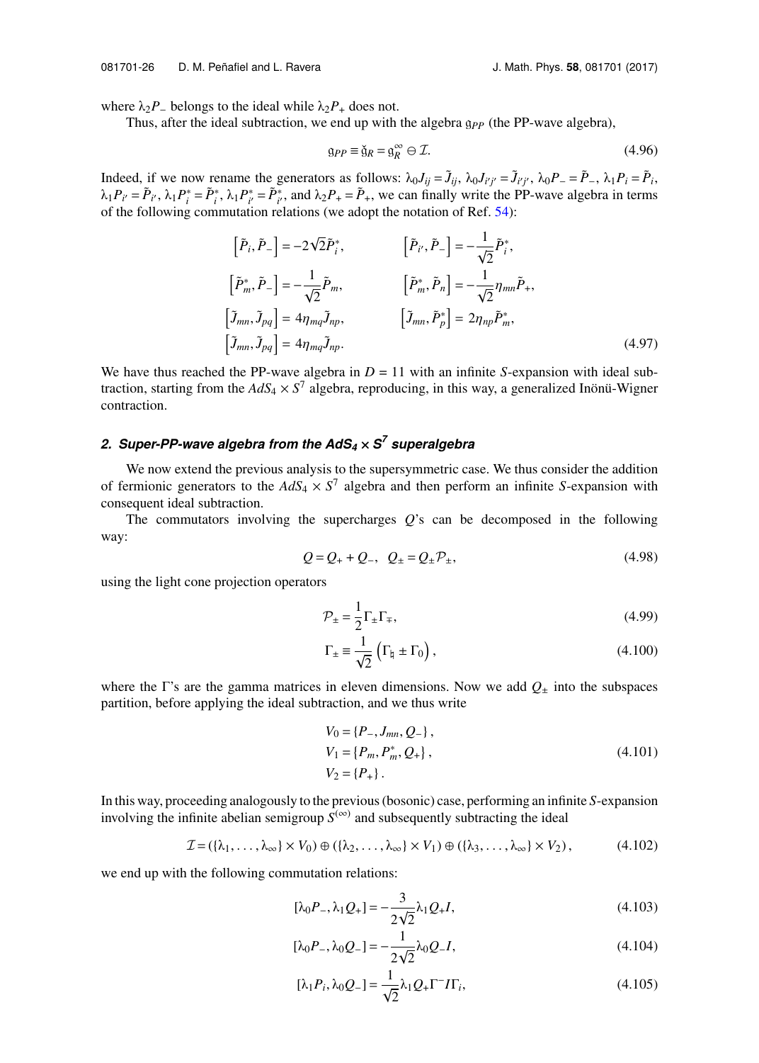where $\lambda_2 P_-$ belongs to the ideal while $\lambda_2 P_+$ does not.

Thus, after the ideal subtraction, we end up with the algebra $\mathfrak{g}_{PP}$ (the PP-wave algebra),

$$\mathfrak{g}_{PP} \equiv \check{\mathfrak{g}}_R = \mathfrak{g}_R^\infty \ominus \mathcal{I}. \tag{4.96}$$

Indeed, if we now rename the generators as follows: $\lambda_0 J_{ij} = \tilde{J}_{ij}$, $\lambda_0 J_{i'j'} = \tilde{J}_{i'j'}$, $\lambda_0 P_- = \tilde{P}_-$, $\lambda_1 P_i = \tilde{P}_i$, $\lambda_1 P_{i'} = \tilde{P}_{i'}$, $\lambda_1 P^*_i = \tilde{P}^*_i$, $\lambda_1 P^*_{i'} = \tilde{P}^*_{i'}$, and $\lambda_2 P_+ = \tilde{P}_+$, we can finally write the PP-wave algebra in terms of the following commutation relations (we adopt the notation of Ref. 54):

$$
\begin{aligned}
&\left[\tilde{P}_i, \tilde{P}_-\right] = -2\sqrt{2}\tilde{P}^*_i, && \left[\tilde{P}_{i'}, \tilde{P}_-\right] = -\frac{1}{\sqrt{2}}\tilde{P}^*_{i'},\\
&\left[\tilde{P}^*_m, \tilde{P}_-\right] = -\frac{1}{\sqrt{2}}\tilde{P}_m, && \left[\tilde{P}^*_m, \tilde{P}_n\right] = -\frac{1}{\sqrt{2}}\eta_{mn}\tilde{P}_+,\\
&\left[\tilde{J}_{mn}, \tilde{J}_{pq}\right] = 4\eta_{mq}\tilde{J}_{np}, && \left[\tilde{J}_{mn}, \tilde{P}^*_p\right] = 2\eta_{np}\tilde{P}^*_m,\\
&\left[\tilde{J}_{mn}, \tilde{J}_{pq}\right] = 4\eta_{mq}\tilde{J}_{np}.
\end{aligned} \tag{4.97}
$$

We have thus reached the PP-wave algebra in $D = 11$ with an infinite $S$-expansion with ideal subtraction, starting from the $AdS_4 \times S^7$ algebra, reproducing, in this way, a generalized Inönü-Wigner contraction.

### *2. Super-PP-wave algebra from the $AdS_4 \times S^7$ superalgebra*

We now extend the previous analysis to the supersymmetric case. We thus consider the addition of fermionic generators to the $AdS_4 \times S^7$ algebra and then perform an infinite $S$-expansion with consequent ideal subtraction.

The commutators involving the supercharges $Q$'s can be decomposed in the following way:

$$Q = Q_+ + Q_-, \quad Q_\pm = Q_\pm \mathcal{P}_\pm, \tag{4.98}$$

using the light cone projection operators

$$\mathcal{P}_\pm = \frac{1}{2}\Gamma_\pm \Gamma_\mp, \tag{4.99}$$

$$\Gamma_\pm \equiv \frac{1}{\sqrt{2}}\left(\Gamma_\natural \pm \Gamma_0\right), \tag{4.100}$$

where the $\Gamma$'s are the gamma matrices in eleven dimensions. Now we add $Q_\pm$ into the subspaces partition, before applying the ideal subtraction, and we thus write

$$
\begin{aligned}
V_0 &= \{P_-, J_{mn}, Q_-\},\\
V_1 &= \{P_m, P^*_m, Q_+\},\\
V_2 &= \{P_+\}.
\end{aligned} \tag{4.101}
$$

In this way, proceeding analogously to the previous (bosonic) case, performing an infinite $S$-expansion involving the infinite abelian semigroup $S^{(\infty)}$ and subsequently subtracting the ideal

$$\mathcal{I} = (\{\lambda_1, \ldots, \lambda_\infty\} \times V_0) \oplus (\{\lambda_2, \ldots, \lambda_\infty\} \times V_1) \oplus (\{\lambda_3, \ldots, \lambda_\infty\} \times V_2), \tag{4.102}$$

we end up with the following commutation relations:

$$[\lambda_0 P_-, \lambda_1 Q_+] = -\frac{3}{2\sqrt{2}}\lambda_1 Q_+ I, \tag{4.103}$$

$$[\lambda_0 P_-, \lambda_0 Q_-] = -\frac{1}{2\sqrt{2}}\lambda_0 Q_- I, \tag{4.104}$$

$$[\lambda_1 P_i, \lambda_0 Q_-] = \frac{1}{\sqrt{2}}\lambda_1 Q_+ \Gamma^- I \Gamma_i, \tag{4.105}$$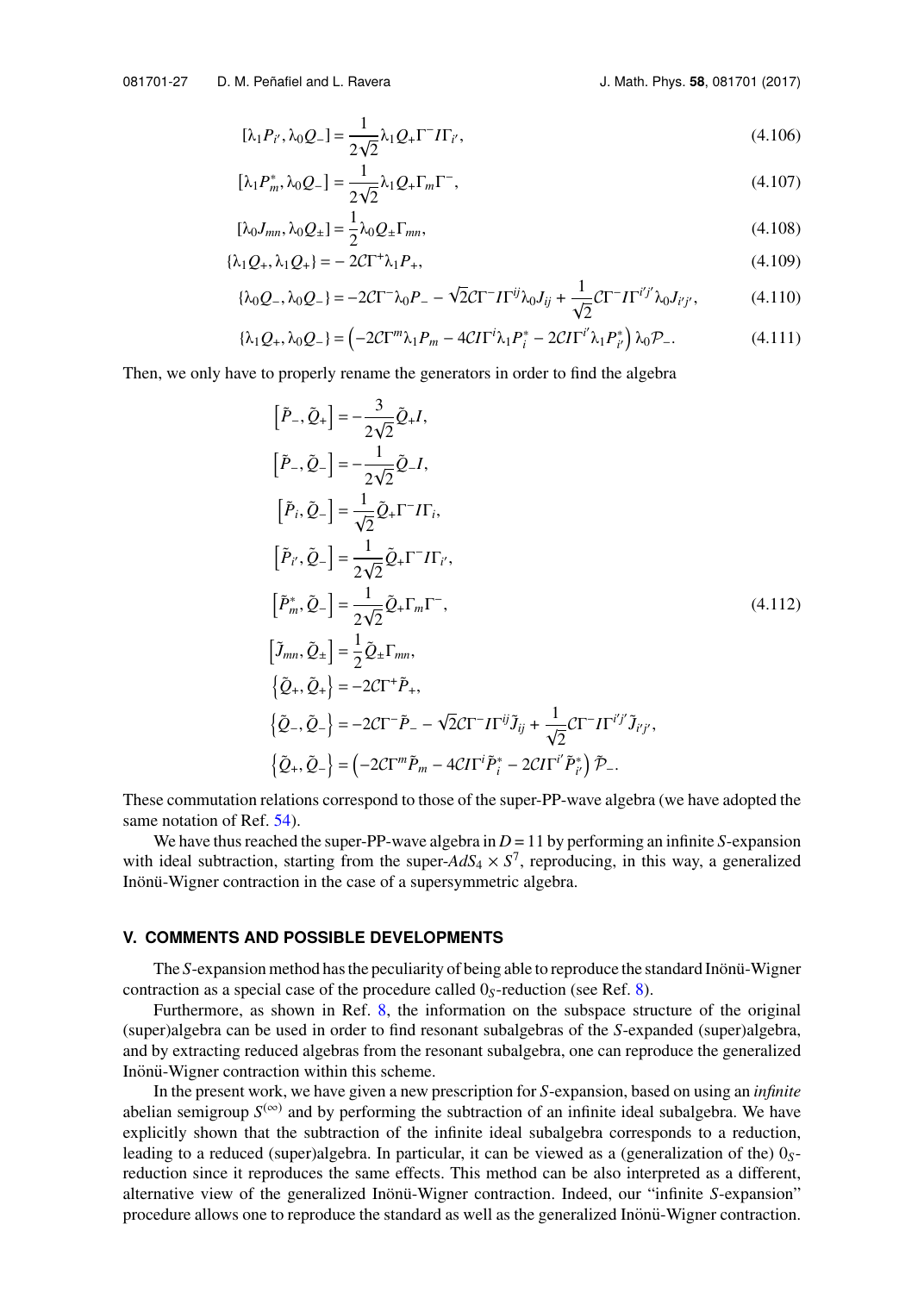$$[\lambda_1 P_{i'}, \lambda_0 Q_-] = \frac{1}{2\sqrt{2}} \lambda_1 Q_+ \Gamma^- I \Gamma_{i'}, \tag{4.106}$$

$$[\lambda_1 P^*_m, \lambda_0 Q_-] = \frac{1}{2\sqrt{2}} \lambda_1 Q_+ \Gamma_m \Gamma^-, \tag{4.107}$$

$$[\lambda_0 J_{mn}, \lambda_0 Q_\pm] = \frac{1}{2} \lambda_0 Q_\pm \Gamma_{mn}, \tag{4.108}$$

$$\{\lambda_1 Q_+, \lambda_1 Q_+\} = -2\mathcal{C}\Gamma^+ \lambda_1 P_+, \tag{4.109}$$

$$\{\lambda_0 Q_-, \lambda_0 Q_-\} = -2\mathcal{C}\Gamma^- \lambda_0 P_- - \sqrt{2}\mathcal{C}\Gamma^- I \Gamma^{ij} \lambda_0 J_{ij} + \frac{1}{\sqrt{2}} \mathcal{C}\Gamma^- I \Gamma^{i'j'} \lambda_0 J_{i'j'}, \tag{4.110}$$

$$\{\lambda_1 Q_+, \lambda_0 Q_-\} = \left(-2\mathcal{C}\Gamma^m \lambda_1 P_m - 4\mathcal{C} I \Gamma^i \lambda_1 P^*_i - 2\mathcal{C} I \Gamma^{i'} \lambda_1 P^*_{i'}\right) \lambda_0 \mathcal{P}_-. \tag{4.111}$$

Then, we only have to properly rename the generators in order to find the algebra

$$
\begin{aligned}
\left[\tilde{P}_-, \tilde{Q}_+\right] &= -\frac{3}{2\sqrt{2}} \tilde{Q}_+ I, \\
\left[\tilde{P}_-, \tilde{Q}_-\right] &= -\frac{1}{2\sqrt{2}} \tilde{Q}_- I, \\
\left[\tilde{P}_i, \tilde{Q}_-\right] &= \frac{1}{\sqrt{2}} \tilde{Q}_+ \Gamma^- I \Gamma_i, \\
\left[\tilde{P}_{i'}, \tilde{Q}_-\right] &= \frac{1}{2\sqrt{2}} \tilde{Q}_+ \Gamma^- I \Gamma_{i'}, \\
\left[\tilde{P}^*_m, \tilde{Q}_-\right] &= \frac{1}{2\sqrt{2}} \tilde{Q}_+ \Gamma_m \Gamma^-, \\
\left[\tilde{J}_{mn}, \tilde{Q}_\pm\right] &= \frac{1}{2} \tilde{Q}_\pm \Gamma_{mn}, \\
\left\{\tilde{Q}_+, \tilde{Q}_+\right\} &= -2\mathcal{C}\Gamma^+ \tilde{P}_+, \\
\left\{\tilde{Q}_-, \tilde{Q}_-\right\} &= -2\mathcal{C}\Gamma^- \tilde{P}_- - \sqrt{2}\mathcal{C}\Gamma^- I \Gamma^{ij} \tilde{J}_{ij} + \frac{1}{\sqrt{2}} \mathcal{C}\Gamma^- I \Gamma^{i'j'} \tilde{J}_{i'j'}, \\
\left\{\tilde{Q}_+, \tilde{Q}_-\right\} &= \left(-2\mathcal{C}\Gamma^m \tilde{P}_m - 4\mathcal{C} I \Gamma^i \tilde{P}^*_i - 2\mathcal{C} I \Gamma^{i'} \tilde{P}^*_{i'}\right) \tilde{\mathcal{P}}_-.
\end{aligned}
\tag{4.112}
$$

These commutation relations correspond to those of the super-PP-wave algebra (we have adopted the same notation of Ref. 54).

We have thus reached the super-PP-wave algebra in $D = 11$ by performing an infinite $S$-expansion with ideal subtraction, starting from the super-$AdS_4 \times S^7$, reproducing, in this way, a generalized Inönü-Wigner contraction in the case of a supersymmetric algebra.

## V. COMMENTS AND POSSIBLE DEVELOPMENTS

The $S$-expansion method has the peculiarity of being able to reproduce the standard Inönü-Wigner contraction as a special case of the procedure called $0_S$-reduction (see Ref. 8).

Furthermore, as shown in Ref. 8, the information on the subspace structure of the original (super)algebra can be used in order to find resonant subalgebras of the $S$-expanded (super)algebra, and by extracting reduced algebras from the resonant subalgebra, one can reproduce the generalized Inönü-Wigner contraction within this scheme.

In the present work, we have given a new prescription for $S$-expansion, based on using an *infinite* abelian semigroup $S^{(\infty)}$ and by performing the subtraction of an infinite ideal subalgebra. We have explicitly shown that the subtraction of the infinite ideal subalgebra corresponds to a reduction, leading to a reduced (super)algebra. In particular, it can be viewed as a (generalization of the) $0_S$-reduction since it reproduces the same effects. This method can be also interpreted as a different, alternative view of the generalized Inönü-Wigner contraction. Indeed, our "infinite $S$-expansion" procedure allows one to reproduce the standard as well as the generalized Inönü-Wigner contraction.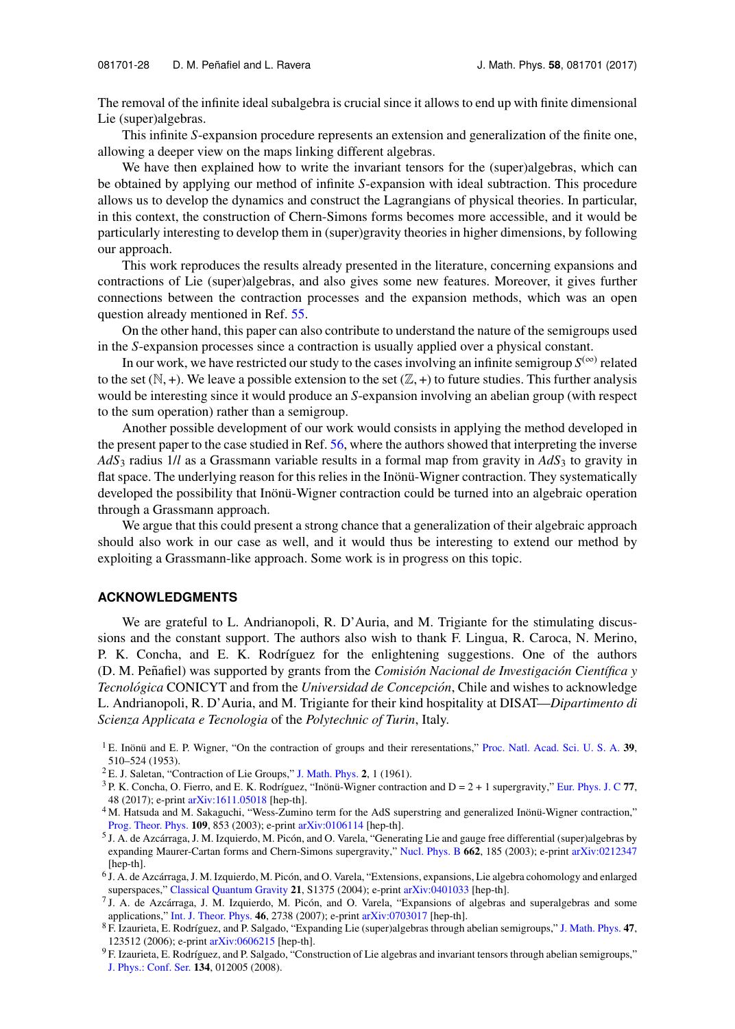The removal of the infinite ideal subalgebra is crucial since it allows to end up with finite dimensional Lie (super)algebras.

This infinite $S$-expansion procedure represents an extension and generalization of the finite one, allowing a deeper view on the maps linking different algebras.

We have then explained how to write the invariant tensors for the (super)algebras, which can be obtained by applying our method of infinite $S$-expansion with ideal subtraction. This procedure allows us to develop the dynamics and construct the Lagrangians of physical theories. In particular, in this context, the construction of Chern-Simons forms becomes more accessible, and it would be particularly interesting to develop them in (super)gravity theories in higher dimensions, by following our approach.

This work reproduces the results already presented in the literature, concerning expansions and contractions of Lie (super)algebras, and also gives some new features. Moreover, it gives further connections between the contraction processes and the expansion methods, which was an open question already mentioned in Ref. 55.

On the other hand, this paper can also contribute to understand the nature of the semigroups used in the $S$-expansion processes since a contraction is usually applied over a physical constant.

In our work, we have restricted our study to the cases involving an infinite semigroup $S^{(\infty)}$ related to the set $(\mathbb{N}, +)$. We leave a possible extension to the set $(\mathbb{Z}, +)$ to future studies. This further analysis would be interesting since it would produce an $S$-expansion involving an abelian group (with respect to the sum operation) rather than a semigroup.

Another possible development of our work would consists in applying the method developed in the present paper to the case studied in Ref. 56, where the authors showed that interpreting the inverse $AdS_3$ radius $1/l$ as a Grassmann variable results in a formal map from gravity in $AdS_3$ to gravity in flat space. The underlying reason for this relies in the Inönü-Wigner contraction. They systematically developed the possibility that Inönü-Wigner contraction could be turned into an algebraic operation through a Grassmann approach.

We argue that this could present a strong chance that a generalization of their algebraic approach should also work in our case as well, and it would thus be interesting to extend our method by exploiting a Grassmann-like approach. Some work is in progress on this topic.

## ACKNOWLEDGMENTS

We are grateful to L. Andrianopoli, R. D'Auria, and M. Trigiante for the stimulating discussions and the constant support. The authors also wish to thank F. Lingua, R. Caroca, N. Merino, P. K. Concha, and E. K. Rodríguez for the enlightening suggestions. One of the authors (D. M. Peñafiel) was supported by grants from the *Comisión Nacional de Investigación Científica y Tecnológica* CONICYT and from the *Universidad de Concepción*, Chile and wishes to acknowledge L. Andrianopoli, R. D'Auria, and M. Trigiante for their kind hospitality at DISAT—*Dipartimento di Scienza Applicata e Tecnologia* of the *Polytechnic of Turin*, Italy.

[1] E. Inönü and E. P. Wigner, "On the contraction of groups and their reresentations," Proc. Natl. Acad. Sci. U. S. A. **39**, 510–524 (1953).

[2] E. J. Saletan, "Contraction of Lie Groups," J. Math. Phys. **2**, 1 (1961).

[3] P. K. Concha, O. Fierro, and E. K. Rodríguez, "Inönü-Wigner contraction and D = 2 + 1 supergravity," Eur. Phys. J. C **77**, 48 (2017); e-print arXiv:1611.05018 [hep-th].

[4] M. Hatsuda and M. Sakaguchi, "Wess-Zumino term for the AdS superstring and generalized Inönü-Wigner contraction," Prog. Theor. Phys. **109**, 853 (2003); e-print arXiv:0106114 [hep-th].

[5] J. A. de Azcárraga, J. M. Izquierdo, M. Picón, and O. Varela, "Generating Lie and gauge free differential (super)algebras by expanding Maurer-Cartan forms and Chern-Simons supergravity," Nucl. Phys. B **662**, 185 (2003); e-print arXiv:0212347 [hep-th].

[6] J. A. de Azcárraga, J. M. Izquierdo, M. Picón, and O. Varela, "Extensions, expansions, Lie algebra cohomology and enlarged superspaces," Classical Quantum Gravity **21**, S1375 (2004); e-print arXiv:0401033 [hep-th].

[7] J. A. de Azcárraga, J. M. Izquierdo, M. Picón, and O. Varela, "Expansions of algebras and superalgebras and some applications," Int. J. Theor. Phys. **46**, 2738 (2007); e-print arXiv:0703017 [hep-th].

[8] F. Izaurieta, E. Rodríguez, and P. Salgado, "Expanding Lie (super)algebras through abelian semigroups," J. Math. Phys. **47**, 123512 (2006); e-print arXiv:0606215 [hep-th].

[9] F. Izaurieta, E. Rodríguez, and P. Salgado, "Construction of Lie algebras and invariant tensors through abelian semigroups," J. Phys.: Conf. Ser. **134**, 012005 (2008).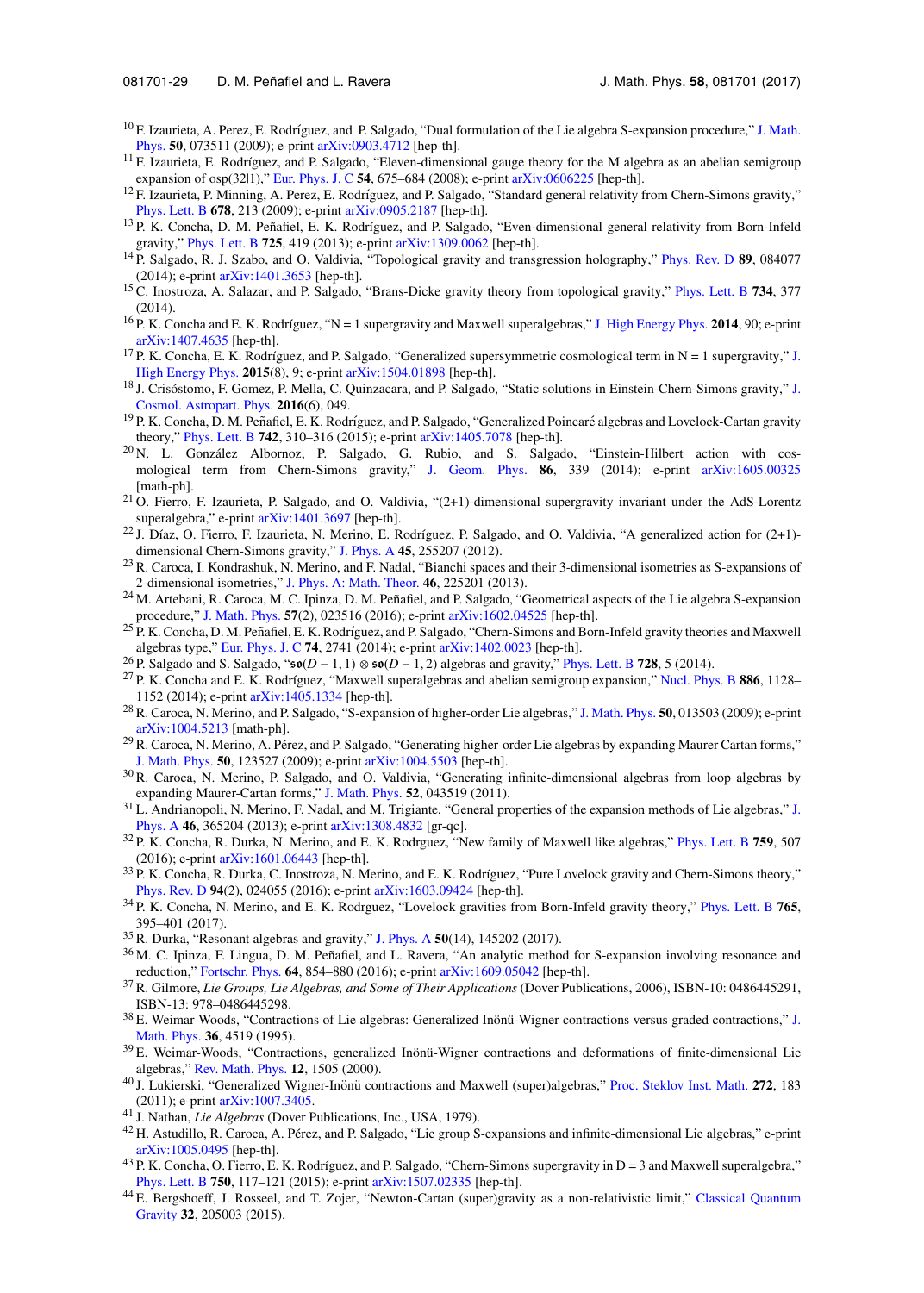[10] F. Izaurieta, A. Perez, E. Rodríguez, and P. Salgado, "Dual formulation of the Lie algebra S-expansion procedure," J. Math. Phys. **50**, 073511 (2009); e-print arXiv:0903.4712 [hep-th].

[11] F. Izaurieta, E. Rodríguez, and P. Salgado, "Eleven-dimensional gauge theory for the M algebra as an abelian semigroup expansion of osp(32|1)," Eur. Phys. J. C **54**, 675–684 (2008); e-print arXiv:0606225 [hep-th].

[12] F. Izaurieta, P. Minning, A. Perez, E. Rodríguez, and P. Salgado, "Standard general relativity from Chern-Simons gravity," Phys. Lett. B **678**, 213 (2009); e-print arXiv:0905.2187 [hep-th].

[13] P. K. Concha, D. M. Peñafiel, E. K. Rodríguez, and P. Salgado, "Even-dimensional general relativity from Born-Infeld gravity," Phys. Lett. B **725**, 419 (2013); e-print arXiv:1309.0062 [hep-th].

[14] P. Salgado, R. J. Szabo, and O. Valdivia, "Topological gravity and transgression holography," Phys. Rev. D **89**, 084077 (2014); e-print arXiv:1401.3653 [hep-th].

[15] C. Inostroza, A. Salazar, and P. Salgado, "Brans-Dicke gravity theory from topological gravity," Phys. Lett. B **734**, 377 (2014).

[16] P. K. Concha and E. K. Rodríguez, "N = 1 supergravity and Maxwell superalgebras," J. High Energy Phys. **2014**, 90; e-print arXiv:1407.4635 [hep-th].

[17] P. K. Concha, E. K. Rodríguez, and P. Salgado, "Generalized supersymmetric cosmological term in N = 1 supergravity," J. High Energy Phys. **2015**(8), 9; e-print arXiv:1504.01898 [hep-th].

[18] J. Crisóstomo, F. Gomez, P. Mella, C. Quinzacara, and P. Salgado, "Static solutions in Einstein-Chern-Simons gravity," J. Cosmol. Astropart. Phys. **2016**(6), 049.

[19] P. K. Concha, D. M. Peñafiel, E. K. Rodríguez, and P. Salgado, "Generalized Poincaré algebras and Lovelock-Cartan gravity theory," Phys. Lett. B **742**, 310–316 (2015); e-print arXiv:1405.7078 [hep-th].

[20] N. L. González Albornoz, P. Salgado, G. Rubio, and S. Salgado, "Einstein-Hilbert action with cosmological term from Chern-Simons gravity," J. Geom. Phys. **86**, 339 (2014); e-print arXiv:1605.00325 [math-ph].

[21] O. Fierro, F. Izaurieta, P. Salgado, and O. Valdivia, "(2+1)-dimensional supergravity invariant under the AdS-Lorentz superalgebra," e-print arXiv:1401.3697 [hep-th].

[22] J. Díaz, O. Fierro, F. Izaurieta, N. Merino, E. Rodríguez, P. Salgado, and O. Valdivia, "A generalized action for (2+1)-dimensional Chern-Simons gravity," J. Phys. A **45**, 255207 (2012).

[23] R. Caroca, I. Kondrashuk, N. Merino, and F. Nadal, "Bianchi spaces and their 3-dimensional isometries as S-expansions of 2-dimensional isometries," J. Phys. A: Math. Theor. **46**, 225201 (2013).

[24] M. Artebani, R. Caroca, M. C. Ipinza, D. M. Peñafiel, and P. Salgado, "Geometrical aspects of the Lie algebra S-expansion procedure," J. Math. Phys. **57**(2), 023516 (2016); e-print arXiv:1602.04525 [hep-th].

[25] P. K. Concha, D. M. Peñafiel, E. K. Rodríguez, and P. Salgado, "Chern-Simons and Born-Infeld gravity theories and Maxwell algebras type," Eur. Phys. J. C **74**, 2741 (2014); e-print arXiv:1402.0023 [hep-th].

[26] P. Salgado and S. Salgado, "$\mathfrak{so}(D-1,1)\otimes\mathfrak{so}(D-1,2)$ algebras and gravity," Phys. Lett. B **728**, 5 (2014).

[27] P. K. Concha and E. K. Rodríguez, "Maxwell superalgebras and abelian semigroup expansion," Nucl. Phys. B **886**, 1128–1152 (2014); e-print arXiv:1405.1334 [hep-th].

[28] R. Caroca, N. Merino, and P. Salgado, "S-expansion of higher-order Lie algebras," J. Math. Phys. **50**, 013503 (2009); e-print arXiv:1004.5213 [math-ph].

[29] R. Caroca, N. Merino, A. Pérez, and P. Salgado, "Generating higher-order Lie algebras by expanding Maurer Cartan forms," J. Math. Phys. **50**, 123527 (2009); e-print arXiv:1004.5503 [hep-th].

[30] R. Caroca, N. Merino, P. Salgado, and O. Valdivia, "Generating infinite-dimensional algebras from loop algebras by expanding Maurer-Cartan forms," J. Math. Phys. **52**, 043519 (2011).

[31] L. Andrianopoli, N. Merino, F. Nadal, and M. Trigiante, "General properties of the expansion methods of Lie algebras," J. Phys. A **46**, 365204 (2013); e-print arXiv:1308.4832 [gr-qc].

[32] P. K. Concha, R. Durka, N. Merino, and E. K. Rodrguez, "New family of Maxwell like algebras," Phys. Lett. B **759**, 507 (2016); e-print arXiv:1601.06443 [hep-th].

[33] P. K. Concha, R. Durka, C. Inostroza, N. Merino, and E. K. Rodríguez, "Pure Lovelock gravity and Chern-Simons theory," Phys. Rev. D **94**(2), 024055 (2016); e-print arXiv:1603.09424 [hep-th].

[34] P. K. Concha, N. Merino, and E. K. Rodrguez, "Lovelock gravities from Born-Infeld gravity theory," Phys. Lett. B **765**, 395–401 (2017).

[35] R. Durka, "Resonant algebras and gravity," J. Phys. A **50**(14), 145202 (2017).

[36] M. C. Ipinza, F. Lingua, D. M. Peñafiel, and L. Ravera, "An analytic method for S-expansion involving resonance and reduction," Fortschr. Phys. **64**, 854–880 (2016); e-print arXiv:1609.05042 [hep-th].

[37] R. Gilmore, *Lie Groups, Lie Algebras, and Some of Their Applications* (Dover Publications, 2006), ISBN-10: 0486445291, ISBN-13: 978–0486445298.

[38] E. Weimar-Woods, "Contractions of Lie algebras: Generalized Inönü-Wigner contractions versus graded contractions," J. Math. Phys. **36**, 4519 (1995).

[39] E. Weimar-Woods, "Contractions, generalized Inönü-Wigner contractions and deformations of finite-dimensional Lie algebras," Rev. Math. Phys. **12**, 1505 (2000).

[40] J. Lukierski, "Generalized Wigner-Inönü contractions and Maxwell (super)algebras," Proc. Steklov Inst. Math. **272**, 183 (2011); e-print arXiv:1007.3405.

[41] J. Nathan, *Lie Algebras* (Dover Publications, Inc., USA, 1979).

[42] H. Astudillo, R. Caroca, A. Pérez, and P. Salgado, "Lie group S-expansions and infinite-dimensional Lie algebras," e-print arXiv:1005.0495 [hep-th].

[43] P. K. Concha, O. Fierro, E. K. Rodríguez, and P. Salgado, "Chern-Simons supergravity in D = 3 and Maxwell superalgebra," Phys. Lett. B **750**, 117–121 (2015); e-print arXiv:1507.02335 [hep-th].

[44] E. Bergshoeff, J. Rosseel, and T. Zojer, "Newton-Cartan (super)gravity as a non-relativistic limit," Classical Quantum Gravity **32**, 205003 (2015).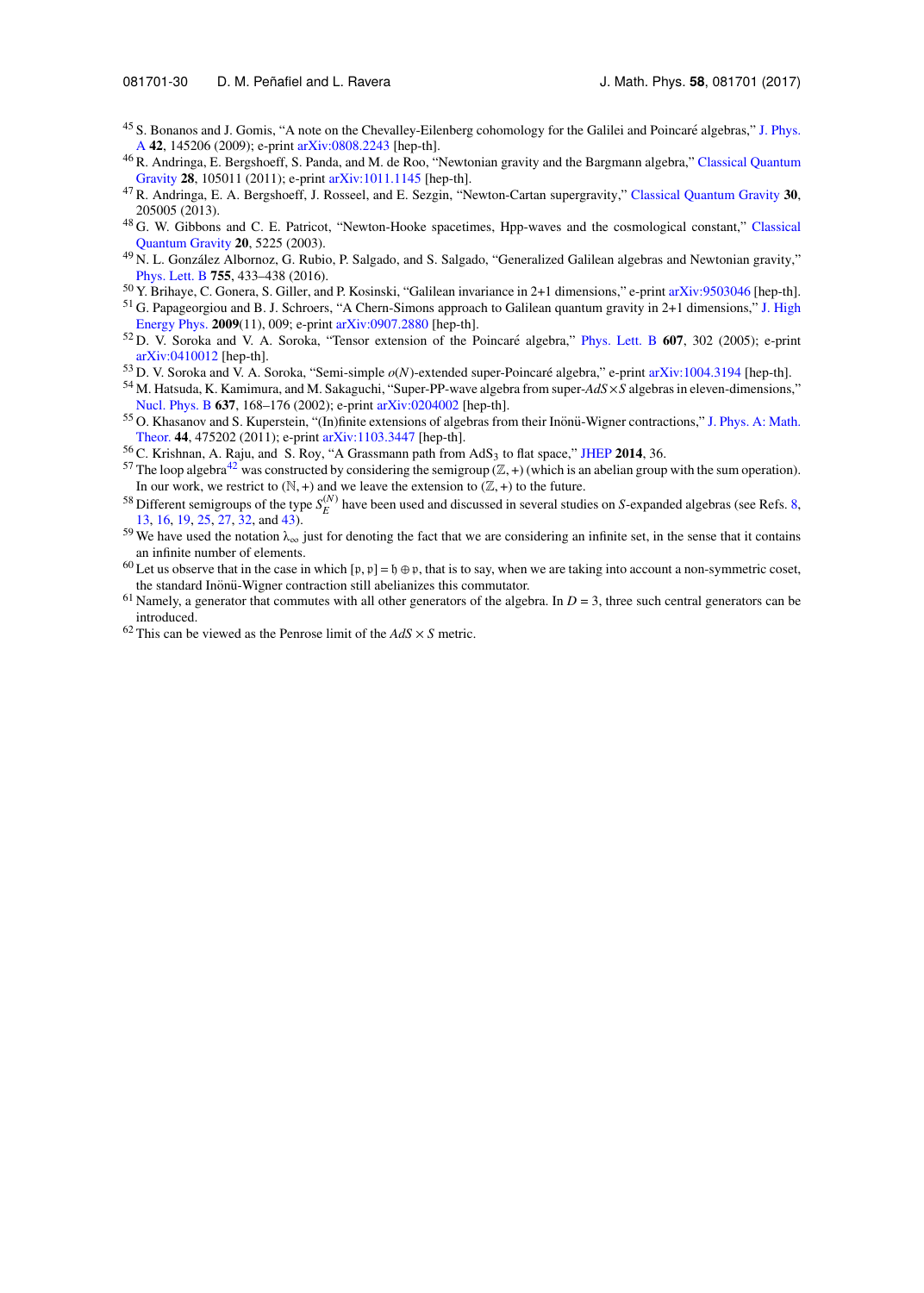[45] S. Bonanos and J. Gomis, "A note on the Chevalley-Eilenberg cohomology for the Galilei and Poincaré algebras," J. Phys. A **42**, 145206 (2009); e-print arXiv:0808.2243 [hep-th].

[46] R. Andringa, E. Bergshoeff, S. Panda, and M. de Roo, "Newtonian gravity and the Bargmann algebra," Classical Quantum Gravity **28**, 105011 (2011); e-print arXiv:1011.1145 [hep-th].

[47] R. Andringa, E. A. Bergshoeff, J. Rosseel, and E. Sezgin, "Newton-Cartan supergravity," Classical Quantum Gravity **30**, 205005 (2013).

[48] G. W. Gibbons and C. E. Patricot, "Newton-Hooke spacetimes, Hpp-waves and the cosmological constant," Classical Quantum Gravity **20**, 5225 (2003).

[49] N. L. González Albornoz, G. Rubio, P. Salgado, and S. Salgado, "Generalized Galilean algebras and Newtonian gravity," Phys. Lett. B **755**, 433–438 (2016).

[50] Y. Brihaye, C. Gonera, S. Giller, and P. Kosinski, "Galilean invariance in 2+1 dimensions," e-print arXiv:9503046 [hep-th].

[51] G. Papageorgiou and B. J. Schroers, "A Chern-Simons approach to Galilean quantum gravity in 2+1 dimensions," J. High Energy Phys. **2009**(11), 009; e-print arXiv:0907.2880 [hep-th].

[52] D. V. Soroka and V. A. Soroka, "Tensor extension of the Poincaré algebra," Phys. Lett. B **607**, 302 (2005); e-print arXiv:0410012 [hep-th].

[53] D. V. Soroka and V. A. Soroka, "Semi-simple $o(N)$-extended super-Poincaré algebra," e-print arXiv:1004.3194 [hep-th].

[54] M. Hatsuda, K. Kamimura, and M. Sakaguchi, "Super-PP-wave algebra from super-$AdS \times S$ algebras in eleven-dimensions," Nucl. Phys. B **637**, 168–176 (2002); e-print arXiv:0204002 [hep-th].

[55] O. Khasanov and S. Kuperstein, "(In)finite extensions of algebras from their Inönü-Wigner contractions," J. Phys. A: Math. Theor. **44**, 475202 (2011); e-print arXiv:1103.3447 [hep-th].

[56] C. Krishnan, A. Raju, and S. Roy, "A Grassmann path from AdS$_3$ to flat space," JHEP **2014**, 36.

[57] The loop algebra[42] was constructed by considering the semigroup $(\mathbb{Z}, +)$ (which is an abelian group with the sum operation). In our work, we restrict to $(\mathbb{N}, +)$ and we leave the extension to $(\mathbb{Z}, +)$ to the future.

[58] Different semigroups of the type $S_E^{(N)}$ have been used and discussed in several studies on $S$-expanded algebras (see Refs. 8, 13, 16, 19, 25, 27, 32, and 43).

[59] We have used the notation $\lambda_\infty$ just for denoting the fact that we are considering an infinite set, in the sense that it contains an infinite number of elements.

[60] Let us observe that in the case in which $[\mathfrak{p}, \mathfrak{p}] = \mathfrak{h} \oplus \mathfrak{p}$, that is to say, when we are taking into account a non-symmetric coset, the standard Inönü-Wigner contraction still abelianizes this commutator.

[61] Namely, a generator that commutes with all other generators of the algebra. In $D = 3$, three such central generators can be introduced.

[62] This can be viewed as the Penrose limit of the $AdS \times S$ metric.